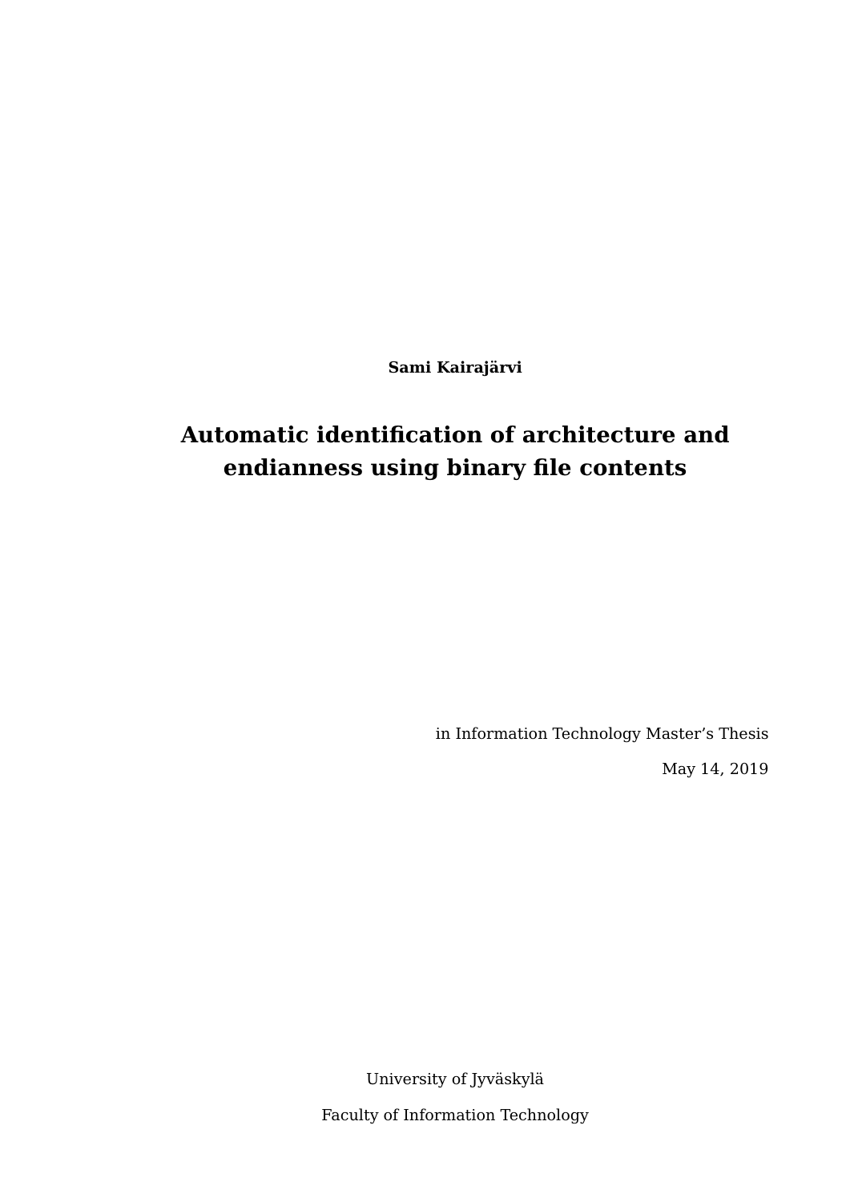**Sami Kairajärvi**

# Automatic identification of architecture and endianness using binary file contents

in Information Technology Master's Thesis

May 14, 2019

University of Jyväskylä

Faculty of Information Technology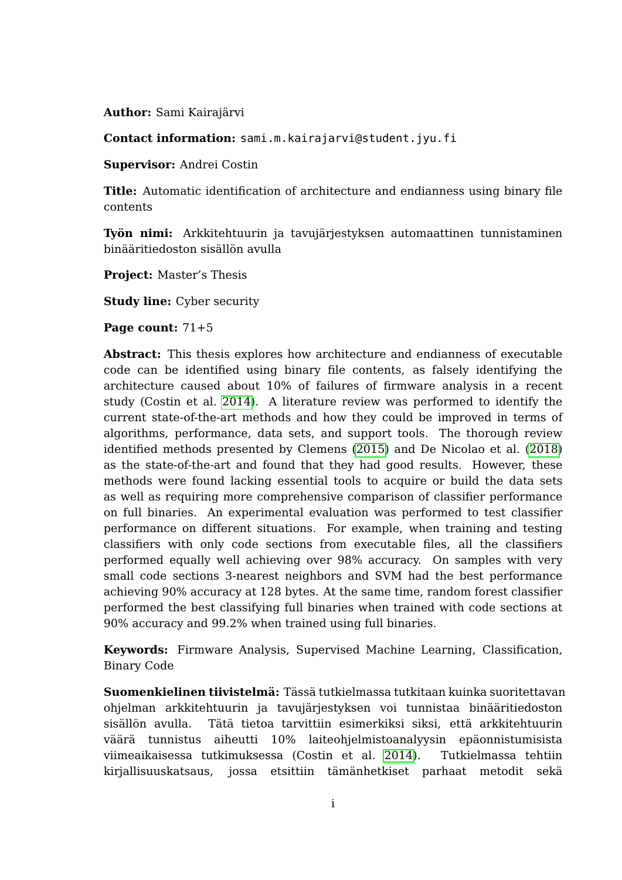**Author:** Sami Kairajärvi

**Contact information:** sami.m.kairajarvi@student.jyu.fi

**Supervisor:** Andrei Costin

**Title:** Automatic identification of architecture and endianness using binary file contents

**Työn nimi:** Arkkitehtuurin ja tavujärjestyksen automaattinen tunnistaminen binääritiedoston sisällön avulla

**Project:** Master's Thesis

**Study line:** Cyber security

**Page count:** 71+5

**Abstract:** This thesis explores how architecture and endianness of executable code can be identified using binary file contents, as falsely identifying the architecture caused about 10% of failures of firmware analysis in a recent study (Costin et al. 2014). A literature review was performed to identify the current state-of-the-art methods and how they could be improved in terms of algorithms, performance, data sets, and support tools. The thorough review identified methods presented by Clemens (2015) and De Nicolao et al. (2018) as the state-of-the-art and found that they had good results. However, these methods were found lacking essential tools to acquire or build the data sets as well as requiring more comprehensive comparison of classifier performance on full binaries. An experimental evaluation was performed to test classifier performance on different situations. For example, when training and testing classifiers with only code sections from executable files, all the classifiers performed equally well achieving over 98% accuracy. On samples with very small code sections 3-nearest neighbors and SVM had the best performance achieving 90% accuracy at 128 bytes. At the same time, random forest classifier performed the best classifying full binaries when trained with code sections at 90% accuracy and 99.2% when trained using full binaries.

**Keywords:** Firmware Analysis, Supervised Machine Learning, Classification, Binary Code

**Suomenkielinen tiivistelmä:** Tässä tutkielmassa tutkitaan kuinka suoritettavan ohjelman arkkitehtuurin ja tavujärjestyksen voi tunnistaa binääritiedoston sisällön avulla. Tätä tietoa tarvittiin esimerkiksi siksi, että arkkitehtuurin väärä tunnistus aiheutti 10% laiteohjelmistoanalyysin epäonnistumisista viimeaikaisessa tutkimuksessa (Costin et al. 2014). Tutkielmassa tehtiin kirjallisuuskatsaus, jossa etsittiin tämänhetkiset parhaat metodit sekä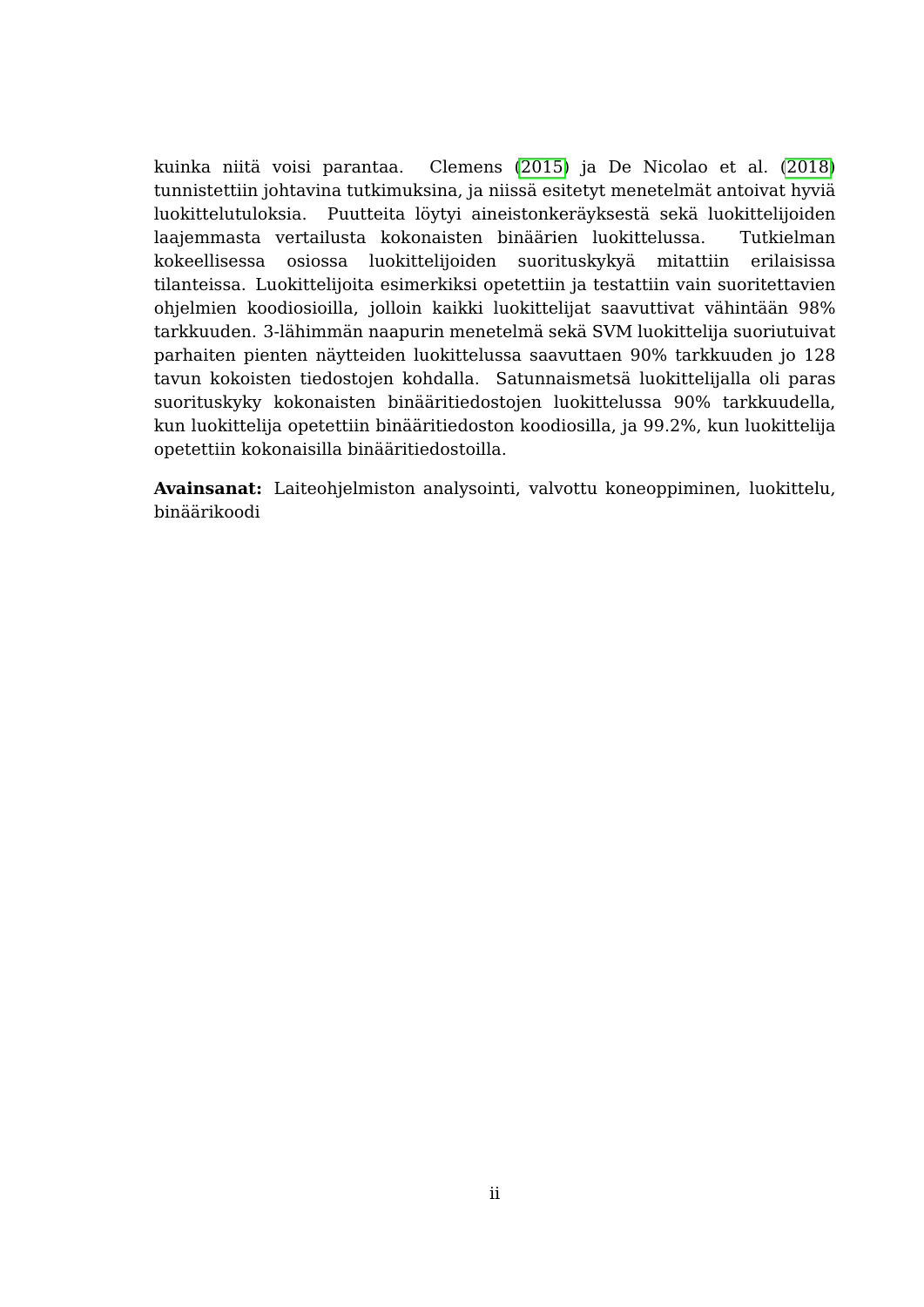kuinka niitä voisi parantaa. Clemens (2015) ja De Nicolao et al. (2018) tunnistettiin johtavina tutkimuksina, ja niissä esitetyt menetelmät antoivat hyviä luokittelutuloksia. Puutteita löytyi aineistonkeräyksestä sekä luokittelijoiden laajemmasta vertailusta kokonaisten binäärien luokittelussa. Tutkielman kokeellisessa osiossa luokittelijoiden suorituskykyä mitattiin erilaisissa tilanteissa. Luokittelijoita esimerkiksi opetettiin ja testattiin vain suoritettavien ohjelmien koodiosioilla, jolloin kaikki luokittelijat saavuttivat vähintään 98% tarkkuuden. 3-lähimmän naapurin menetelmä sekä SVM luokittelija suoriutuivat parhaiten pienten näytteiden luokittelussa saavuttaen 90% tarkkuuden jo 128 tavun kokoisten tiedostojen kohdalla. Satunnaismetsä luokittelijalla oli paras suorituskyky kokonaisten binääritiedostojen luokittelussa 90% tarkkuudella, kun luokittelija opetettiin binääritiedoston koodiosilla, ja 99.2%, kun luokittelija opetettiin kokonaisilla binääritiedostoilla.

**Avainsanat:** Laiteohjelmiston analysointi, valvottu koneoppiminen, luokittelu, binäärikoodi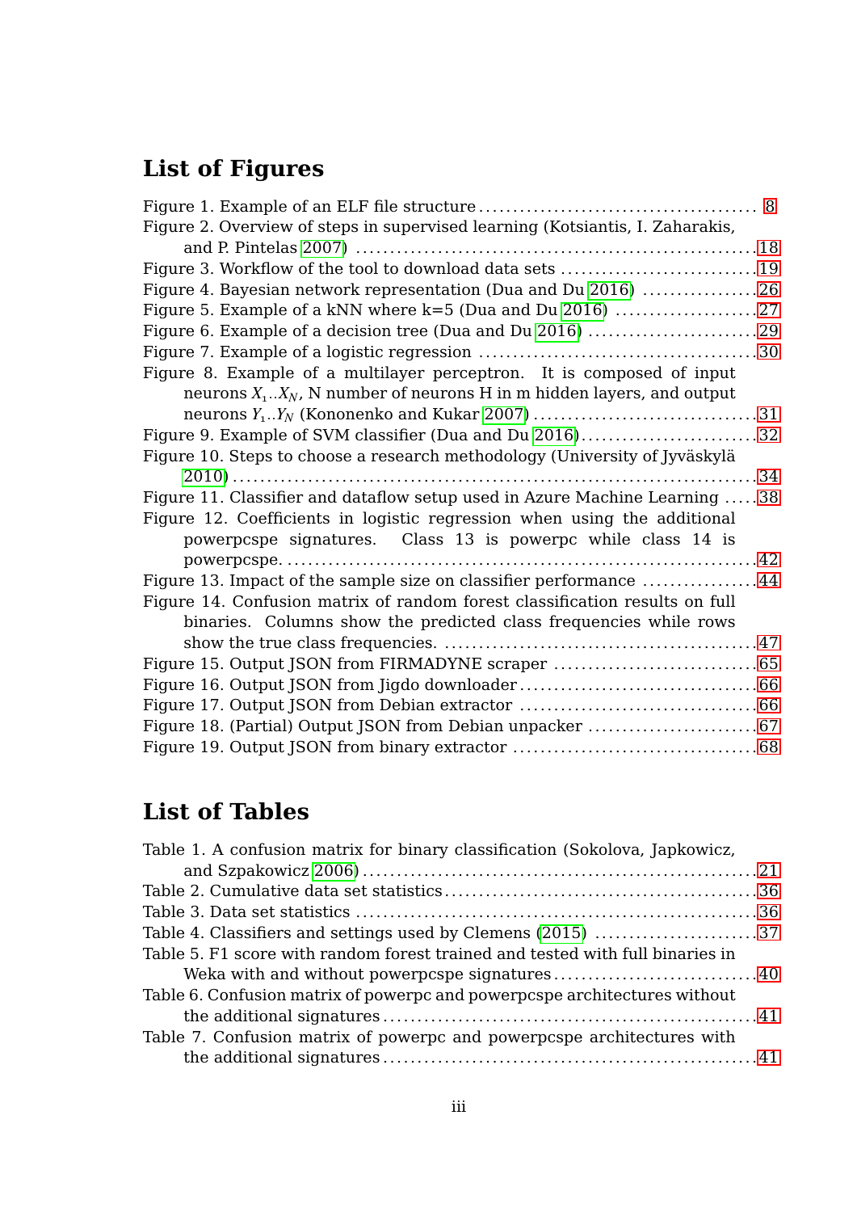## List of Figures

Figure 1. Example of an ELF file structure ........................................ 8
Figure 2. Overview of steps in supervised learning (Kotsiantis, I. Zaharakis, and P. Pintelas 2007) ........................................ 18
Figure 3. Workflow of the tool to download data sets ........................................ 19
Figure 4. Bayesian network representation (Dua and Du 2016) ........................................ 26
Figure 5. Example of a kNN where k=5 (Dua and Du 2016) ........................................ 27
Figure 6. Example of a decision tree (Dua and Du 2016) ........................................ 29
Figure 7. Example of a logistic regression ........................................ 30
Figure 8. Example of a multilayer perceptron. It is composed of input neurons $X_1..X_N$, N number of neurons H in m hidden layers, and output neurons $Y_1..Y_N$ (Kononenko and Kukar 2007) ........................................ 31
Figure 9. Example of SVM classifier (Dua and Du 2016) ........................................ 32
Figure 10. Steps to choose a research methodology (University of Jyväskylä 2010) ........................................ 34
Figure 11. Classifier and dataflow setup used in Azure Machine Learning ..... 38
Figure 12. Coefficients in logistic regression when using the additional powerpcspe signatures. Class 13 is powerpc while class 14 is powerpcspe. ........................................ 42
Figure 13. Impact of the sample size on classifier performance ........................................ 44
Figure 14. Confusion matrix of random forest classification results on full binaries. Columns show the predicted class frequencies while rows show the true class frequencies. ........................................ 47
Figure 15. Output JSON from FIRMADYNE scraper ........................................ 65
Figure 16. Output JSON from Jigdo downloader ........................................ 66
Figure 17. Output JSON from Debian extractor ........................................ 66
Figure 18. (Partial) Output JSON from Debian unpacker ........................................ 67
Figure 19. Output JSON from binary extractor ........................................ 68

## List of Tables

Table 1. A confusion matrix for binary classification (Sokolova, Japkowicz, and Szpakowicz 2006) ........................................ 21
Table 2. Cumulative data set statistics ........................................ 36
Table 3. Data set statistics ........................................ 36
Table 4. Classifiers and settings used by Clemens (2015) ........................................ 37
Table 5. F1 score with random forest trained and tested with full binaries in Weka with and without powerpcspe signatures ........................................ 40
Table 6. Confusion matrix of powerpc and powerpcspe architectures without the additional signatures ........................................ 41
Table 7. Confusion matrix of powerpc and powerpcspe architectures with the additional signatures ........................................ 41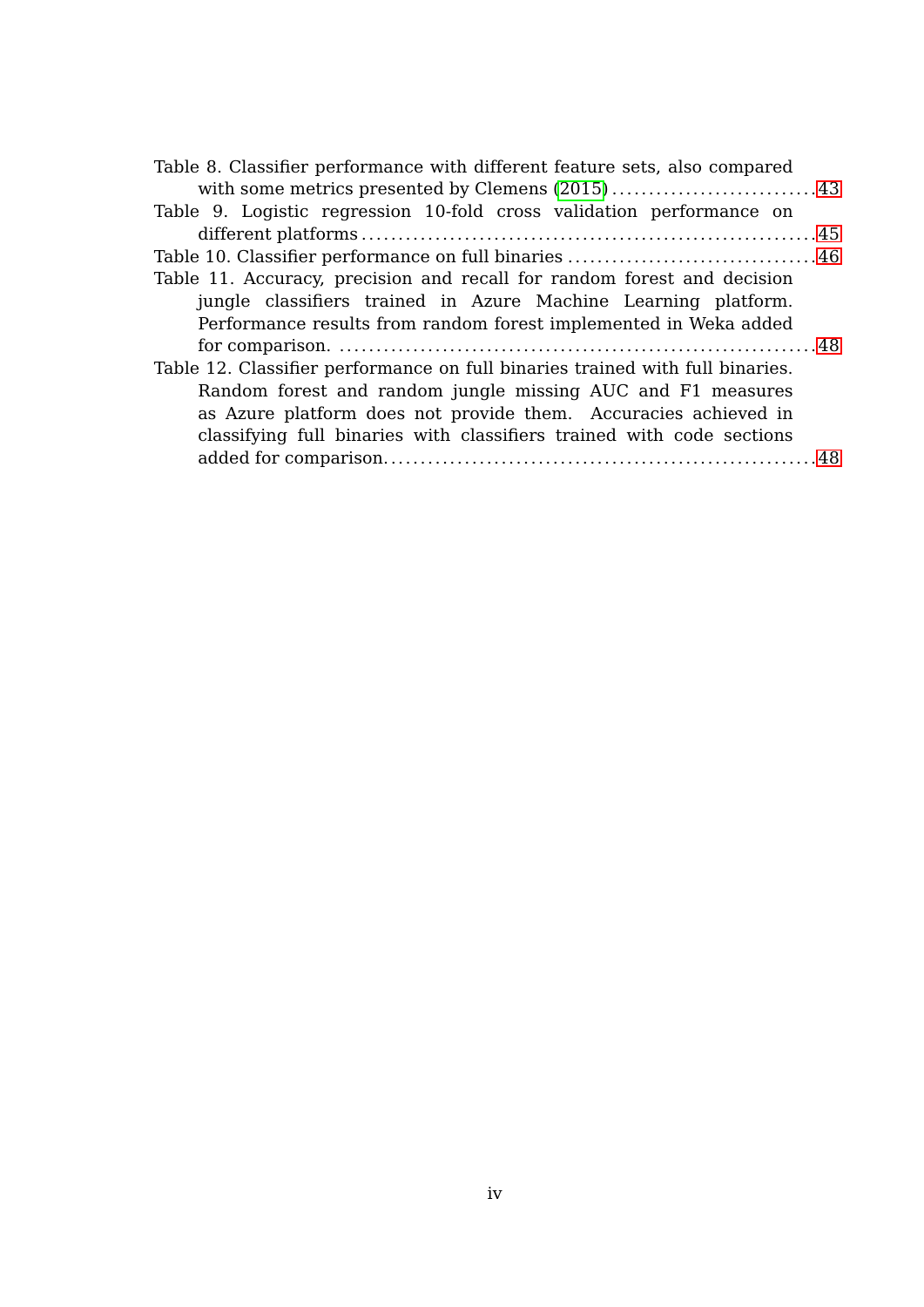Table 8. Classifier performance with different feature sets, also compared with some metrics presented by Clemens (2015) ............................ 43

Table 9. Logistic regression 10-fold cross validation performance on different platforms ............................................................. 45

Table 10. Classifier performance on full binaries ................................. 46

Table 11. Accuracy, precision and recall for random forest and decision jungle classifiers trained in Azure Machine Learning platform. Performance results from random forest implemented in Weka added for comparison. ................................................................. 48

Table 12. Classifier performance on full binaries trained with full binaries. Random forest and random jungle missing AUC and F1 measures as Azure platform does not provide them. Accuracies achieved in classifying full binaries with classifiers trained with code sections added for comparison. ......................................................... 48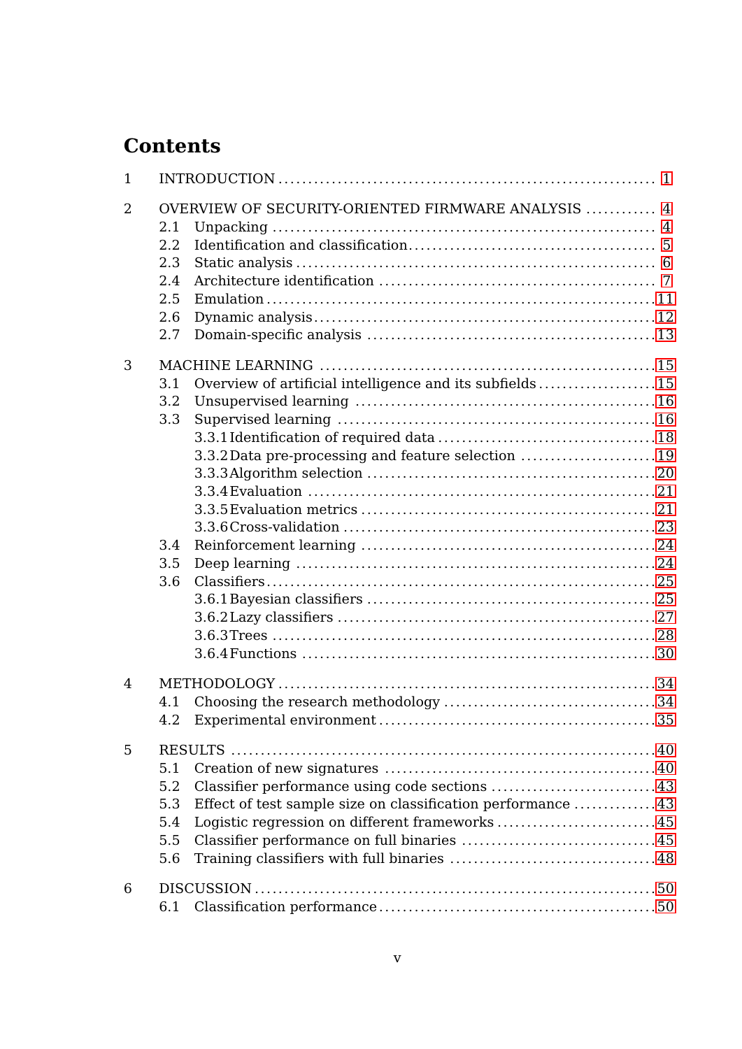# Contents

1 INTRODUCTION ..... 1

2 OVERVIEW OF SECURITY-ORIENTED FIRMWARE ANALYSIS ..... 4
- 2.1 Unpacking ..... 4
- 2.2 Identification and classification ..... 5
- 2.3 Static analysis ..... 6
- 2.4 Architecture identification ..... 7
- 2.5 Emulation ..... 11
- 2.6 Dynamic analysis ..... 12
- 2.7 Domain-specific analysis ..... 13

3 MACHINE LEARNING ..... 15
- 3.1 Overview of artificial intelligence and its subfields ..... 15
- 3.2 Unsupervised learning ..... 16
- 3.3 Supervised learning ..... 16
  - 3.3.1 Identification of required data ..... 18
  - 3.3.2 Data pre-processing and feature selection ..... 19
  - 3.3.3 Algorithm selection ..... 20
  - 3.3.4 Evaluation ..... 21
  - 3.3.5 Evaluation metrics ..... 21
  - 3.3.6 Cross-validation ..... 23
- 3.4 Reinforcement learning ..... 24
- 3.5 Deep learning ..... 24
- 3.6 Classifiers ..... 25
  - 3.6.1 Bayesian classifiers ..... 25
  - 3.6.2 Lazy classifiers ..... 27
  - 3.6.3 Trees ..... 28
  - 3.6.4 Functions ..... 30

4 METHODOLOGY ..... 34
- 4.1 Choosing the research methodology ..... 34
- 4.2 Experimental environment ..... 35

5 RESULTS ..... 40
- 5.1 Creation of new signatures ..... 40
- 5.2 Classifier performance using code sections ..... 43
- 5.3 Effect of test sample size on classification performance ..... 43
- 5.4 Logistic regression on different frameworks ..... 45
- 5.5 Classifier performance on full binaries ..... 45
- 5.6 Training classifiers with full binaries ..... 48

6 DISCUSSION ..... 50
- 6.1 Classification performance ..... 50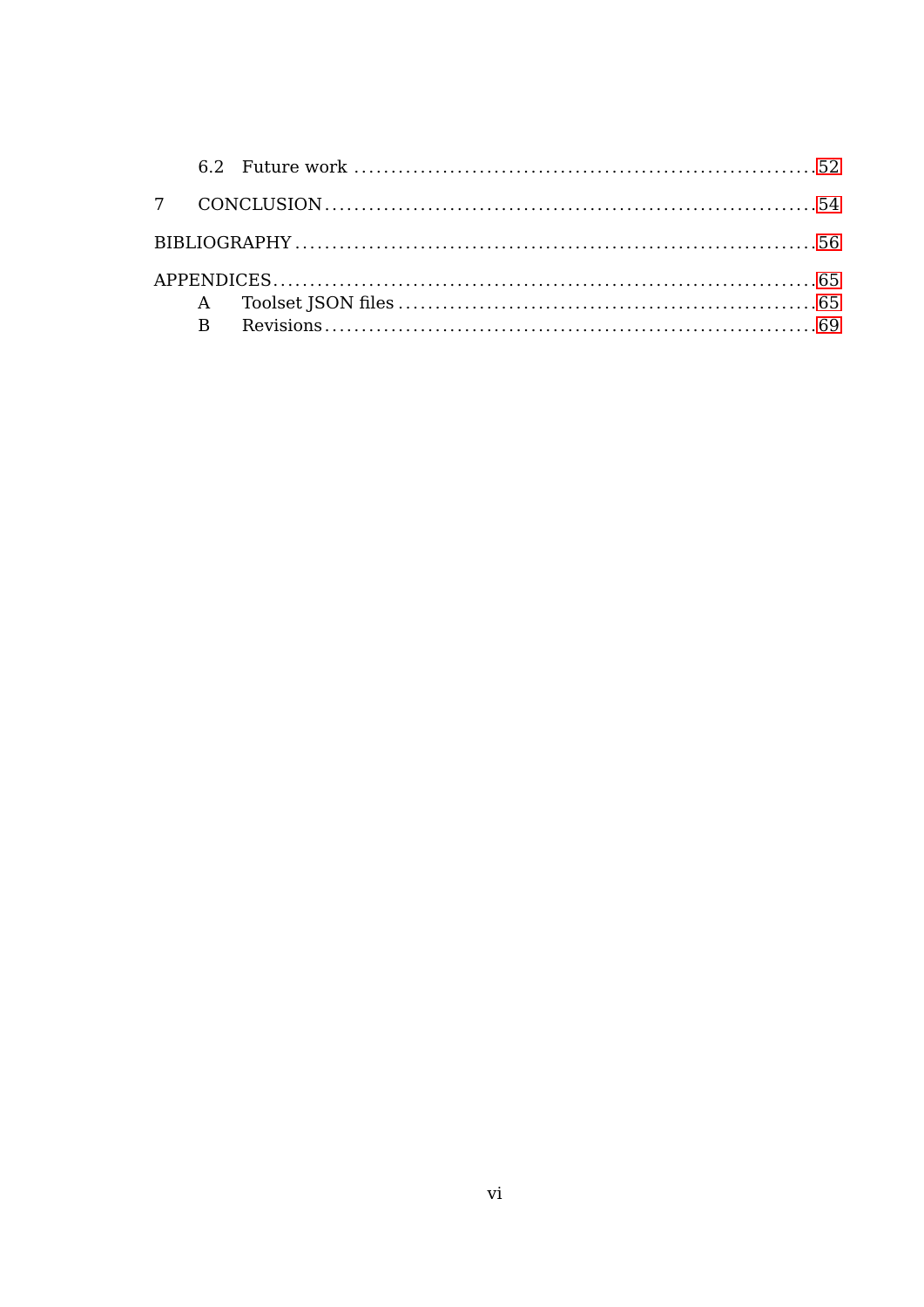6.2 Future work ........................................................................ 52

7 CONCLUSION ........................................................................ 54

BIBLIOGRAPHY ........................................................................ 56

APPENDICES ........................................................................ 65

A Toolset JSON files ........................................................................ 65

B Revisions ........................................................................ 69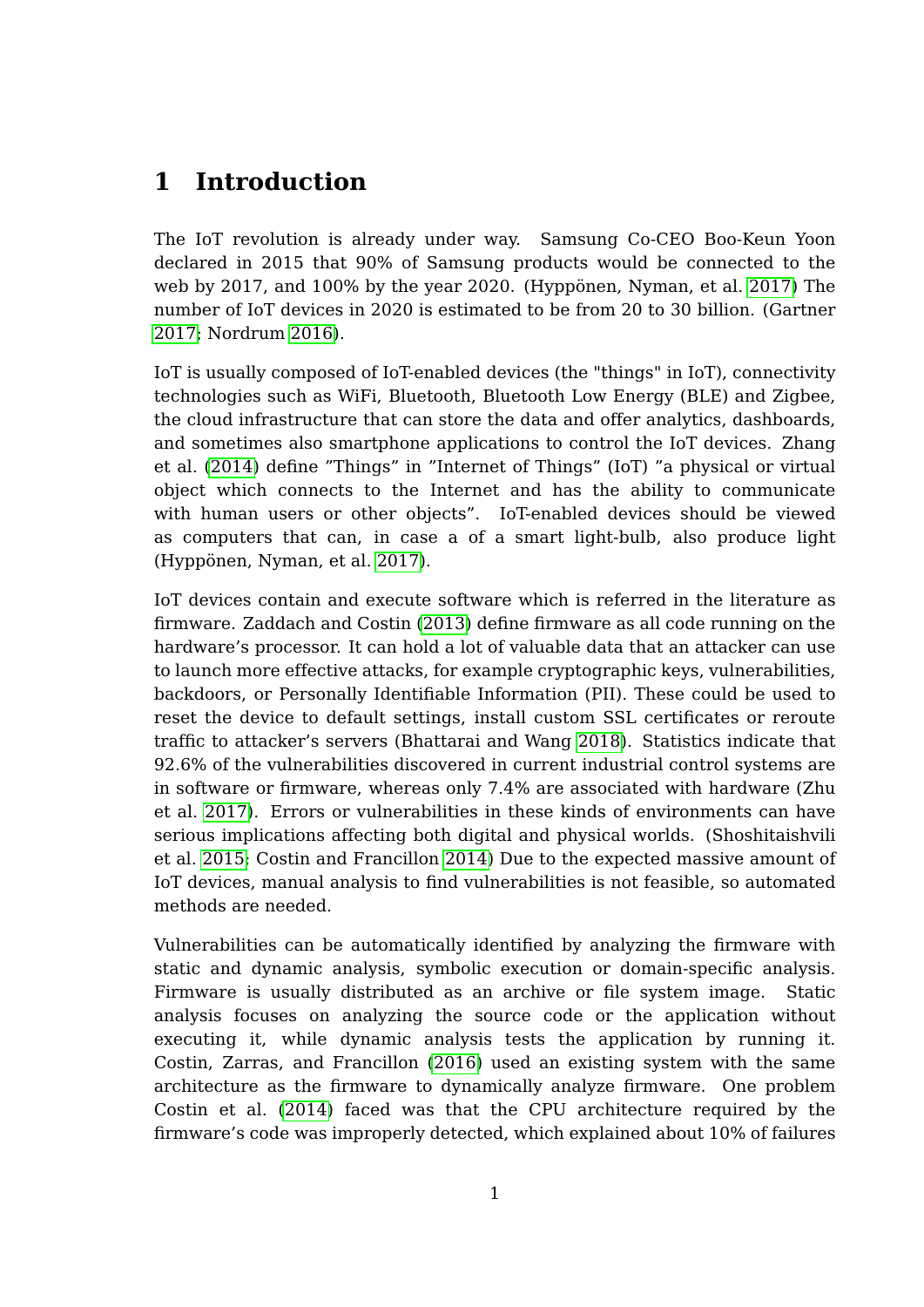# 1 Introduction

The IoT revolution is already under way. Samsung Co-CEO Boo-Keun Yoon declared in 2015 that 90% of Samsung products would be connected to the web by 2017, and 100% by the year 2020. (Hyppönen, Nyman, et al. 2017) The number of IoT devices in 2020 is estimated to be from 20 to 30 billion. (Gartner 2017; Nordrum 2016).

IoT is usually composed of IoT-enabled devices (the "things" in IoT), connectivity technologies such as WiFi, Bluetooth, Bluetooth Low Energy (BLE) and Zigbee, the cloud infrastructure that can store the data and offer analytics, dashboards, and sometimes also smartphone applications to control the IoT devices. Zhang et al. (2014) define "Things" in "Internet of Things" (IoT) "a physical or virtual object which connects to the Internet and has the ability to communicate with human users or other objects". IoT-enabled devices should be viewed as computers that can, in case a of a smart light-bulb, also produce light (Hyppönen, Nyman, et al. 2017).

IoT devices contain and execute software which is referred in the literature as firmware. Zaddach and Costin (2013) define firmware as all code running on the hardware's processor. It can hold a lot of valuable data that an attacker can use to launch more effective attacks, for example cryptographic keys, vulnerabilities, backdoors, or Personally Identifiable Information (PII). These could be used to reset the device to default settings, install custom SSL certificates or reroute traffic to attacker's servers (Bhattarai and Wang 2018). Statistics indicate that 92.6% of the vulnerabilities discovered in current industrial control systems are in software or firmware, whereas only 7.4% are associated with hardware (Zhu et al. 2017). Errors or vulnerabilities in these kinds of environments can have serious implications affecting both digital and physical worlds. (Shoshitaishvili et al. 2015; Costin and Francillon 2014) Due to the expected massive amount of IoT devices, manual analysis to find vulnerabilities is not feasible, so automated methods are needed.

Vulnerabilities can be automatically identified by analyzing the firmware with static and dynamic analysis, symbolic execution or domain-specific analysis. Firmware is usually distributed as an archive or file system image. Static analysis focuses on analyzing the source code or the application without executing it, while dynamic analysis tests the application by running it. Costin, Zarras, and Francillon (2016) used an existing system with the same architecture as the firmware to dynamically analyze firmware. One problem Costin et al. (2014) faced was that the CPU architecture required by the firmware's code was improperly detected, which explained about 10% of failures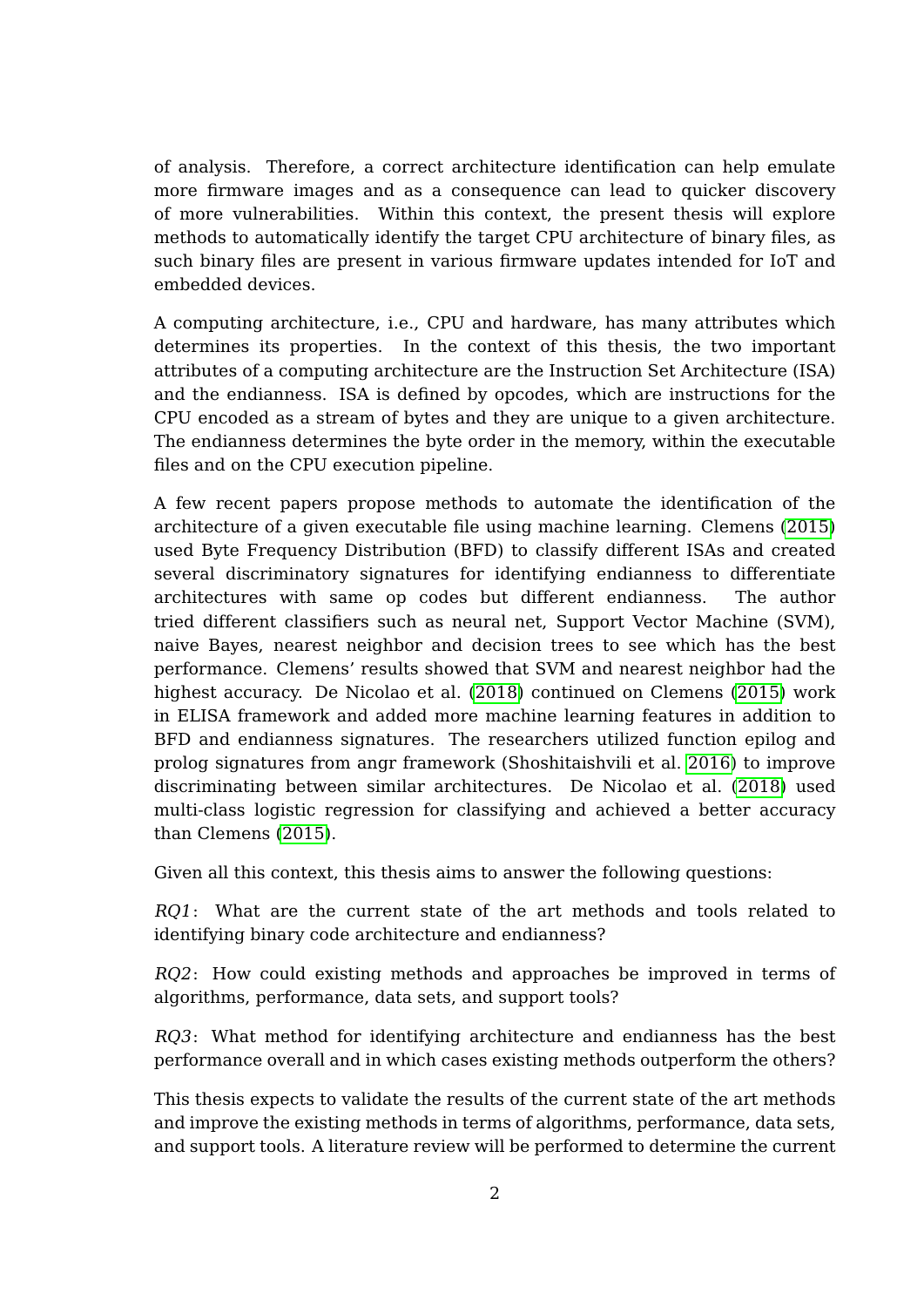of analysis. Therefore, a correct architecture identification can help emulate more firmware images and as a consequence can lead to quicker discovery of more vulnerabilities. Within this context, the present thesis will explore methods to automatically identify the target CPU architecture of binary files, as such binary files are present in various firmware updates intended for IoT and embedded devices.

A computing architecture, i.e., CPU and hardware, has many attributes which determines its properties. In the context of this thesis, the two important attributes of a computing architecture are the Instruction Set Architecture (ISA) and the endianness. ISA is defined by opcodes, which are instructions for the CPU encoded as a stream of bytes and they are unique to a given architecture. The endianness determines the byte order in the memory, within the executable files and on the CPU execution pipeline.

A few recent papers propose methods to automate the identification of the architecture of a given executable file using machine learning. Clemens (2015) used Byte Frequency Distribution (BFD) to classify different ISAs and created several discriminatory signatures for identifying endianness to differentiate architectures with same op codes but different endianness. The author tried different classifiers such as neural net, Support Vector Machine (SVM), naive Bayes, nearest neighbor and decision trees to see which has the best performance. Clemens' results showed that SVM and nearest neighbor had the highest accuracy. De Nicolao et al. (2018) continued on Clemens (2015) work in ELISA framework and added more machine learning features in addition to BFD and endianness signatures. The researchers utilized function epilog and prolog signatures from angr framework (Shoshitaishvili et al. 2016) to improve discriminating between similar architectures. De Nicolao et al. (2018) used multi-class logistic regression for classifying and achieved a better accuracy than Clemens (2015).

Given all this context, this thesis aims to answer the following questions:

*RQ1*: What are the current state of the art methods and tools related to identifying binary code architecture and endianness?

*RQ2*: How could existing methods and approaches be improved in terms of algorithms, performance, data sets, and support tools?

*RQ3*: What method for identifying architecture and endianness has the best performance overall and in which cases existing methods outperform the others?

This thesis expects to validate the results of the current state of the art methods and improve the existing methods in terms of algorithms, performance, data sets, and support tools. A literature review will be performed to determine the current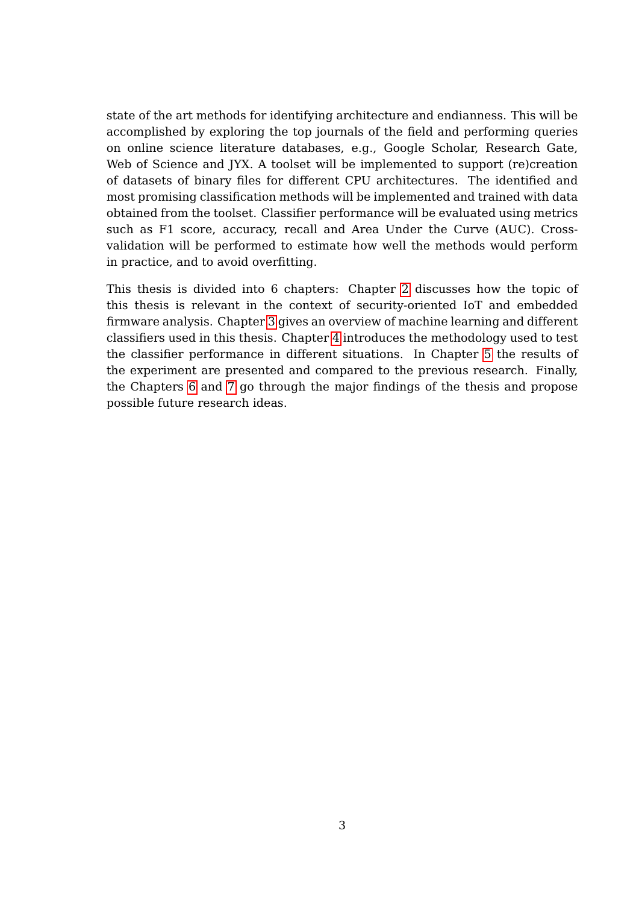state of the art methods for identifying architecture and endianness. This will be accomplished by exploring the top journals of the field and performing queries on online science literature databases, e.g., Google Scholar, Research Gate, Web of Science and JYX. A toolset will be implemented to support (re)creation of datasets of binary files for different CPU architectures. The identified and most promising classification methods will be implemented and trained with data obtained from the toolset. Classifier performance will be evaluated using metrics such as F1 score, accuracy, recall and Area Under the Curve (AUC). Cross-validation will be performed to estimate how well the methods would perform in practice, and to avoid overfitting.

This thesis is divided into 6 chapters: Chapter 2 discusses how the topic of this thesis is relevant in the context of security-oriented IoT and embedded firmware analysis. Chapter 3 gives an overview of machine learning and different classifiers used in this thesis. Chapter 4 introduces the methodology used to test the classifier performance in different situations. In Chapter 5 the results of the experiment are presented and compared to the previous research. Finally, the Chapters 6 and 7 go through the major findings of the thesis and propose possible future research ideas.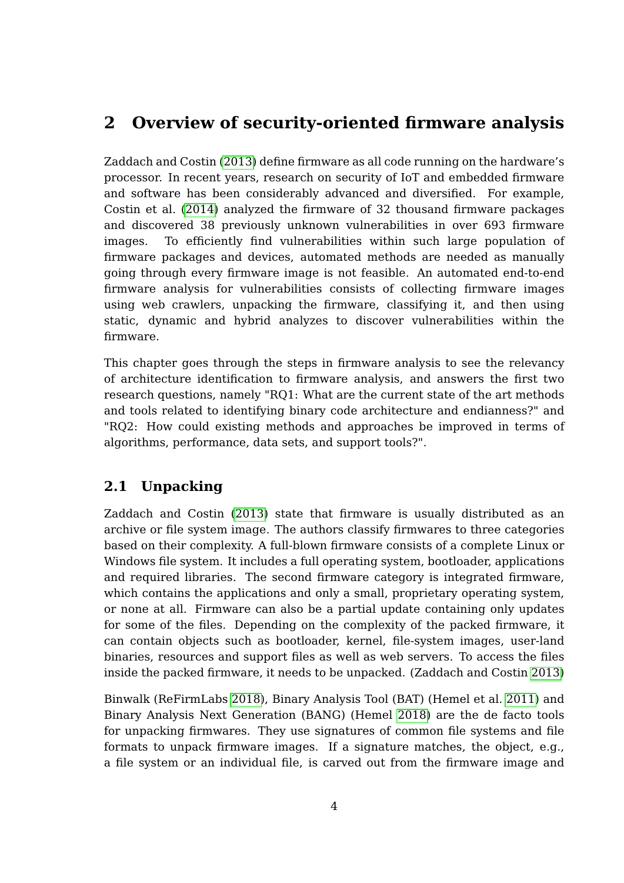# 2 Overview of security-oriented firmware analysis

Zaddach and Costin (2013) define firmware as all code running on the hardware's processor. In recent years, research on security of IoT and embedded firmware and software has been considerably advanced and diversified. For example, Costin et al. (2014) analyzed the firmware of 32 thousand firmware packages and discovered 38 previously unknown vulnerabilities in over 693 firmware images. To efficiently find vulnerabilities within such large population of firmware packages and devices, automated methods are needed as manually going through every firmware image is not feasible. An automated end-to-end firmware analysis for vulnerabilities consists of collecting firmware images using web crawlers, unpacking the firmware, classifying it, and then using static, dynamic and hybrid analyzes to discover vulnerabilities within the firmware.

This chapter goes through the steps in firmware analysis to see the relevancy of architecture identification to firmware analysis, and answers the first two research questions, namely "RQ1: What are the current state of the art methods and tools related to identifying binary code architecture and endianness?" and "RQ2: How could existing methods and approaches be improved in terms of algorithms, performance, data sets, and support tools?".

## 2.1 Unpacking

Zaddach and Costin (2013) state that firmware is usually distributed as an archive or file system image. The authors classify firmwares to three categories based on their complexity. A full-blown firmware consists of a complete Linux or Windows file system. It includes a full operating system, bootloader, applications and required libraries. The second firmware category is integrated firmware, which contains the applications and only a small, proprietary operating system, or none at all. Firmware can also be a partial update containing only updates for some of the files. Depending on the complexity of the packed firmware, it can contain objects such as bootloader, kernel, file-system images, user-land binaries, resources and support files as well as web servers. To access the files inside the packed firmware, it needs to be unpacked. (Zaddach and Costin 2013)

Binwalk (ReFirmLabs 2018), Binary Analysis Tool (BAT) (Hemel et al. 2011) and Binary Analysis Next Generation (BANG) (Hemel 2018) are the de facto tools for unpacking firmwares. They use signatures of common file systems and file formats to unpack firmware images. If a signature matches, the object, e.g., a file system or an individual file, is carved out from the firmware image and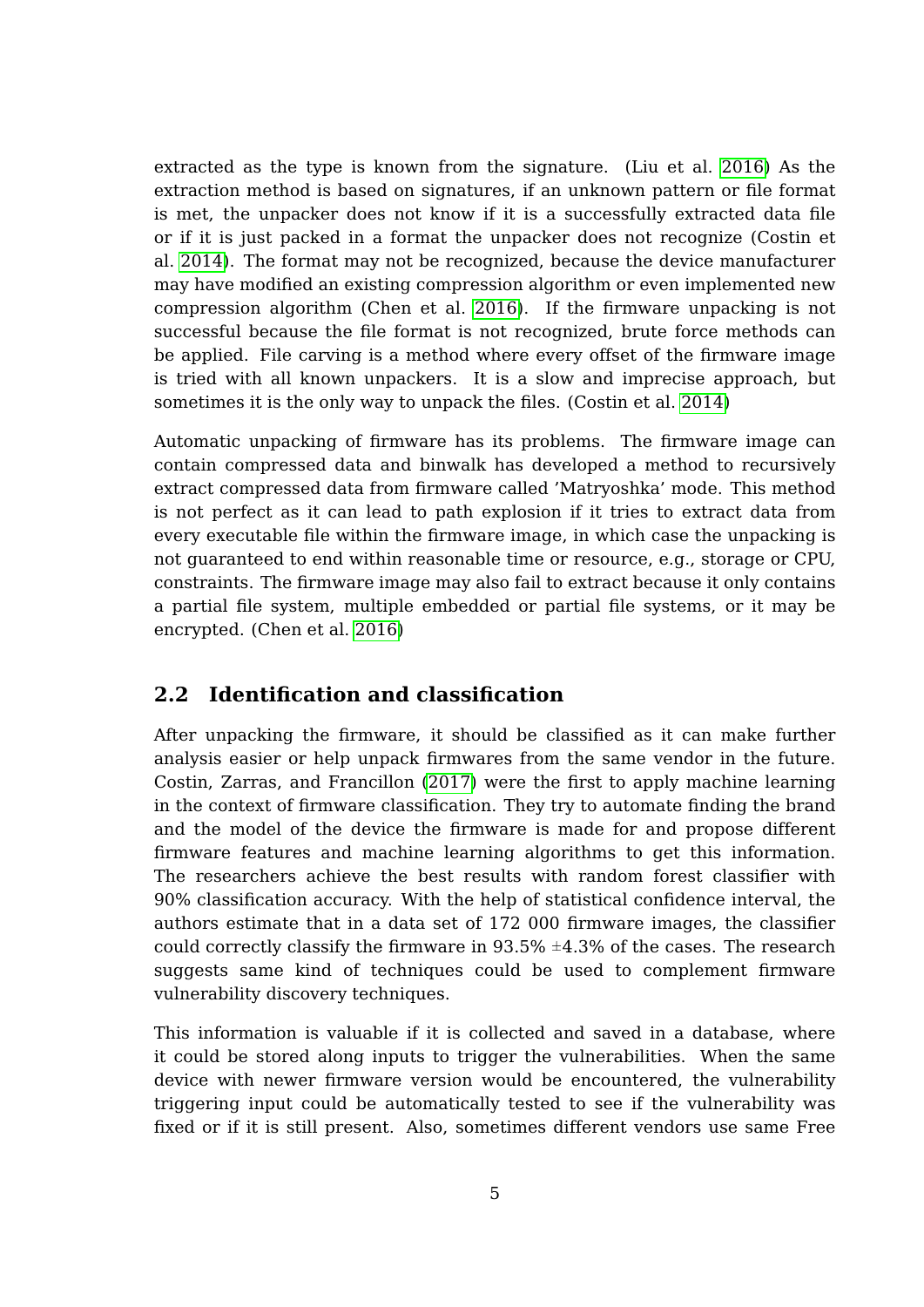extracted as the type is known from the signature. (Liu et al. 2016) As the extraction method is based on signatures, if an unknown pattern or file format is met, the unpacker does not know if it is a successfully extracted data file or if it is just packed in a format the unpacker does not recognize (Costin et al. 2014). The format may not be recognized, because the device manufacturer may have modified an existing compression algorithm or even implemented new compression algorithm (Chen et al. 2016). If the firmware unpacking is not successful because the file format is not recognized, brute force methods can be applied. File carving is a method where every offset of the firmware image is tried with all known unpackers. It is a slow and imprecise approach, but sometimes it is the only way to unpack the files. (Costin et al. 2014)

Automatic unpacking of firmware has its problems. The firmware image can contain compressed data and binwalk has developed a method to recursively extract compressed data from firmware called 'Matryoshka' mode. This method is not perfect as it can lead to path explosion if it tries to extract data from every executable file within the firmware image, in which case the unpacking is not guaranteed to end within reasonable time or resource, e.g., storage or CPU, constraints. The firmware image may also fail to extract because it only contains a partial file system, multiple embedded or partial file systems, or it may be encrypted. (Chen et al. 2016)

## 2.2 Identification and classification

After unpacking the firmware, it should be classified as it can make further analysis easier or help unpack firmwares from the same vendor in the future. Costin, Zarras, and Francillon (2017) were the first to apply machine learning in the context of firmware classification. They try to automate finding the brand and the model of the device the firmware is made for and propose different firmware features and machine learning algorithms to get this information. The researchers achieve the best results with random forest classifier with 90% classification accuracy. With the help of statistical confidence interval, the authors estimate that in a data set of 172 000 firmware images, the classifier could correctly classify the firmware in 93.5% ±4.3% of the cases. The research suggests same kind of techniques could be used to complement firmware vulnerability discovery techniques.

This information is valuable if it is collected and saved in a database, where it could be stored along inputs to trigger the vulnerabilities. When the same device with newer firmware version would be encountered, the vulnerability triggering input could be automatically tested to see if the vulnerability was fixed or if it is still present. Also, sometimes different vendors use same Free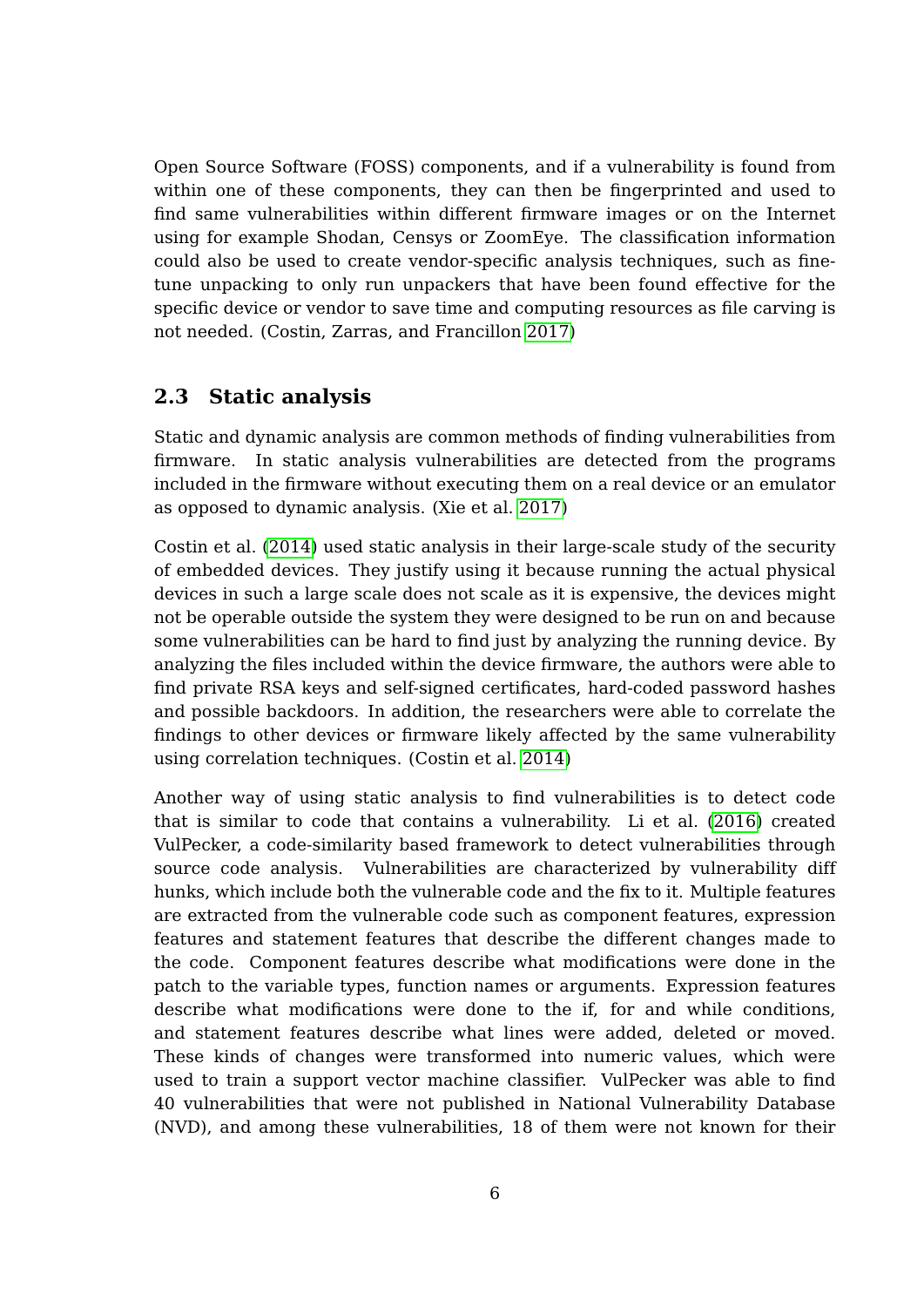Open Source Software (FOSS) components, and if a vulnerability is found from within one of these components, they can then be fingerprinted and used to find same vulnerabilities within different firmware images or on the Internet using for example Shodan, Censys or ZoomEye. The classification information could also be used to create vendor-specific analysis techniques, such as fine-tune unpacking to only run unpackers that have been found effective for the specific device or vendor to save time and computing resources as file carving is not needed. (Costin, Zarras, and Francillon 2017)

## 2.3 Static analysis

Static and dynamic analysis are common methods of finding vulnerabilities from firmware. In static analysis vulnerabilities are detected from the programs included in the firmware without executing them on a real device or an emulator as opposed to dynamic analysis. (Xie et al. 2017)

Costin et al. (2014) used static analysis in their large-scale study of the security of embedded devices. They justify using it because running the actual physical devices in such a large scale does not scale as it is expensive, the devices might not be operable outside the system they were designed to be run on and because some vulnerabilities can be hard to find just by analyzing the running device. By analyzing the files included within the device firmware, the authors were able to find private RSA keys and self-signed certificates, hard-coded password hashes and possible backdoors. In addition, the researchers were able to correlate the findings to other devices or firmware likely affected by the same vulnerability using correlation techniques. (Costin et al. 2014)

Another way of using static analysis to find vulnerabilities is to detect code that is similar to code that contains a vulnerability. Li et al. (2016) created VulPecker, a code-similarity based framework to detect vulnerabilities through source code analysis. Vulnerabilities are characterized by vulnerability diff hunks, which include both the vulnerable code and the fix to it. Multiple features are extracted from the vulnerable code such as component features, expression features and statement features that describe the different changes made to the code. Component features describe what modifications were done in the patch to the variable types, function names or arguments. Expression features describe what modifications were done to the if, for and while conditions, and statement features describe what lines were added, deleted or moved. These kinds of changes were transformed into numeric values, which were used to train a support vector machine classifier. VulPecker was able to find 40 vulnerabilities that were not published in National Vulnerability Database (NVD), and among these vulnerabilities, 18 of them were not known for their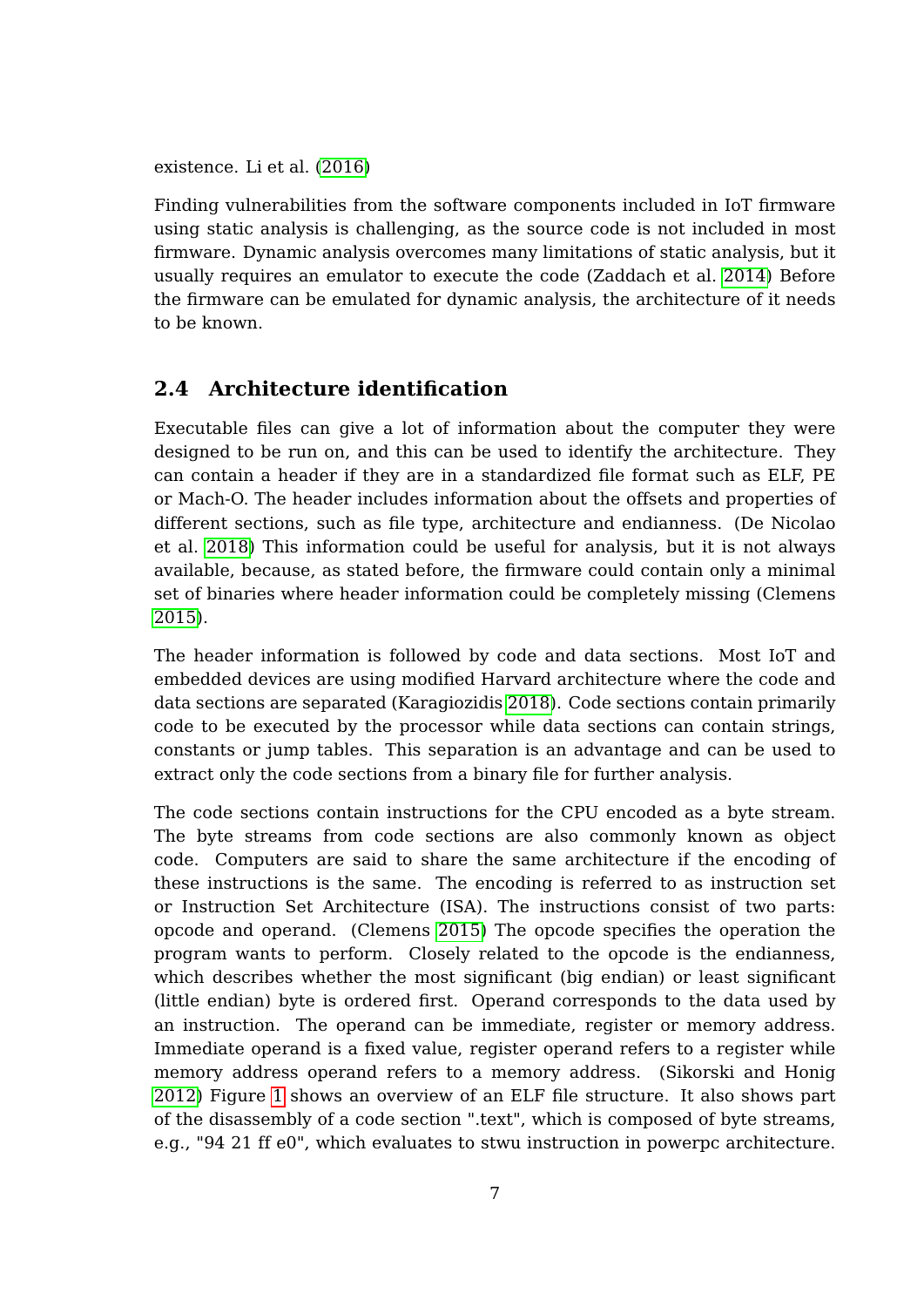existence. Li et al. (2016)

Finding vulnerabilities from the software components included in IoT firmware using static analysis is challenging, as the source code is not included in most firmware. Dynamic analysis overcomes many limitations of static analysis, but it usually requires an emulator to execute the code (Zaddach et al. 2014) Before the firmware can be emulated for dynamic analysis, the architecture of it needs to be known.

## 2.4 Architecture identification

Executable files can give a lot of information about the computer they were designed to be run on, and this can be used to identify the architecture. They can contain a header if they are in a standardized file format such as ELF, PE or Mach-O. The header includes information about the offsets and properties of different sections, such as file type, architecture and endianness. (De Nicolao et al. 2018) This information could be useful for analysis, but it is not always available, because, as stated before, the firmware could contain only a minimal set of binaries where header information could be completely missing (Clemens 2015).

The header information is followed by code and data sections. Most IoT and embedded devices are using modified Harvard architecture where the code and data sections are separated (Karagiozidis 2018). Code sections contain primarily code to be executed by the processor while data sections can contain strings, constants or jump tables. This separation is an advantage and can be used to extract only the code sections from a binary file for further analysis.

The code sections contain instructions for the CPU encoded as a byte stream. The byte streams from code sections are also commonly known as object code. Computers are said to share the same architecture if the encoding of these instructions is the same. The encoding is referred to as instruction set or Instruction Set Architecture (ISA). The instructions consist of two parts: opcode and operand. (Clemens 2015) The opcode specifies the operation the program wants to perform. Closely related to the opcode is the endianness, which describes whether the most significant (big endian) or least significant (little endian) byte is ordered first. Operand corresponds to the data used by an instruction. The operand can be immediate, register or memory address. Immediate operand is a fixed value, register operand refers to a register while memory address operand refers to a memory address. (Sikorski and Honig 2012) Figure 1 shows an overview of an ELF file structure. It also shows part of the disassembly of a code section ".text", which is composed of byte streams, e.g., "94 21 ff e0", which evaluates to stwu instruction in powerpc architecture.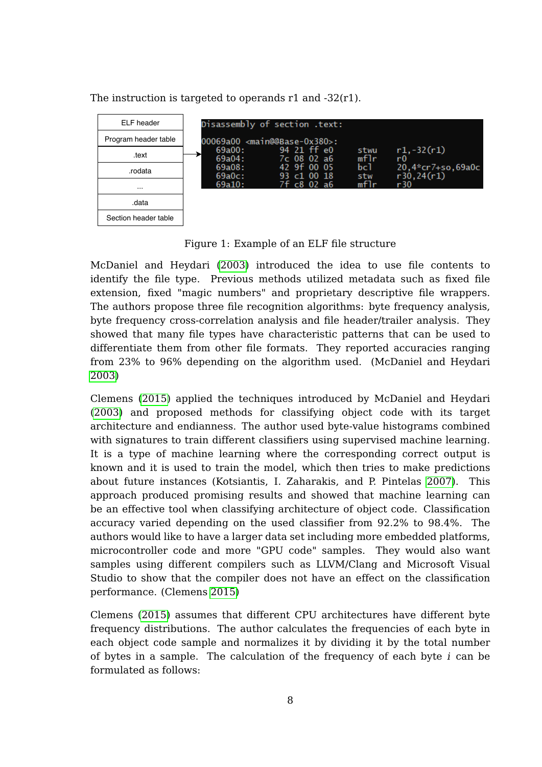The instruction is targeted to operands r1 and -32(r1).

| ELF header |
|---|
| Program header table |
| .text |
| .rodata |
| ... |
| .data |
| Section header table |

```
Disassembly of section .text:

00069a00 <main@@Base-0x380>:
   69a00:       94 21 ff e0     stwu    r1,-32(r1)
   69a04:       7c 08 02 a6     mflr    r0
   69a08:       42 9f 00 05     bcl     20,4*cr7+so,69a0c
   69a0c:       93 c1 00 18     stw     r30,24(r1)
   69a10:       7f c8 02 a6     mflr    r30
```

Figure 1: Example of an ELF file structure

McDaniel and Heydari (2003) introduced the idea to use file contents to identify the file type. Previous methods utilized metadata such as fixed file extension, fixed "magic numbers" and proprietary descriptive file wrappers. The authors propose three file recognition algorithms: byte frequency analysis, byte frequency cross-correlation analysis and file header/trailer analysis. They showed that many file types have characteristic patterns that can be used to differentiate them from other file formats. They reported accuracies ranging from 23% to 96% depending on the algorithm used. (McDaniel and Heydari 2003)

Clemens (2015) applied the techniques introduced by McDaniel and Heydari (2003) and proposed methods for classifying object code with its target architecture and endianness. The author used byte-value histograms combined with signatures to train different classifiers using supervised machine learning. It is a type of machine learning where the corresponding correct output is known and it is used to train the model, which then tries to make predictions about future instances (Kotsiantis, I. Zaharakis, and P. Pintelas 2007). This approach produced promising results and showed that machine learning can be an effective tool when classifying architecture of object code. Classification accuracy varied depending on the used classifier from 92.2% to 98.4%. The authors would like to have a larger data set including more embedded platforms, microcontroller code and more "GPU code" samples. They would also want samples using different compilers such as LLVM/Clang and Microsoft Visual Studio to show that the compiler does not have an effect on the classification performance. (Clemens 2015)

Clemens (2015) assumes that different CPU architectures have different byte frequency distributions. The author calculates the frequencies of each byte in each object code sample and normalizes it by dividing it by the total number of bytes in a sample. The calculation of the frequency of each byte $i$ can be formulated as follows: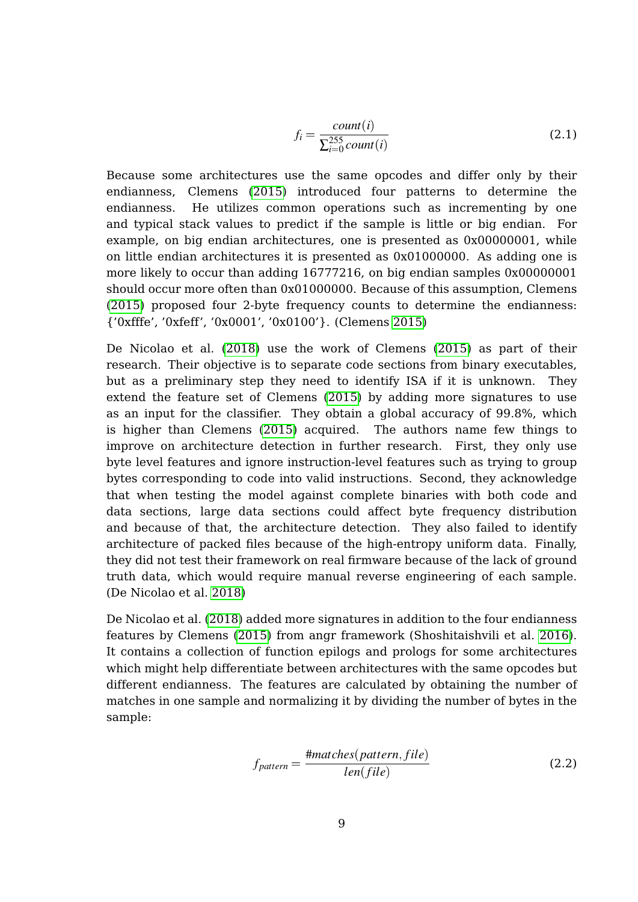$$f_i = \frac{count(i)}{\sum_{i=0}^{255} count(i)} \tag{2.1}$$

Because some architectures use the same opcodes and differ only by their endianness, Clemens (2015) introduced four patterns to determine the endianness. He utilizes common operations such as incrementing by one and typical stack values to predict if the sample is little or big endian. For example, on big endian architectures, one is presented as 0x00000001, while on little endian architectures it is presented as 0x01000000. As adding one is more likely to occur than adding 16777216, on big endian samples 0x00000001 should occur more often than 0x01000000. Because of this assumption, Clemens (2015) proposed four 2-byte frequency counts to determine the endianness: {'0xfffe', '0xfeff', '0x0001', '0x0100'}. (Clemens 2015)

De Nicolao et al. (2018) use the work of Clemens (2015) as part of their research. Their objective is to separate code sections from binary executables, but as a preliminary step they need to identify ISA if it is unknown. They extend the feature set of Clemens (2015) by adding more signatures to use as an input for the classifier. They obtain a global accuracy of 99.8%, which is higher than Clemens (2015) acquired. The authors name few things to improve on architecture detection in further research. First, they only use byte level features and ignore instruction-level features such as trying to group bytes corresponding to code into valid instructions. Second, they acknowledge that when testing the model against complete binaries with both code and data sections, large data sections could affect byte frequency distribution and because of that, the architecture detection. They also failed to identify architecture of packed files because of the high-entropy uniform data. Finally, they did not test their framework on real firmware because of the lack of ground truth data, which would require manual reverse engineering of each sample. (De Nicolao et al. 2018)

De Nicolao et al. (2018) added more signatures in addition to the four endianness features by Clemens (2015) from angr framework (Shoshitaishvili et al. 2016). It contains a collection of function epilogs and prologs for some architectures which might help differentiate between architectures with the same opcodes but different endianness. The features are calculated by obtaining the number of matches in one sample and normalizing it by dividing the number of bytes in the sample:

$$f_{pattern} = \frac{\#matches(pattern, file)}{len(file)} \tag{2.2}$$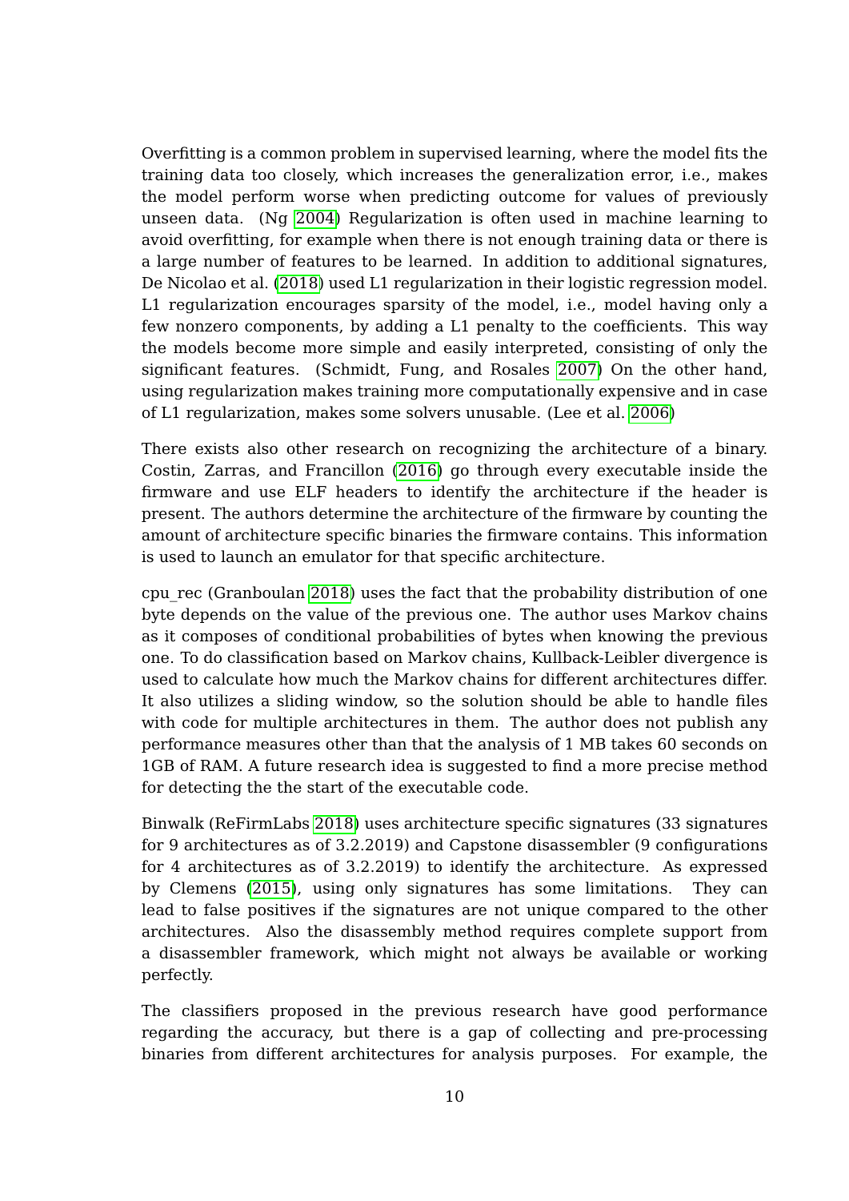Overfitting is a common problem in supervised learning, where the model fits the training data too closely, which increases the generalization error, i.e., makes the model perform worse when predicting outcome for values of previously unseen data. (Ng 2004) Regularization is often used in machine learning to avoid overfitting, for example when there is not enough training data or there is a large number of features to be learned. In addition to additional signatures, De Nicolao et al. (2018) used L1 regularization in their logistic regression model. L1 regularization encourages sparsity of the model, i.e., model having only a few nonzero components, by adding a L1 penalty to the coefficients. This way the models become more simple and easily interpreted, consisting of only the significant features. (Schmidt, Fung, and Rosales 2007) On the other hand, using regularization makes training more computationally expensive and in case of L1 regularization, makes some solvers unusable. (Lee et al. 2006)

There exists also other research on recognizing the architecture of a binary. Costin, Zarras, and Francillon (2016) go through every executable inside the firmware and use ELF headers to identify the architecture if the header is present. The authors determine the architecture of the firmware by counting the amount of architecture specific binaries the firmware contains. This information is used to launch an emulator for that specific architecture.

cpu_rec (Granboulan 2018) uses the fact that the probability distribution of one byte depends on the value of the previous one. The author uses Markov chains as it composes of conditional probabilities of bytes when knowing the previous one. To do classification based on Markov chains, Kullback-Leibler divergence is used to calculate how much the Markov chains for different architectures differ. It also utilizes a sliding window, so the solution should be able to handle files with code for multiple architectures in them. The author does not publish any performance measures other than that the analysis of 1 MB takes 60 seconds on 1GB of RAM. A future research idea is suggested to find a more precise method for detecting the the start of the executable code.

Binwalk (ReFirmLabs 2018) uses architecture specific signatures (33 signatures for 9 architectures as of 3.2.2019) and Capstone disassembler (9 configurations for 4 architectures as of 3.2.2019) to identify the architecture. As expressed by Clemens (2015), using only signatures has some limitations. They can lead to false positives if the signatures are not unique compared to the other architectures. Also the disassembly method requires complete support from a disassembler framework, which might not always be available or working perfectly.

The classifiers proposed in the previous research have good performance regarding the accuracy, but there is a gap of collecting and pre-processing binaries from different architectures for analysis purposes. For example, the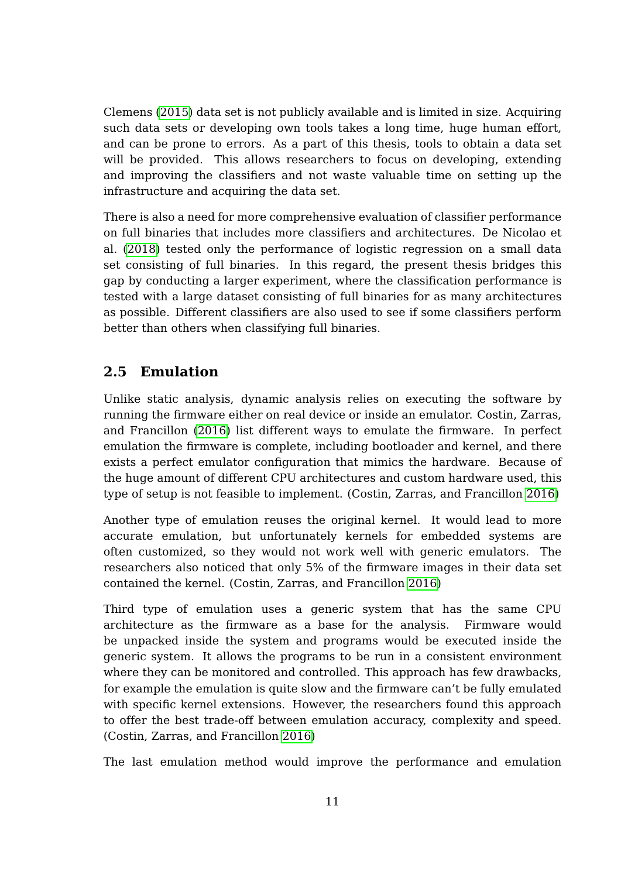Clemens (2015) data set is not publicly available and is limited in size. Acquiring such data sets or developing own tools takes a long time, huge human effort, and can be prone to errors. As a part of this thesis, tools to obtain a data set will be provided. This allows researchers to focus on developing, extending and improving the classifiers and not waste valuable time on setting up the infrastructure and acquiring the data set.

There is also a need for more comprehensive evaluation of classifier performance on full binaries that includes more classifiers and architectures. De Nicolao et al. (2018) tested only the performance of logistic regression on a small data set consisting of full binaries. In this regard, the present thesis bridges this gap by conducting a larger experiment, where the classification performance is tested with a large dataset consisting of full binaries for as many architectures as possible. Different classifiers are also used to see if some classifiers perform better than others when classifying full binaries.

## 2.5 Emulation

Unlike static analysis, dynamic analysis relies on executing the software by running the firmware either on real device or inside an emulator. Costin, Zarras, and Francillon (2016) list different ways to emulate the firmware. In perfect emulation the firmware is complete, including bootloader and kernel, and there exists a perfect emulator configuration that mimics the hardware. Because of the huge amount of different CPU architectures and custom hardware used, this type of setup is not feasible to implement. (Costin, Zarras, and Francillon 2016)

Another type of emulation reuses the original kernel. It would lead to more accurate emulation, but unfortunately kernels for embedded systems are often customized, so they would not work well with generic emulators. The researchers also noticed that only 5% of the firmware images in their data set contained the kernel. (Costin, Zarras, and Francillon 2016)

Third type of emulation uses a generic system that has the same CPU architecture as the firmware as a base for the analysis. Firmware would be unpacked inside the system and programs would be executed inside the generic system. It allows the programs to be run in a consistent environment where they can be monitored and controlled. This approach has few drawbacks, for example the emulation is quite slow and the firmware can't be fully emulated with specific kernel extensions. However, the researchers found this approach to offer the best trade-off between emulation accuracy, complexity and speed. (Costin, Zarras, and Francillon 2016)

The last emulation method would improve the performance and emulation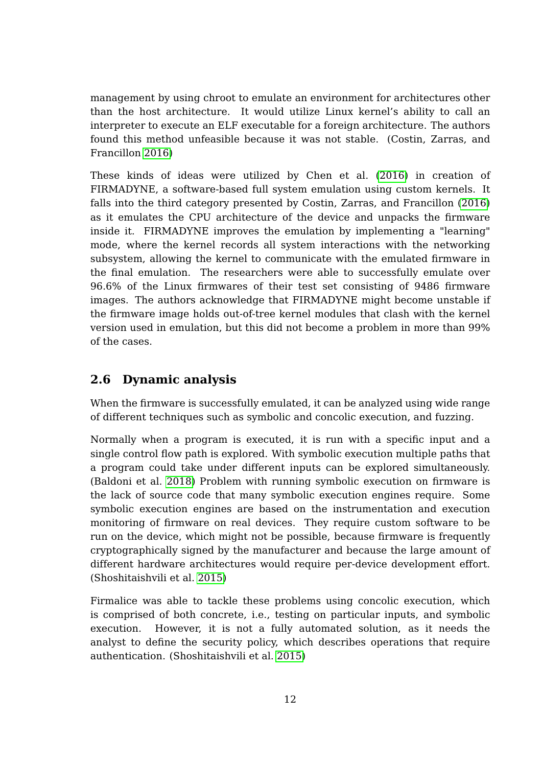management by using chroot to emulate an environment for architectures other than the host architecture. It would utilize Linux kernel's ability to call an interpreter to execute an ELF executable for a foreign architecture. The authors found this method unfeasible because it was not stable. (Costin, Zarras, and Francillon 2016)

These kinds of ideas were utilized by Chen et al. (2016) in creation of FIRMADYNE, a software-based full system emulation using custom kernels. It falls into the third category presented by Costin, Zarras, and Francillon (2016) as it emulates the CPU architecture of the device and unpacks the firmware inside it. FIRMADYNE improves the emulation by implementing a "learning" mode, where the kernel records all system interactions with the networking subsystem, allowing the kernel to communicate with the emulated firmware in the final emulation. The researchers were able to successfully emulate over 96.6% of the Linux firmwares of their test set consisting of 9486 firmware images. The authors acknowledge that FIRMADYNE might become unstable if the firmware image holds out-of-tree kernel modules that clash with the kernel version used in emulation, but this did not become a problem in more than 99% of the cases.

## 2.6 Dynamic analysis

When the firmware is successfully emulated, it can be analyzed using wide range of different techniques such as symbolic and concolic execution, and fuzzing.

Normally when a program is executed, it is run with a specific input and a single control flow path is explored. With symbolic execution multiple paths that a program could take under different inputs can be explored simultaneously. (Baldoni et al. 2018) Problem with running symbolic execution on firmware is the lack of source code that many symbolic execution engines require. Some symbolic execution engines are based on the instrumentation and execution monitoring of firmware on real devices. They require custom software to be run on the device, which might not be possible, because firmware is frequently cryptographically signed by the manufacturer and because the large amount of different hardware architectures would require per-device development effort. (Shoshitaishvili et al. 2015)

Firmalice was able to tackle these problems using concolic execution, which is comprised of both concrete, i.e., testing on particular inputs, and symbolic execution. However, it is not a fully automated solution, as it needs the analyst to define the security policy, which describes operations that require authentication. (Shoshitaishvili et al. 2015)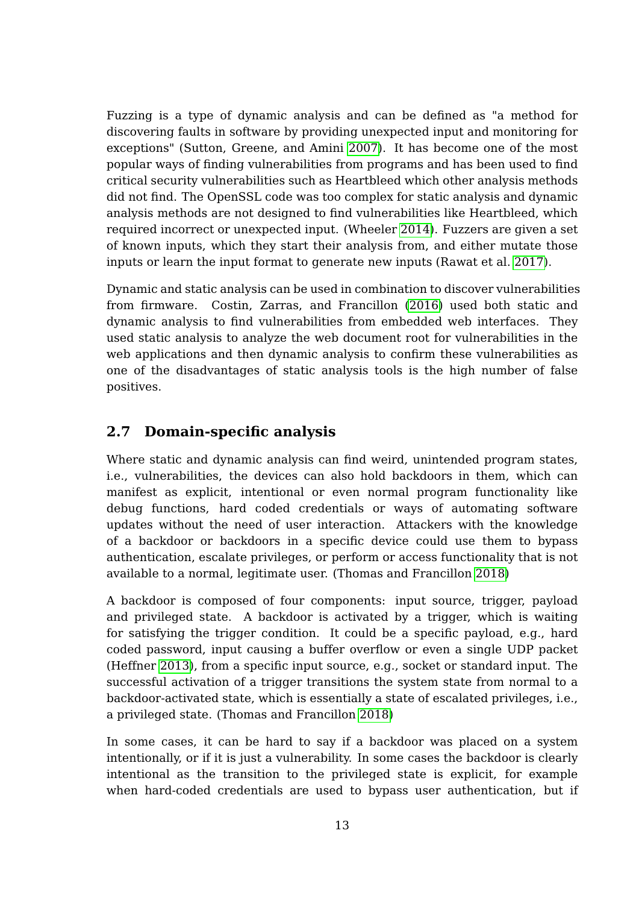Fuzzing is a type of dynamic analysis and can be defined as "a method for discovering faults in software by providing unexpected input and monitoring for exceptions" (Sutton, Greene, and Amini 2007). It has become one of the most popular ways of finding vulnerabilities from programs and has been used to find critical security vulnerabilities such as Heartbleed which other analysis methods did not find. The OpenSSL code was too complex for static analysis and dynamic analysis methods are not designed to find vulnerabilities like Heartbleed, which required incorrect or unexpected input. (Wheeler 2014). Fuzzers are given a set of known inputs, which they start their analysis from, and either mutate those inputs or learn the input format to generate new inputs (Rawat et al. 2017).

Dynamic and static analysis can be used in combination to discover vulnerabilities from firmware. Costin, Zarras, and Francillon (2016) used both static and dynamic analysis to find vulnerabilities from embedded web interfaces. They used static analysis to analyze the web document root for vulnerabilities in the web applications and then dynamic analysis to confirm these vulnerabilities as one of the disadvantages of static analysis tools is the high number of false positives.

## 2.7 Domain-specific analysis

Where static and dynamic analysis can find weird, unintended program states, i.e., vulnerabilities, the devices can also hold backdoors in them, which can manifest as explicit, intentional or even normal program functionality like debug functions, hard coded credentials or ways of automating software updates without the need of user interaction. Attackers with the knowledge of a backdoor or backdoors in a specific device could use them to bypass authentication, escalate privileges, or perform or access functionality that is not available to a normal, legitimate user. (Thomas and Francillon 2018)

A backdoor is composed of four components: input source, trigger, payload and privileged state. A backdoor is activated by a trigger, which is waiting for satisfying the trigger condition. It could be a specific payload, e.g., hard coded password, input causing a buffer overflow or even a single UDP packet (Heffner 2013), from a specific input source, e.g., socket or standard input. The successful activation of a trigger transitions the system state from normal to a backdoor-activated state, which is essentially a state of escalated privileges, i.e., a privileged state. (Thomas and Francillon 2018)

In some cases, it can be hard to say if a backdoor was placed on a system intentionally, or if it is just a vulnerability. In some cases the backdoor is clearly intentional as the transition to the privileged state is explicit, for example when hard-coded credentials are used to bypass user authentication, but if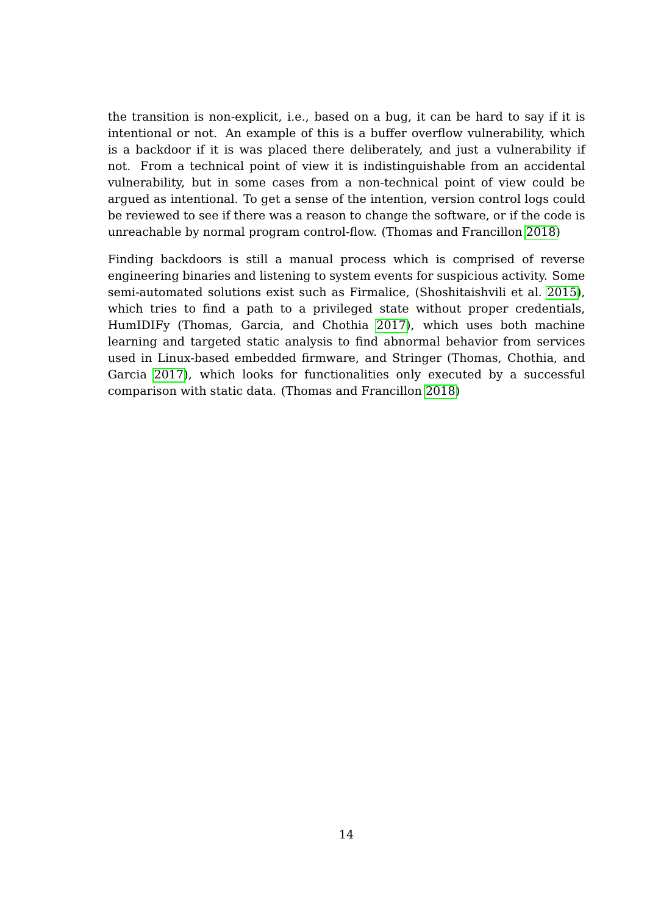the transition is non-explicit, i.e., based on a bug, it can be hard to say if it is intentional or not. An example of this is a buffer overflow vulnerability, which is a backdoor if it is was placed there deliberately, and just a vulnerability if not. From a technical point of view it is indistinguishable from an accidental vulnerability, but in some cases from a non-technical point of view could be argued as intentional. To get a sense of the intention, version control logs could be reviewed to see if there was a reason to change the software, or if the code is unreachable by normal program control-flow. (Thomas and Francillon 2018)

Finding backdoors is still a manual process which is comprised of reverse engineering binaries and listening to system events for suspicious activity. Some semi-automated solutions exist such as Firmalice, (Shoshitaishvili et al. 2015), which tries to find a path to a privileged state without proper credentials, HumIDIFy (Thomas, Garcia, and Chothia 2017), which uses both machine learning and targeted static analysis to find abnormal behavior from services used in Linux-based embedded firmware, and Stringer (Thomas, Chothia, and Garcia 2017), which looks for functionalities only executed by a successful comparison with static data. (Thomas and Francillon 2018)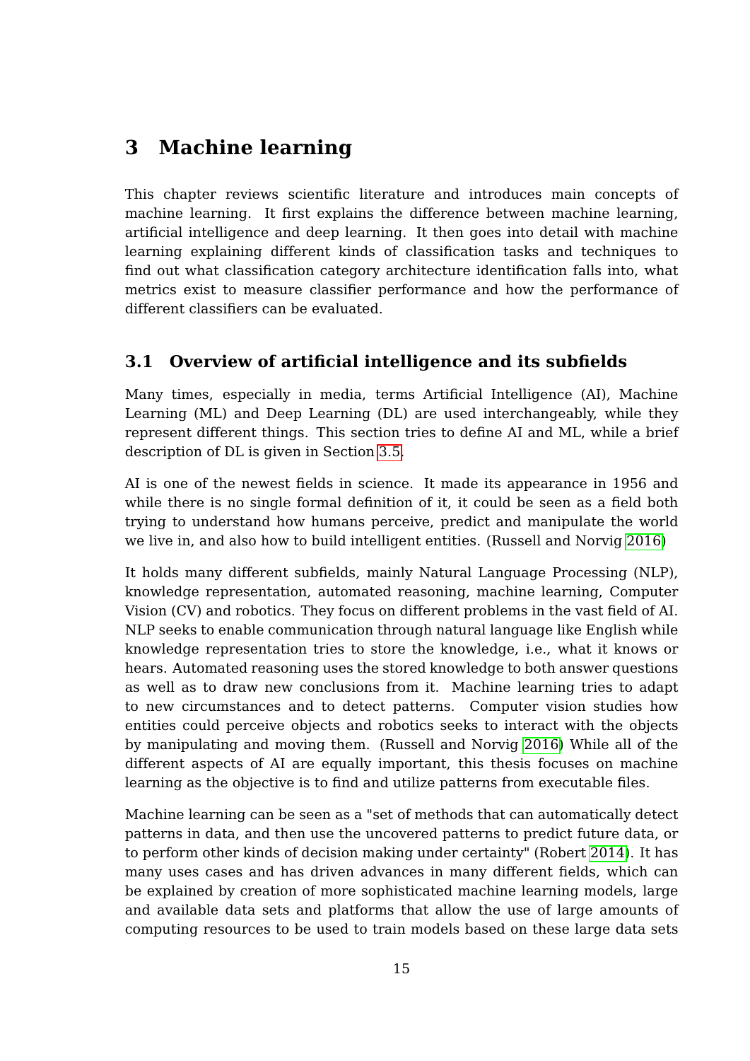# 3 Machine learning

This chapter reviews scientific literature and introduces main concepts of machine learning. It first explains the difference between machine learning, artificial intelligence and deep learning. It then goes into detail with machine learning explaining different kinds of classification tasks and techniques to find out what classification category architecture identification falls into, what metrics exist to measure classifier performance and how the performance of different classifiers can be evaluated.

## 3.1 Overview of artificial intelligence and its subfields

Many times, especially in media, terms Artificial Intelligence (AI), Machine Learning (ML) and Deep Learning (DL) are used interchangeably, while they represent different things. This section tries to define AI and ML, while a brief description of DL is given in Section 3.5.

AI is one of the newest fields in science. It made its appearance in 1956 and while there is no single formal definition of it, it could be seen as a field both trying to understand how humans perceive, predict and manipulate the world we live in, and also how to build intelligent entities. (Russell and Norvig 2016)

It holds many different subfields, mainly Natural Language Processing (NLP), knowledge representation, automated reasoning, machine learning, Computer Vision (CV) and robotics. They focus on different problems in the vast field of AI. NLP seeks to enable communication through natural language like English while knowledge representation tries to store the knowledge, i.e., what it knows or hears. Automated reasoning uses the stored knowledge to both answer questions as well as to draw new conclusions from it. Machine learning tries to adapt to new circumstances and to detect patterns. Computer vision studies how entities could perceive objects and robotics seeks to interact with the objects by manipulating and moving them. (Russell and Norvig 2016) While all of the different aspects of AI are equally important, this thesis focuses on machine learning as the objective is to find and utilize patterns from executable files.

Machine learning can be seen as a "set of methods that can automatically detect patterns in data, and then use the uncovered patterns to predict future data, or to perform other kinds of decision making under certainty" (Robert 2014). It has many uses cases and has driven advances in many different fields, which can be explained by creation of more sophisticated machine learning models, large and available data sets and platforms that allow the use of large amounts of computing resources to be used to train models based on these large data sets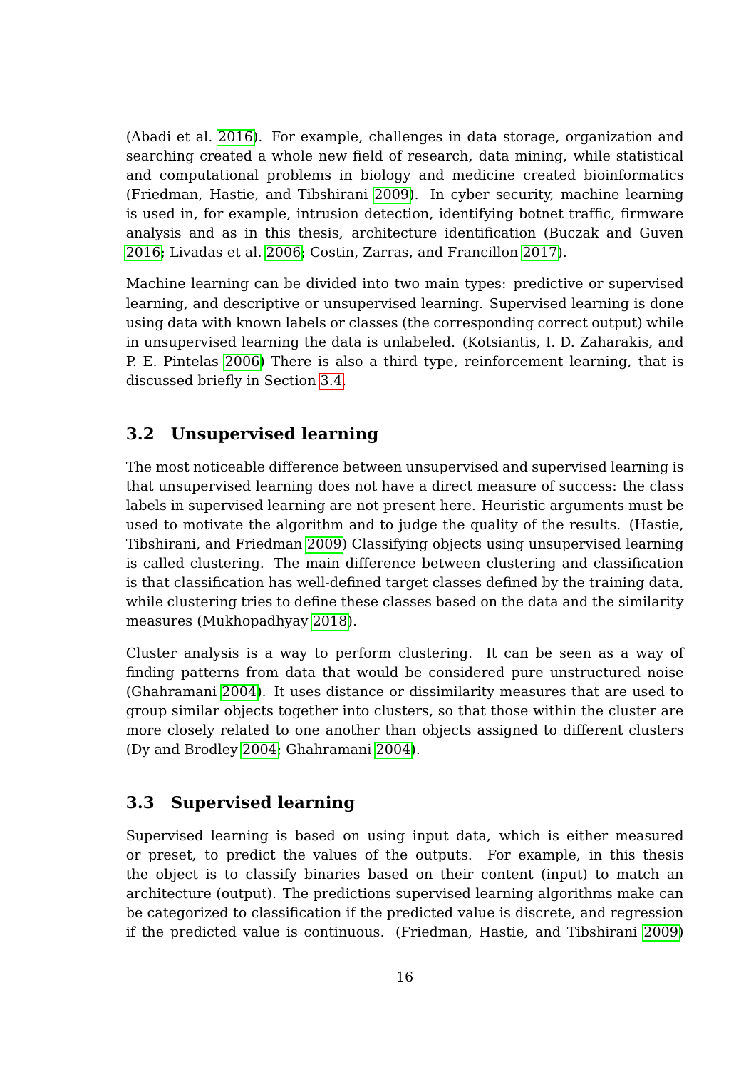(Abadi et al. 2016). For example, challenges in data storage, organization and searching created a whole new field of research, data mining, while statistical and computational problems in biology and medicine created bioinformatics (Friedman, Hastie, and Tibshirani 2009). In cyber security, machine learning is used in, for example, intrusion detection, identifying botnet traffic, firmware analysis and as in this thesis, architecture identification (Buczak and Guven 2016; Livadas et al. 2006; Costin, Zarras, and Francillon 2017).

Machine learning can be divided into two main types: predictive or supervised learning, and descriptive or unsupervised learning. Supervised learning is done using data with known labels or classes (the corresponding correct output) while in unsupervised learning the data is unlabeled. (Kotsiantis, I. D. Zaharakis, and P. E. Pintelas 2006) There is also a third type, reinforcement learning, that is discussed briefly in Section 3.4.

## 3.2 Unsupervised learning

The most noticeable difference between unsupervised and supervised learning is that unsupervised learning does not have a direct measure of success: the class labels in supervised learning are not present here. Heuristic arguments must be used to motivate the algorithm and to judge the quality of the results. (Hastie, Tibshirani, and Friedman 2009) Classifying objects using unsupervised learning is called clustering. The main difference between clustering and classification is that classification has well-defined target classes defined by the training data, while clustering tries to define these classes based on the data and the similarity measures (Mukhopadhyay 2018).

Cluster analysis is a way to perform clustering. It can be seen as a way of finding patterns from data that would be considered pure unstructured noise (Ghahramani 2004). It uses distance or dissimilarity measures that are used to group similar objects together into clusters, so that those within the cluster are more closely related to one another than objects assigned to different clusters (Dy and Brodley 2004; Ghahramani 2004).

## 3.3 Supervised learning

Supervised learning is based on using input data, which is either measured or preset, to predict the values of the outputs. For example, in this thesis the object is to classify binaries based on their content (input) to match an architecture (output). The predictions supervised learning algorithms make can be categorized to classification if the predicted value is discrete, and regression if the predicted value is continuous. (Friedman, Hastie, and Tibshirani 2009)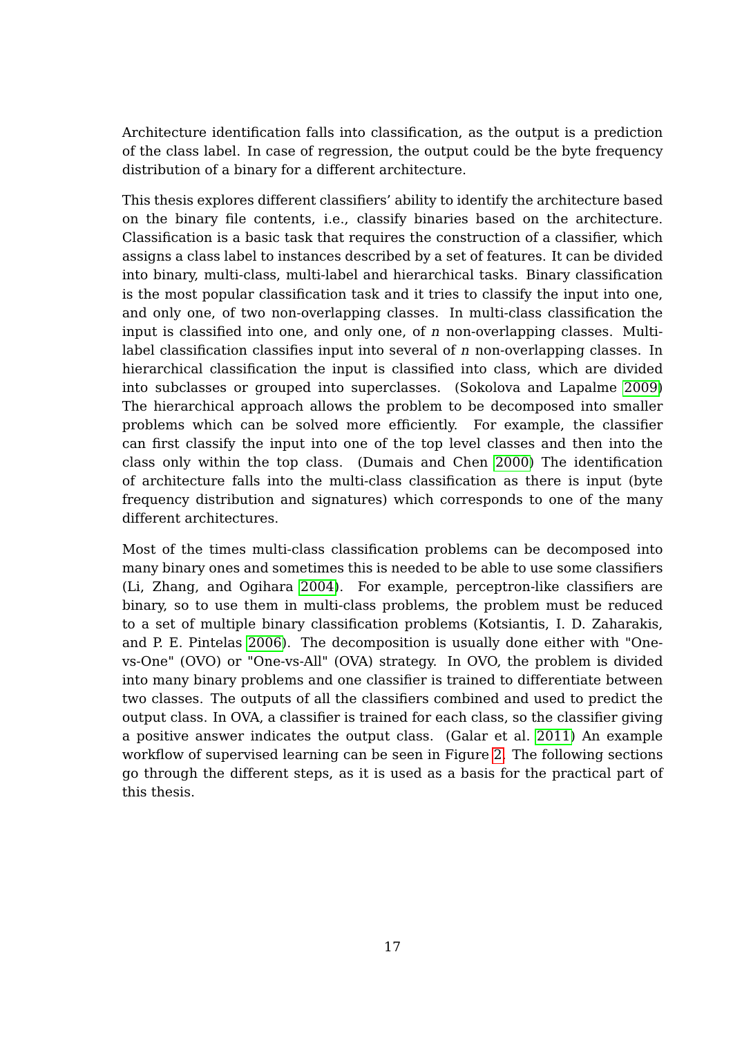Architecture identification falls into classification, as the output is a prediction of the class label. In case of regression, the output could be the byte frequency distribution of a binary for a different architecture.

This thesis explores different classifiers' ability to identify the architecture based on the binary file contents, i.e., classify binaries based on the architecture. Classification is a basic task that requires the construction of a classifier, which assigns a class label to instances described by a set of features. It can be divided into binary, multi-class, multi-label and hierarchical tasks. Binary classification is the most popular classification task and it tries to classify the input into one, and only one, of two non-overlapping classes. In multi-class classification the input is classified into one, and only one, of *n* non-overlapping classes. Multi-label classification classifies input into several of *n* non-overlapping classes. In hierarchical classification the input is classified into class, which are divided into subclasses or grouped into superclasses. (Sokolova and Lapalme 2009) The hierarchical approach allows the problem to be decomposed into smaller problems which can be solved more efficiently. For example, the classifier can first classify the input into one of the top level classes and then into the class only within the top class. (Dumais and Chen 2000) The identification of architecture falls into the multi-class classification as there is input (byte frequency distribution and signatures) which corresponds to one of the many different architectures.

Most of the times multi-class classification problems can be decomposed into many binary ones and sometimes this is needed to be able to use some classifiers (Li, Zhang, and Ogihara 2004). For example, perceptron-like classifiers are binary, so to use them in multi-class problems, the problem must be reduced to a set of multiple binary classification problems (Kotsiantis, I. D. Zaharakis, and P. E. Pintelas 2006). The decomposition is usually done either with "One-vs-One" (OVO) or "One-vs-All" (OVA) strategy. In OVO, the problem is divided into many binary problems and one classifier is trained to differentiate between two classes. The outputs of all the classifiers combined and used to predict the output class. In OVA, a classifier is trained for each class, so the classifier giving a positive answer indicates the output class. (Galar et al. 2011) An example workflow of supervised learning can be seen in Figure 2. The following sections go through the different steps, as it is used as a basis for the practical part of this thesis.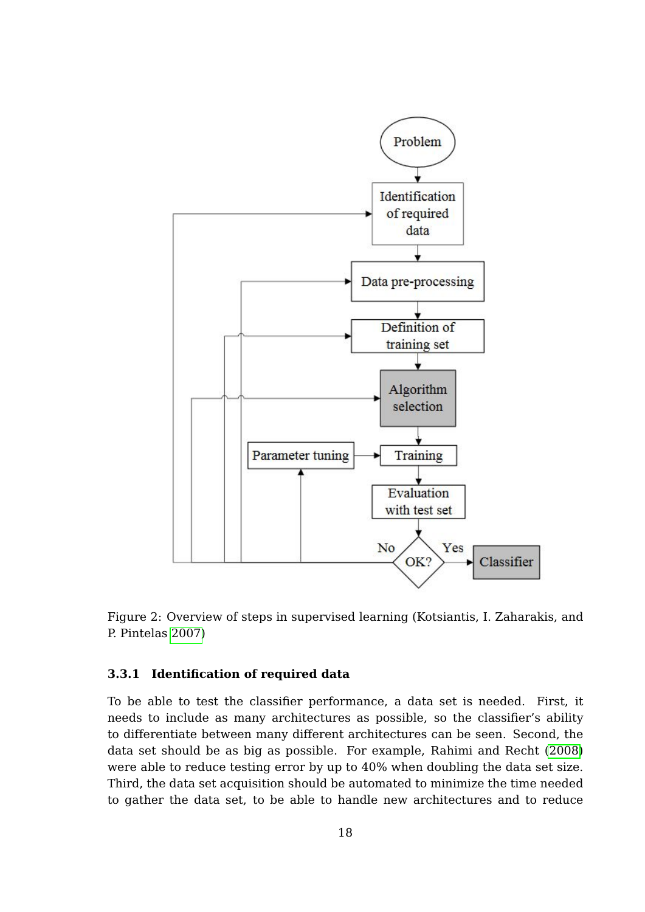Figure 2: Overview of steps in supervised learning (Kotsiantis, I. Zaharakis, and P. Pintelas 2007)

### 3.3.1 Identification of required data

To be able to test the classifier performance, a data set is needed. First, it needs to include as many architectures as possible, so the classifier's ability to differentiate between many different architectures can be seen. Second, the data set should be as big as possible. For example, Rahimi and Recht (2008) were able to reduce testing error by up to 40% when doubling the data set size. Third, the data set acquisition should be automated to minimize the time needed to gather the data set, to be able to handle new architectures and to reduce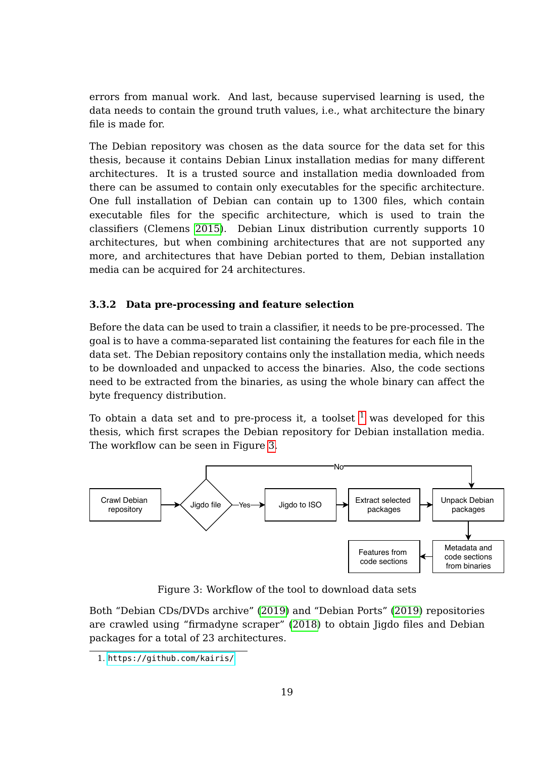errors from manual work. And last, because supervised learning is used, the data needs to contain the ground truth values, i.e., what architecture the binary file is made for.

The Debian repository was chosen as the data source for the data set for this thesis, because it contains Debian Linux installation medias for many different architectures. It is a trusted source and installation media downloaded from there can be assumed to contain only executables for the specific architecture. One full installation of Debian can contain up to 1300 files, which contain executable files for the specific architecture, which is used to train the classifiers (Clemens 2015). Debian Linux distribution currently supports 10 architectures, but when combining architectures that are not supported any more, and architectures that have Debian ported to them, Debian installation media can be acquired for 24 architectures.

### 3.3.2 Data pre-processing and feature selection

Before the data can be used to train a classifier, it needs to be pre-processed. The goal is to have a comma-separated list containing the features for each file in the data set. The Debian repository contains only the installation media, which needs to be downloaded and unpacked to access the binaries. Also, the code sections need to be extracted from the binaries, as using the whole binary can affect the byte frequency distribution.

To obtain a data set and to pre-process it, a toolset [1] was developed for this thesis, which first scrapes the Debian repository for Debian installation media. The workflow can be seen in Figure 3.

Crawl Debian repository → Jigdo file —Yes→ Jigdo to ISO → Extract selected packages → Unpack Debian packages → Metadata and code sections from binaries → Features from code sections

(Jigdo file —No→ Unpack Debian packages)

Figure 3: Workflow of the tool to download data sets

Both "Debian CDs/DVDs archive" (2019) and "Debian Ports" (2019) repositories are crawled using "firmadyne scraper" (2018) to obtain Jigdo files and Debian packages for a total of 23 architectures.

1. https://github.com/kairis/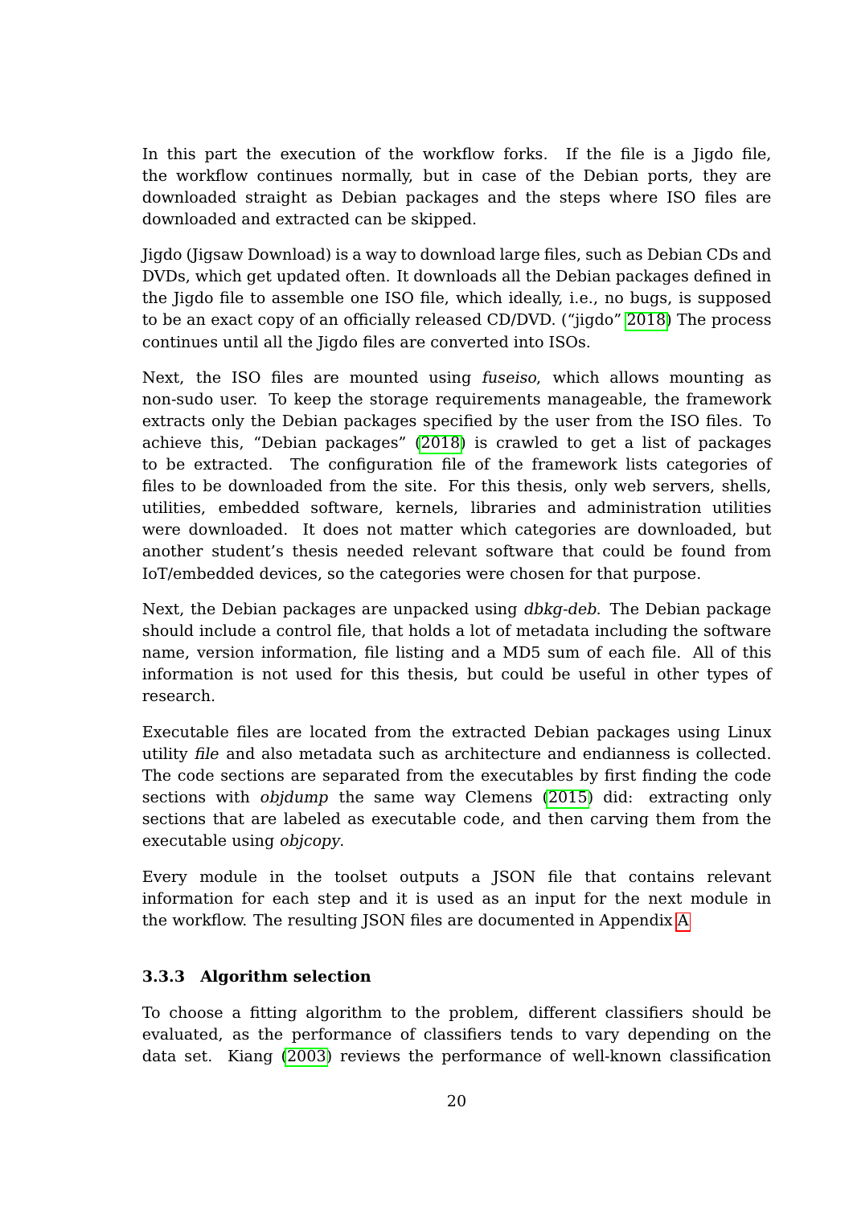In this part the execution of the workflow forks. If the file is a Jigdo file, the workflow continues normally, but in case of the Debian ports, they are downloaded straight as Debian packages and the steps where ISO files are downloaded and extracted can be skipped.

Jigdo (Jigsaw Download) is a way to download large files, such as Debian CDs and DVDs, which get updated often. It downloads all the Debian packages defined in the Jigdo file to assemble one ISO file, which ideally, i.e., no bugs, is supposed to be an exact copy of an officially released CD/DVD. ("jigdo" 2018) The process continues until all the Jigdo files are converted into ISOs.

Next, the ISO files are mounted using *fuseiso*, which allows mounting as non-sudo user. To keep the storage requirements manageable, the framework extracts only the Debian packages specified by the user from the ISO files. To achieve this, "Debian packages" (2018) is crawled to get a list of packages to be extracted. The configuration file of the framework lists categories of files to be downloaded from the site. For this thesis, only web servers, shells, utilities, embedded software, kernels, libraries and administration utilities were downloaded. It does not matter which categories are downloaded, but another student's thesis needed relevant software that could be found from IoT/embedded devices, so the categories were chosen for that purpose.

Next, the Debian packages are unpacked using *dbkg-deb*. The Debian package should include a control file, that holds a lot of metadata including the software name, version information, file listing and a MD5 sum of each file. All of this information is not used for this thesis, but could be useful in other types of research.

Executable files are located from the extracted Debian packages using Linux utility *file* and also metadata such as architecture and endianness is collected. The code sections are separated from the executables by first finding the code sections with *objdump* the same way Clemens (2015) did: extracting only sections that are labeled as executable code, and then carving them from the executable using *objcopy*.

Every module in the toolset outputs a JSON file that contains relevant information for each step and it is used as an input for the next module in the workflow. The resulting JSON files are documented in Appendix A

### 3.3.3 Algorithm selection

To choose a fitting algorithm to the problem, different classifiers should be evaluated, as the performance of classifiers tends to vary depending on the data set. Kiang (2003) reviews the performance of well-known classification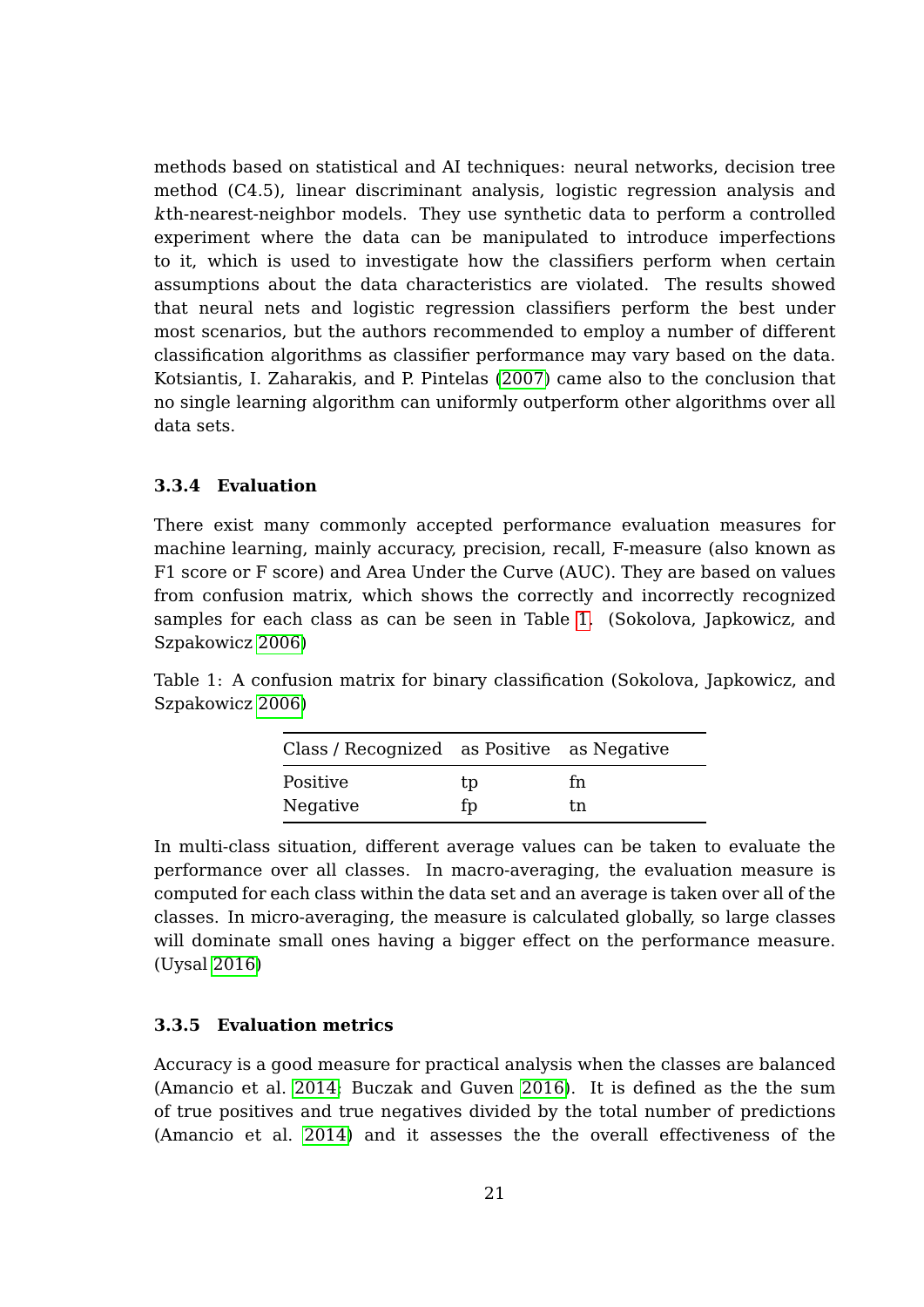methods based on statistical and AI techniques: neural networks, decision tree method (C4.5), linear discriminant analysis, logistic regression analysis and $k$th-nearest-neighbor models. They use synthetic data to perform a controlled experiment where the data can be manipulated to introduce imperfections to it, which is used to investigate how the classifiers perform when certain assumptions about the data characteristics are violated. The results showed that neural nets and logistic regression classifiers perform the best under most scenarios, but the authors recommended to employ a number of different classification algorithms as classifier performance may vary based on the data. Kotsiantis, I. Zaharakis, and P. Pintelas (2007) came also to the conclusion that no single learning algorithm can uniformly outperform other algorithms over all data sets.

### 3.3.4 Evaluation

There exist many commonly accepted performance evaluation measures for machine learning, mainly accuracy, precision, recall, F-measure (also known as F1 score or F score) and Area Under the Curve (AUC). They are based on values from confusion matrix, which shows the correctly and incorrectly recognized samples for each class as can be seen in Table 1. (Sokolova, Japkowicz, and Szpakowicz 2006)

Table 1: A confusion matrix for binary classification (Sokolova, Japkowicz, and Szpakowicz 2006)

| Class / Recognized | as Positive | as Negative |
|---|---|---|
| Positive | tp | fn |
| Negative | fp | tn |

In multi-class situation, different average values can be taken to evaluate the performance over all classes. In macro-averaging, the evaluation measure is computed for each class within the data set and an average is taken over all of the classes. In micro-averaging, the measure is calculated globally, so large classes will dominate small ones having a bigger effect on the performance measure. (Uysal 2016)

### 3.3.5 Evaluation metrics

Accuracy is a good measure for practical analysis when the classes are balanced (Amancio et al. 2014; Buczak and Guven 2016). It is defined as the the sum of true positives and true negatives divided by the total number of predictions (Amancio et al. 2014) and it assesses the the overall effectiveness of the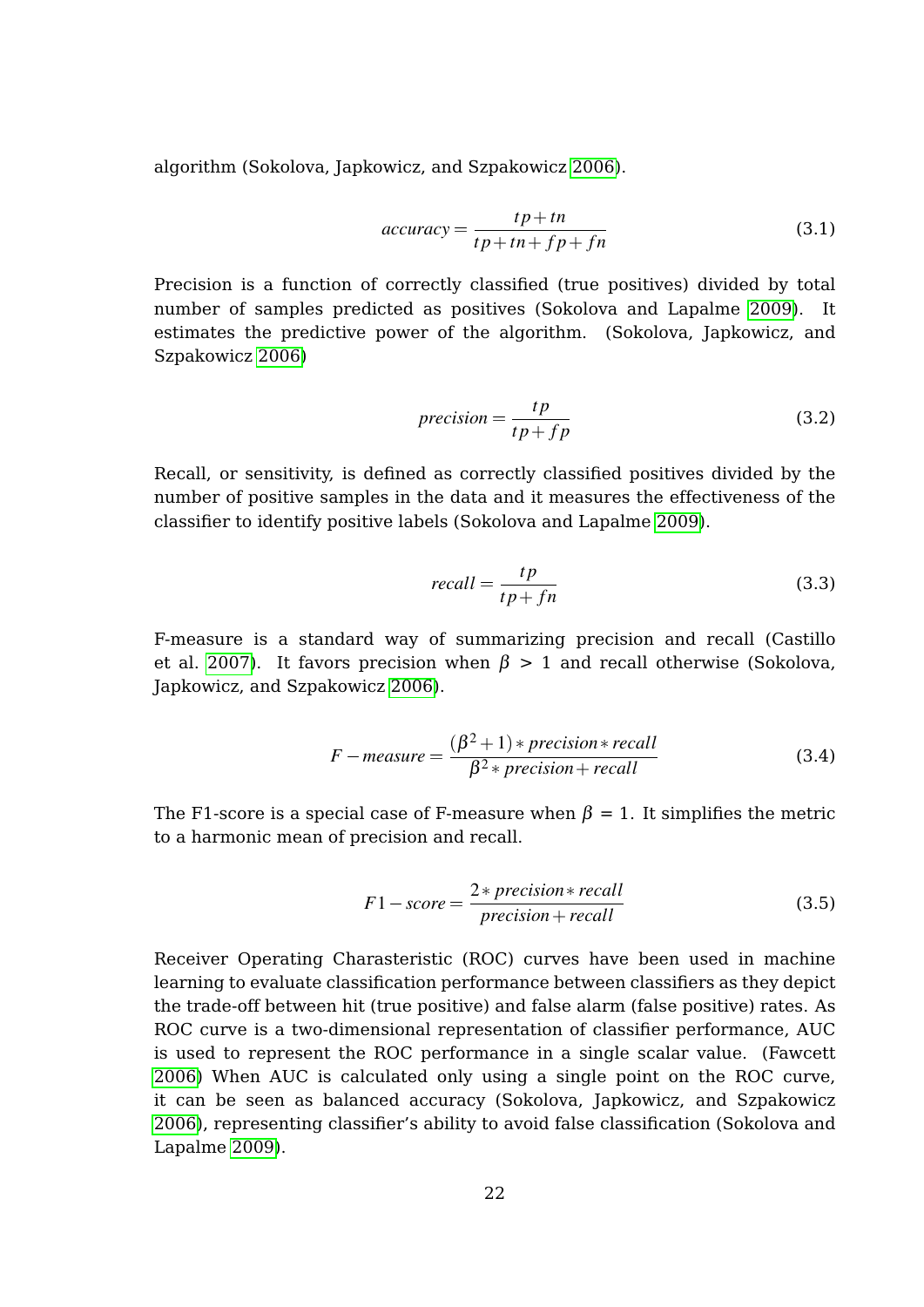algorithm (Sokolova, Japkowicz, and Szpakowicz 2006).

$$accuracy = \frac{tp + tn}{tp + tn + fp + fn} \tag{3.1}$$

Precision is a function of correctly classified (true positives) divided by total number of samples predicted as positives (Sokolova and Lapalme 2009). It estimates the predictive power of the algorithm. (Sokolova, Japkowicz, and Szpakowicz 2006)

$$precision = \frac{tp}{tp + fp} \tag{3.2}$$

Recall, or sensitivity, is defined as correctly classified positives divided by the number of positive samples in the data and it measures the effectiveness of the classifier to identify positive labels (Sokolova and Lapalme 2009).

$$recall = \frac{tp}{tp + fn} \tag{3.3}$$

F-measure is a standard way of summarizing precision and recall (Castillo et al. 2007). It favors precision when $\beta > 1$ and recall otherwise (Sokolova, Japkowicz, and Szpakowicz 2006).

$$F - measure = \frac{(\beta^2 + 1) * precision * recall}{\beta^2 * precision + recall} \tag{3.4}$$

The F1-score is a special case of F-measure when $\beta = 1$. It simplifies the metric to a harmonic mean of precision and recall.

$$F1 - score = \frac{2 * precision * recall}{precision + recall} \tag{3.5}$$

Receiver Operating Charasteristic (ROC) curves have been used in machine learning to evaluate classification performance between classifiers as they depict the trade-off between hit (true positive) and false alarm (false positive) rates. As ROC curve is a two-dimensional representation of classifier performance, AUC is used to represent the ROC performance in a single scalar value. (Fawcett 2006) When AUC is calculated only using a single point on the ROC curve, it can be seen as balanced accuracy (Sokolova, Japkowicz, and Szpakowicz 2006), representing classifier's ability to avoid false classification (Sokolova and Lapalme 2009).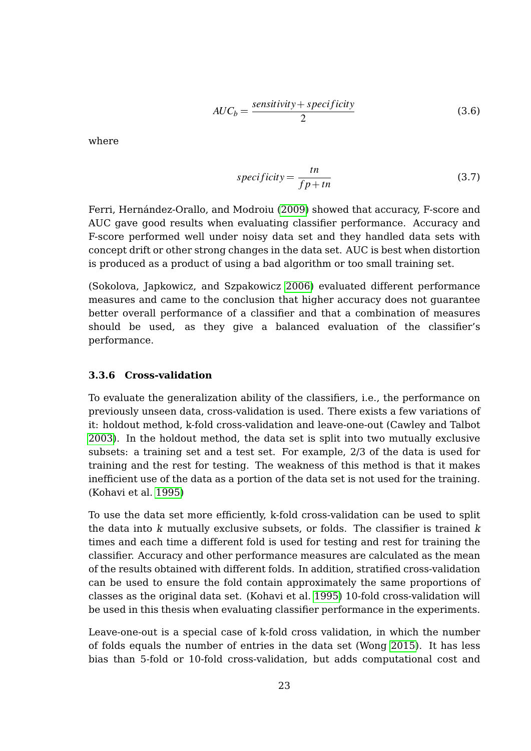$$AUC_b = \frac{sensitivity + specificity}{2} \tag{3.6}$$

where

$$specificity = \frac{tn}{fp + tn} \tag{3.7}$$

Ferri, Hernández-Orallo, and Modroiu (2009) showed that accuracy, F-score and AUC gave good results when evaluating classifier performance. Accuracy and F-score performed well under noisy data set and they handled data sets with concept drift or other strong changes in the data set. AUC is best when distortion is produced as a product of using a bad algorithm or too small training set.

(Sokolova, Japkowicz, and Szpakowicz 2006) evaluated different performance measures and came to the conclusion that higher accuracy does not guarantee better overall performance of a classifier and that a combination of measures should be used, as they give a balanced evaluation of the classifier's performance.

### 3.3.6 Cross-validation

To evaluate the generalization ability of the classifiers, i.e., the performance on previously unseen data, cross-validation is used. There exists a few variations of it: holdout method, k-fold cross-validation and leave-one-out (Cawley and Talbot 2003). In the holdout method, the data set is split into two mutually exclusive subsets: a training set and a test set. For example, 2/3 of the data is used for training and the rest for testing. The weakness of this method is that it makes inefficient use of the data as a portion of the data set is not used for the training. (Kohavi et al. 1995)

To use the data set more efficiently, k-fold cross-validation can be used to split the data into $k$ mutually exclusive subsets, or folds. The classifier is trained $k$ times and each time a different fold is used for testing and rest for training the classifier. Accuracy and other performance measures are calculated as the mean of the results obtained with different folds. In addition, stratified cross-validation can be used to ensure the fold contain approximately the same proportions of classes as the original data set. (Kohavi et al. 1995) 10-fold cross-validation will be used in this thesis when evaluating classifier performance in the experiments.

Leave-one-out is a special case of k-fold cross validation, in which the number of folds equals the number of entries in the data set (Wong 2015). It has less bias than 5-fold or 10-fold cross-validation, but adds computational cost and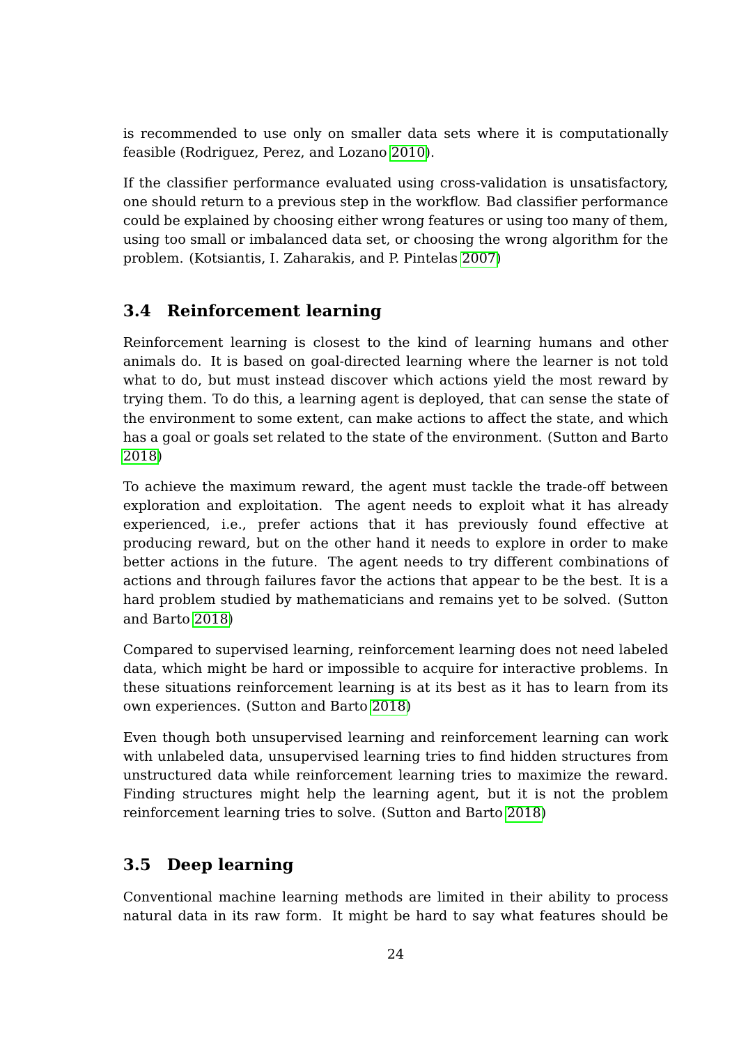is recommended to use only on smaller data sets where it is computationally feasible (Rodriguez, Perez, and Lozano 2010).

If the classifier performance evaluated using cross-validation is unsatisfactory, one should return to a previous step in the workflow. Bad classifier performance could be explained by choosing either wrong features or using too many of them, using too small or imbalanced data set, or choosing the wrong algorithm for the problem. (Kotsiantis, I. Zaharakis, and P. Pintelas 2007)

## 3.4 Reinforcement learning

Reinforcement learning is closest to the kind of learning humans and other animals do. It is based on goal-directed learning where the learner is not told what to do, but must instead discover which actions yield the most reward by trying them. To do this, a learning agent is deployed, that can sense the state of the environment to some extent, can make actions to affect the state, and which has a goal or goals set related to the state of the environment. (Sutton and Barto 2018)

To achieve the maximum reward, the agent must tackle the trade-off between exploration and exploitation. The agent needs to exploit what it has already experienced, i.e., prefer actions that it has previously found effective at producing reward, but on the other hand it needs to explore in order to make better actions in the future. The agent needs to try different combinations of actions and through failures favor the actions that appear to be the best. It is a hard problem studied by mathematicians and remains yet to be solved. (Sutton and Barto 2018)

Compared to supervised learning, reinforcement learning does not need labeled data, which might be hard or impossible to acquire for interactive problems. In these situations reinforcement learning is at its best as it has to learn from its own experiences. (Sutton and Barto 2018)

Even though both unsupervised learning and reinforcement learning can work with unlabeled data, unsupervised learning tries to find hidden structures from unstructured data while reinforcement learning tries to maximize the reward. Finding structures might help the learning agent, but it is not the problem reinforcement learning tries to solve. (Sutton and Barto 2018)

## 3.5 Deep learning

Conventional machine learning methods are limited in their ability to process natural data in its raw form. It might be hard to say what features should be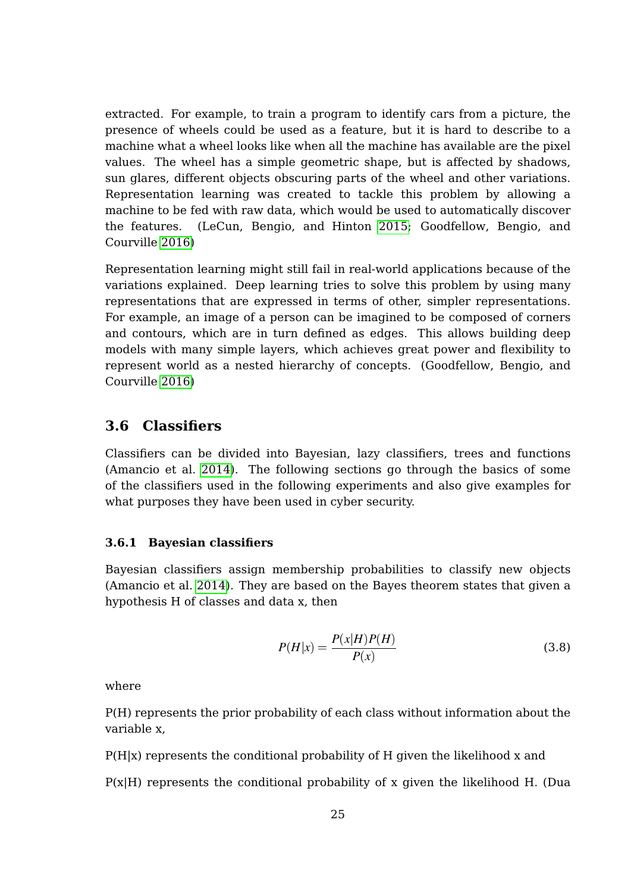extracted. For example, to train a program to identify cars from a picture, the presence of wheels could be used as a feature, but it is hard to describe to a machine what a wheel looks like when all the machine has available are the pixel values. The wheel has a simple geometric shape, but is affected by shadows, sun glares, different objects obscuring parts of the wheel and other variations. Representation learning was created to tackle this problem by allowing a machine to be fed with raw data, which would be used to automatically discover the features. (LeCun, Bengio, and Hinton 2015; Goodfellow, Bengio, and Courville 2016)

Representation learning might still fail in real-world applications because of the variations explained. Deep learning tries to solve this problem by using many representations that are expressed in terms of other, simpler representations. For example, an image of a person can be imagined to be composed of corners and contours, which are in turn defined as edges. This allows building deep models with many simple layers, which achieves great power and flexibility to represent world as a nested hierarchy of concepts. (Goodfellow, Bengio, and Courville 2016)

## 3.6 Classifiers

Classifiers can be divided into Bayesian, lazy classifiers, trees and functions (Amancio et al. 2014). The following sections go through the basics of some of the classifiers used in the following experiments and also give examples for what purposes they have been used in cyber security.

### 3.6.1 Bayesian classifiers

Bayesian classifiers assign membership probabilities to classify new objects (Amancio et al. 2014). They are based on the Bayes theorem states that given a hypothesis H of classes and data x, then

$$P(H|x) = \frac{P(x|H)P(H)}{P(x)} \tag{3.8}$$

where

P(H) represents the prior probability of each class without information about the variable x,

P(H|x) represents the conditional probability of H given the likelihood x and

P(x|H) represents the conditional probability of x given the likelihood H. (Dua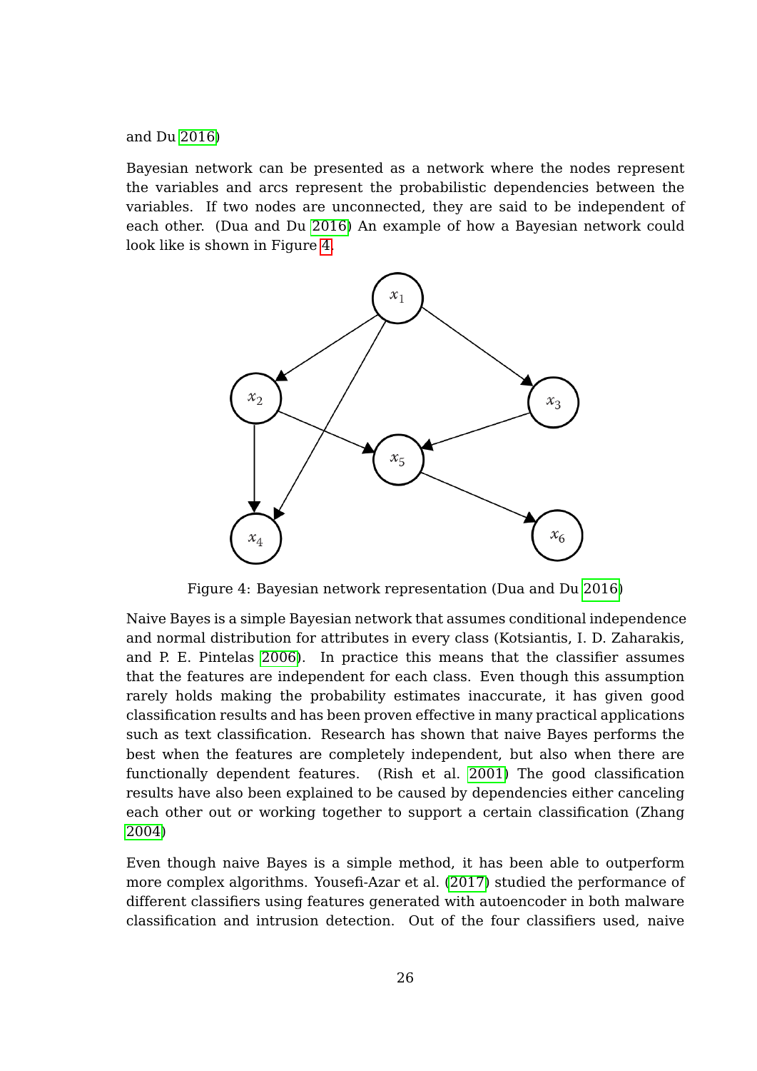and Du 2016)

Bayesian network can be presented as a network where the nodes represent the variables and arcs represent the probabilistic dependencies between the variables. If two nodes are unconnected, they are said to be independent of each other. (Dua and Du 2016) An example of how a Bayesian network could look like is shown in Figure 4.

Figure 4: Bayesian network representation (Dua and Du 2016)

Naive Bayes is a simple Bayesian network that assumes conditional independence and normal distribution for attributes in every class (Kotsiantis, I. D. Zaharakis, and P. E. Pintelas 2006). In practice this means that the classifier assumes that the features are independent for each class. Even though this assumption rarely holds making the probability estimates inaccurate, it has given good classification results and has been proven effective in many practical applications such as text classification. Research has shown that naive Bayes performs the best when the features are completely independent, but also when there are functionally dependent features. (Rish et al. 2001) The good classification results have also been explained to be caused by dependencies either canceling each other out or working together to support a certain classification (Zhang 2004)

Even though naive Bayes is a simple method, it has been able to outperform more complex algorithms. Yousefi-Azar et al. (2017) studied the performance of different classifiers using features generated with autoencoder in both malware classification and intrusion detection. Out of the four classifiers used, naive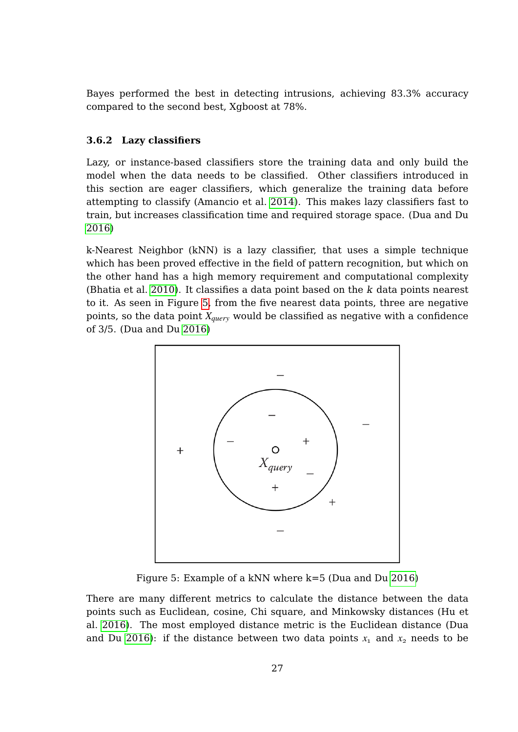Bayes performed the best in detecting intrusions, achieving 83.3% accuracy compared to the second best, Xgboost at 78%.

### 3.6.2 Lazy classifiers

Lazy, or instance-based classifiers store the training data and only build the model when the data needs to be classified. Other classifiers introduced in this section are eager classifiers, which generalize the training data before attempting to classify (Amancio et al. 2014). This makes lazy classifiers fast to train, but increases classification time and required storage space. (Dua and Du 2016)

k-Nearest Neighbor (kNN) is a lazy classifier, that uses a simple technique which has been proved effective in the field of pattern recognition, but which on the other hand has a high memory requirement and computational complexity (Bhatia et al. 2010). It classifies a data point based on the $k$ data points nearest to it. As seen in Figure 5, from the five nearest data points, three are negative points, so the data point $X_{query}$ would be classified as negative with a confidence of 3/5. (Dua and Du 2016)

Figure 5: Example of a kNN where k=5 (Dua and Du 2016)

There are many different metrics to calculate the distance between the data points such as Euclidean, cosine, Chi square, and Minkowsky distances (Hu et al. 2016). The most employed distance metric is the Euclidean distance (Dua and Du 2016): if the distance between two data points $x_1$ and $x_2$ needs to be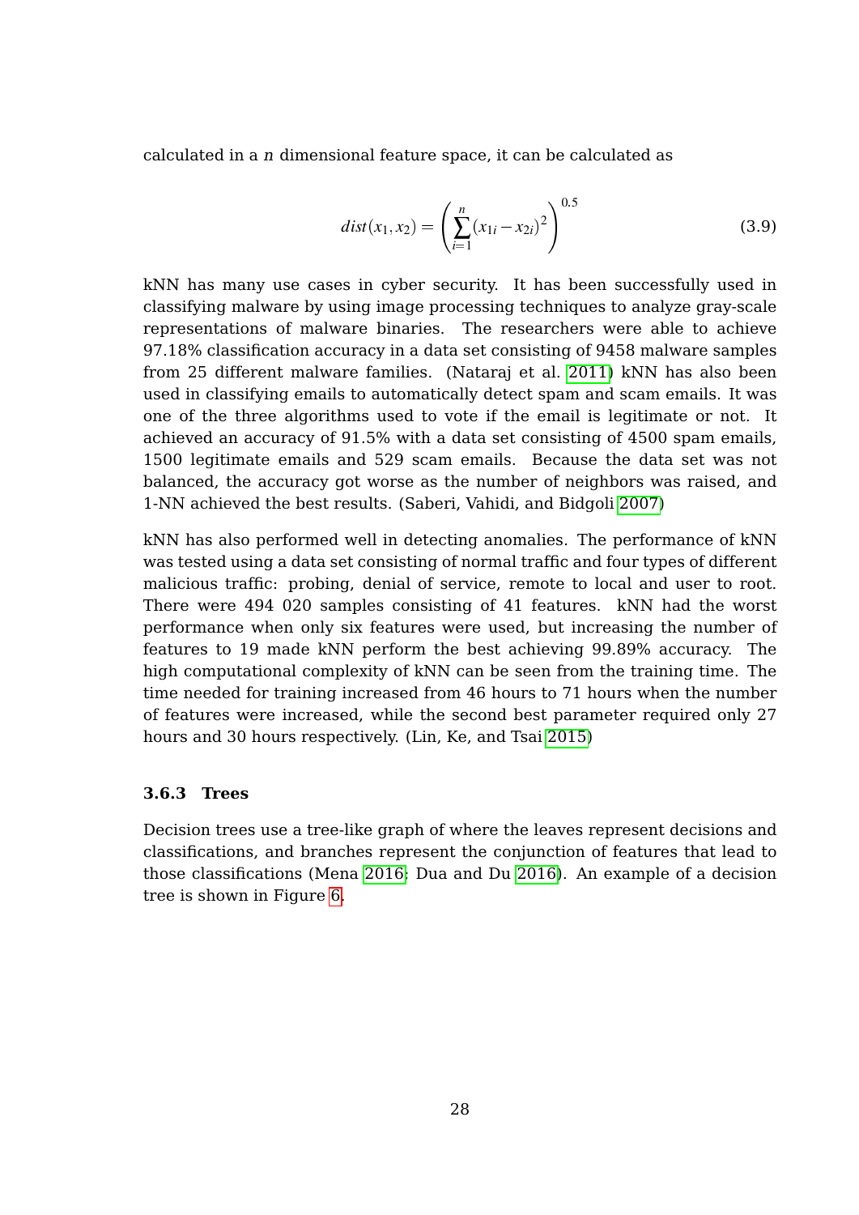calculated in a $n$ dimensional feature space, it can be calculated as

$$dist(x_1, x_2) = \left( \sum_{i=1}^{n} (x_{1i} - x_{2i})^2 \right)^{0.5} \tag{3.9}$$

kNN has many use cases in cyber security. It has been successfully used in classifying malware by using image processing techniques to analyze gray-scale representations of malware binaries. The researchers were able to achieve 97.18% classification accuracy in a data set consisting of 9458 malware samples from 25 different malware families. (Nataraj et al. 2011) kNN has also been used in classifying emails to automatically detect spam and scam emails. It was one of the three algorithms used to vote if the email is legitimate or not. It achieved an accuracy of 91.5% with a data set consisting of 4500 spam emails, 1500 legitimate emails and 529 scam emails. Because the data set was not balanced, the accuracy got worse as the number of neighbors was raised, and 1-NN achieved the best results. (Saberi, Vahidi, and Bidgoli 2007)

kNN has also performed well in detecting anomalies. The performance of kNN was tested using a data set consisting of normal traffic and four types of different malicious traffic: probing, denial of service, remote to local and user to root. There were 494 020 samples consisting of 41 features. kNN had the worst performance when only six features were used, but increasing the number of features to 19 made kNN perform the best achieving 99.89% accuracy. The high computational complexity of kNN can be seen from the training time. The time needed for training increased from 46 hours to 71 hours when the number of features were increased, while the second best parameter required only 27 hours and 30 hours respectively. (Lin, Ke, and Tsai 2015)

### 3.6.3 Trees

Decision trees use a tree-like graph of where the leaves represent decisions and classifications, and branches represent the conjunction of features that lead to those classifications (Mena 2016; Dua and Du 2016). An example of a decision tree is shown in Figure 6.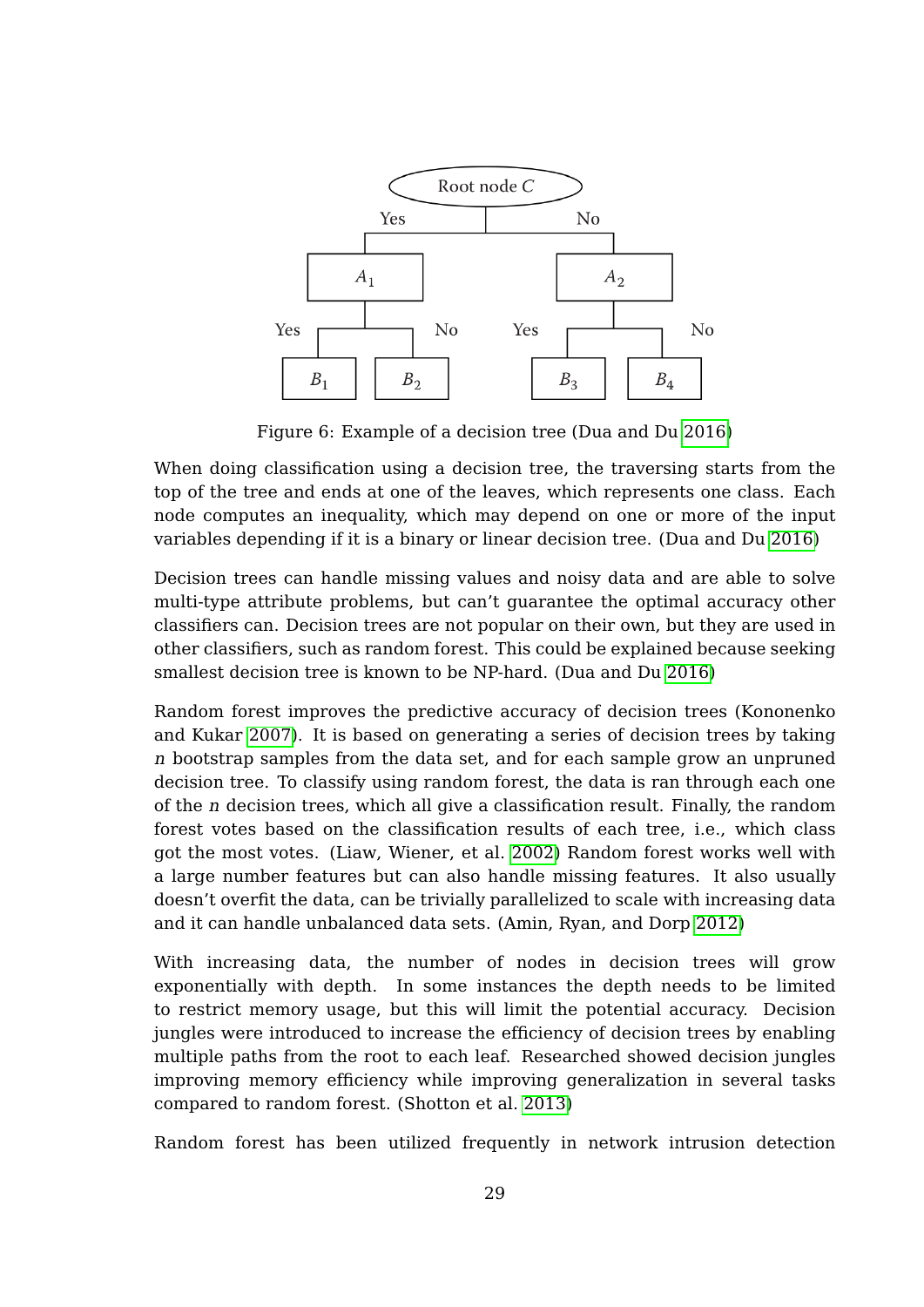Figure 6: Example of a decision tree (Dua and Du 2016)

When doing classification using a decision tree, the traversing starts from the top of the tree and ends at one of the leaves, which represents one class. Each node computes an inequality, which may depend on one or more of the input variables depending if it is a binary or linear decision tree. (Dua and Du 2016)

Decision trees can handle missing values and noisy data and are able to solve multi-type attribute problems, but can't guarantee the optimal accuracy other classifiers can. Decision trees are not popular on their own, but they are used in other classifiers, such as random forest. This could be explained because seeking smallest decision tree is known to be NP-hard. (Dua and Du 2016)

Random forest improves the predictive accuracy of decision trees (Kononenko and Kukar 2007). It is based on generating a series of decision trees by taking $n$ bootstrap samples from the data set, and for each sample grow an unpruned decision tree. To classify using random forest, the data is ran through each one of the $n$ decision trees, which all give a classification result. Finally, the random forest votes based on the classification results of each tree, i.e., which class got the most votes. (Liaw, Wiener, et al. 2002) Random forest works well with a large number features but can also handle missing features. It also usually doesn't overfit the data, can be trivially parallelized to scale with increasing data and it can handle unbalanced data sets. (Amin, Ryan, and Dorp 2012)

With increasing data, the number of nodes in decision trees will grow exponentially with depth. In some instances the depth needs to be limited to restrict memory usage, but this will limit the potential accuracy. Decision jungles were introduced to increase the efficiency of decision trees by enabling multiple paths from the root to each leaf. Researched showed decision jungles improving memory efficiency while improving generalization in several tasks compared to random forest. (Shotton et al. 2013)

Random forest has been utilized frequently in network intrusion detection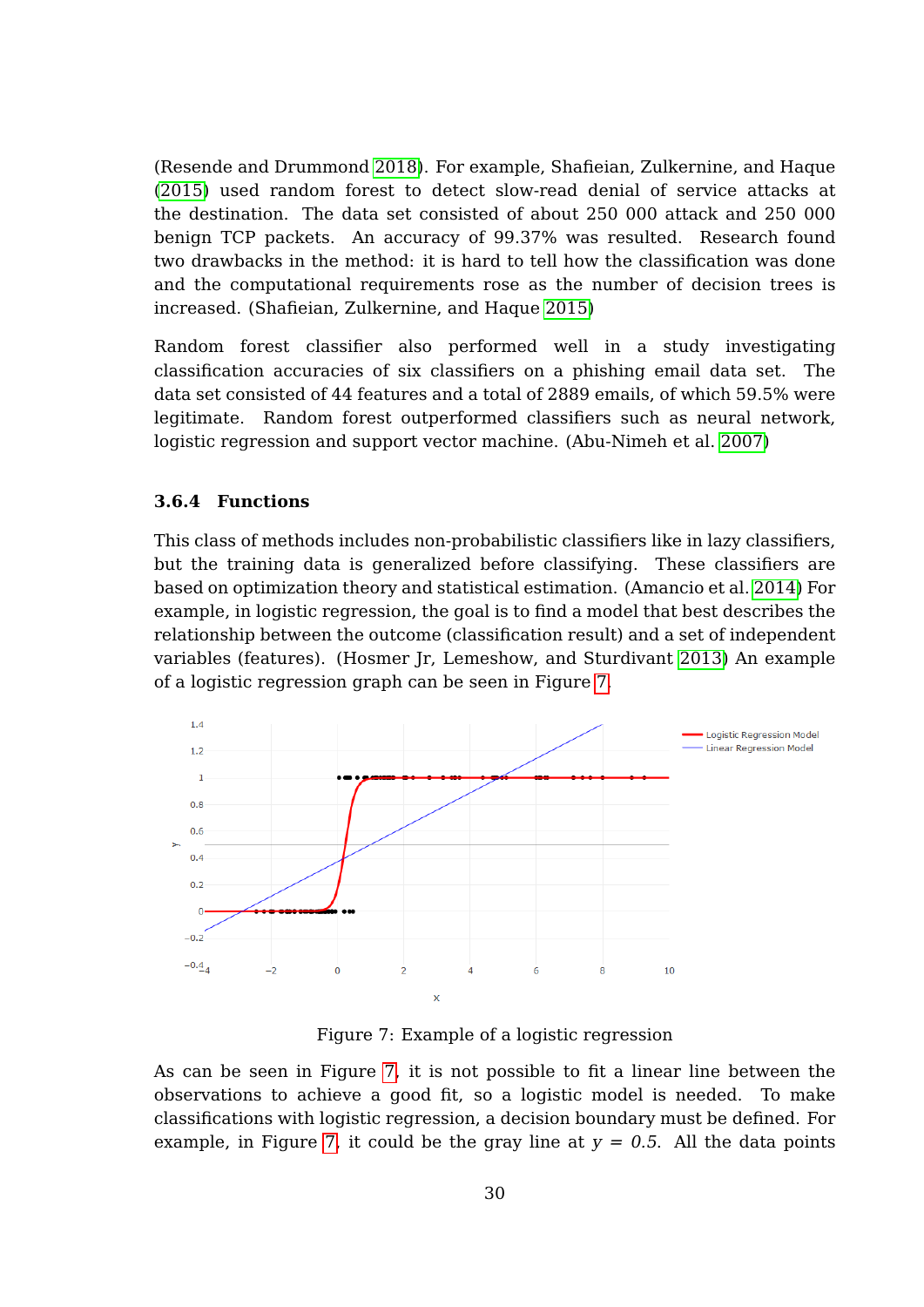(Resende and Drummond 2018). For example, Shafieian, Zulkernine, and Haque (2015) used random forest to detect slow-read denial of service attacks at the destination. The data set consisted of about 250 000 attack and 250 000 benign TCP packets. An accuracy of 99.37% was resulted. Research found two drawbacks in the method: it is hard to tell how the classification was done and the computational requirements rose as the number of decision trees is increased. (Shafieian, Zulkernine, and Haque 2015)

Random forest classifier also performed well in a study investigating classification accuracies of six classifiers on a phishing email data set. The data set consisted of 44 features and a total of 2889 emails, of which 59.5% were legitimate. Random forest outperformed classifiers such as neural network, logistic regression and support vector machine. (Abu-Nimeh et al. 2007)

### 3.6.4 Functions

This class of methods includes non-probabilistic classifiers like in lazy classifiers, but the training data is generalized before classifying. These classifiers are based on optimization theory and statistical estimation. (Amancio et al. 2014) For example, in logistic regression, the goal is to find a model that best describes the relationship between the outcome (classification result) and a set of independent variables (features). (Hosmer Jr, Lemeshow, and Sturdivant 2013) An example of a logistic regression graph can be seen in Figure 7.

Figure 7: Example of a logistic regression

As can be seen in Figure 7, it is not possible to fit a linear line between the observations to achieve a good fit, so a logistic model is needed. To make classifications with logistic regression, a decision boundary must be defined. For example, in Figure 7, it could be the gray line at $y = 0.5$. All the data points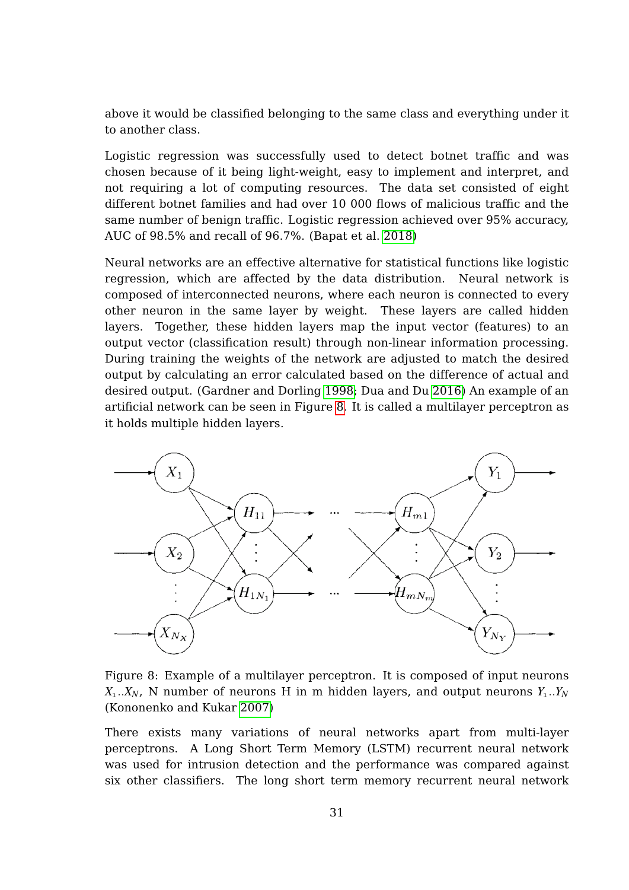above it would be classified belonging to the same class and everything under it to another class.

Logistic regression was successfully used to detect botnet traffic and was chosen because of it being light-weight, easy to implement and interpret, and not requiring a lot of computing resources. The data set consisted of eight different botnet families and had over 10 000 flows of malicious traffic and the same number of benign traffic. Logistic regression achieved over 95% accuracy, AUC of 98.5% and recall of 96.7%. (Bapat et al. 2018)

Neural networks are an effective alternative for statistical functions like logistic regression, which are affected by the data distribution. Neural network is composed of interconnected neurons, where each neuron is connected to every other neuron in the same layer by weight. These layers are called hidden layers. Together, these hidden layers map the input vector (features) to an output vector (classification result) through non-linear information processing. During training the weights of the network are adjusted to match the desired output by calculating an error calculated based on the difference of actual and desired output. (Gardner and Dorling 1998; Dua and Du 2016) An example of an artificial network can be seen in Figure 8. It is called a multilayer perceptron as it holds multiple hidden layers.

Figure 8: Example of a multilayer perceptron. It is composed of input neurons $X_1..X_N$, N number of neurons H in m hidden layers, and output neurons $Y_1..Y_N$ (Kononenko and Kukar 2007)

There exists many variations of neural networks apart from multi-layer perceptrons. A Long Short Term Memory (LSTM) recurrent neural network was used for intrusion detection and the performance was compared against six other classifiers. The long short term memory recurrent neural network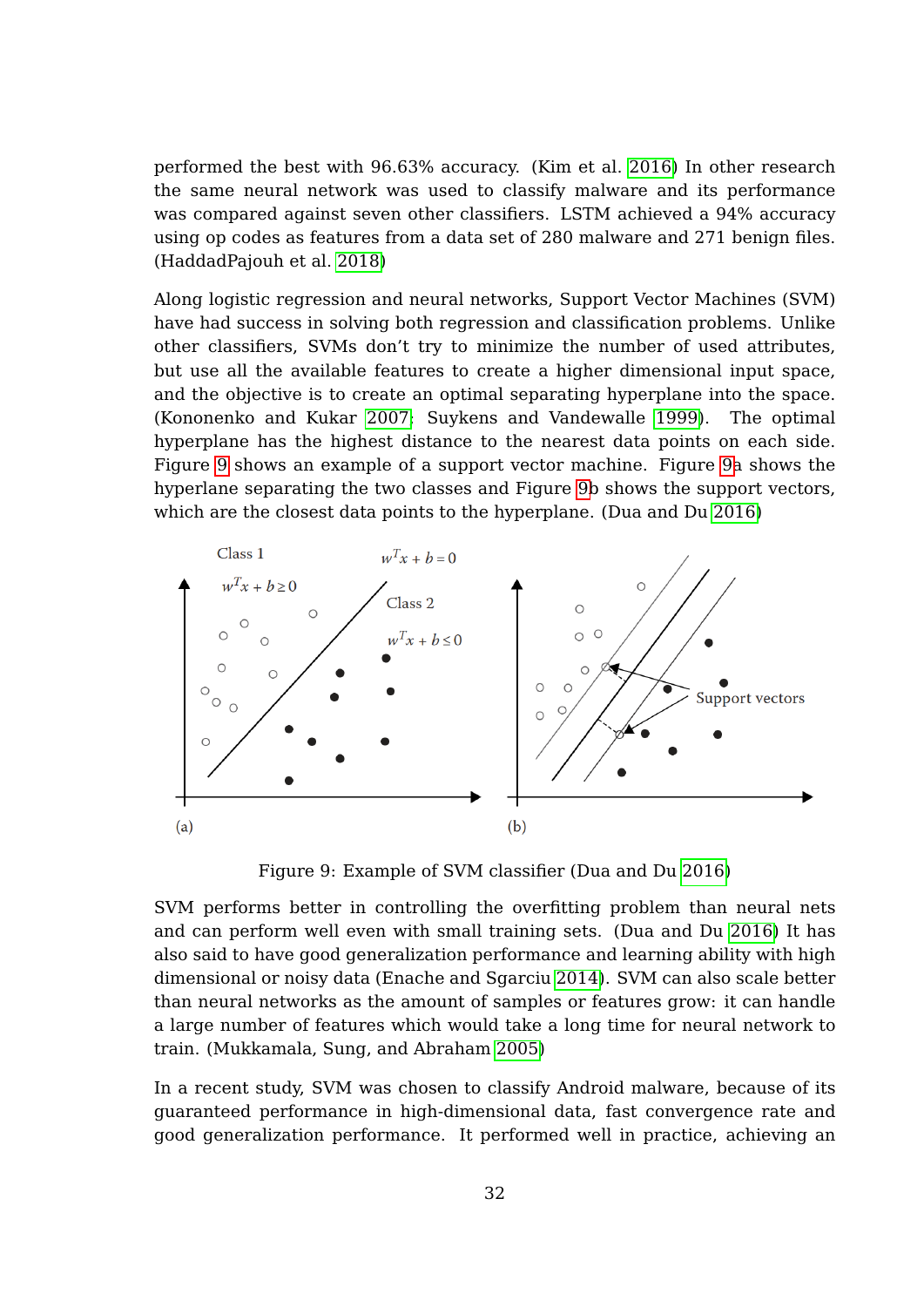performed the best with 96.63% accuracy. (Kim et al. 2016) In other research the same neural network was used to classify malware and its performance was compared against seven other classifiers. LSTM achieved a 94% accuracy using op codes as features from a data set of 280 malware and 271 benign files. (HaddadPajouh et al. 2018)

Along logistic regression and neural networks, Support Vector Machines (SVM) have had success in solving both regression and classification problems. Unlike other classifiers, SVMs don't try to minimize the number of used attributes, but use all the available features to create a higher dimensional input space, and the objective is to create an optimal separating hyperplane into the space. (Kononenko and Kukar 2007; Suykens and Vandewalle 1999). The optimal hyperplane has the highest distance to the nearest data points on each side. Figure 9 shows an example of a support vector machine. Figure 9a shows the hyperlane separating the two classes and Figure 9b shows the support vectors, which are the closest data points to the hyperplane. (Dua and Du 2016)

Figure 9: Example of SVM classifier (Dua and Du 2016)

SVM performs better in controlling the overfitting problem than neural nets and can perform well even with small training sets. (Dua and Du 2016) It has also said to have good generalization performance and learning ability with high dimensional or noisy data (Enache and Sgarciu 2014). SVM can also scale better than neural networks as the amount of samples or features grow: it can handle a large number of features which would take a long time for neural network to train. (Mukkamala, Sung, and Abraham 2005)

In a recent study, SVM was chosen to classify Android malware, because of its guaranteed performance in high-dimensional data, fast convergence rate and good generalization performance. It performed well in practice, achieving an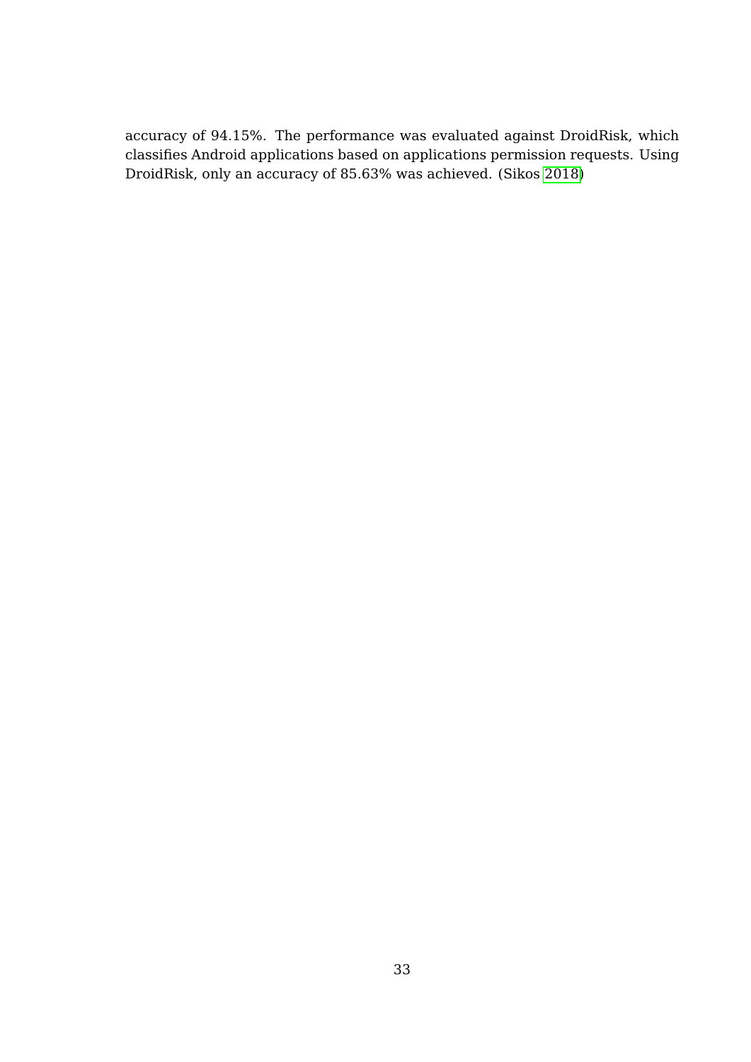accuracy of 94.15%. The performance was evaluated against DroidRisk, which classifies Android applications based on applications permission requests. Using DroidRisk, only an accuracy of 85.63% was achieved. (Sikos 2018)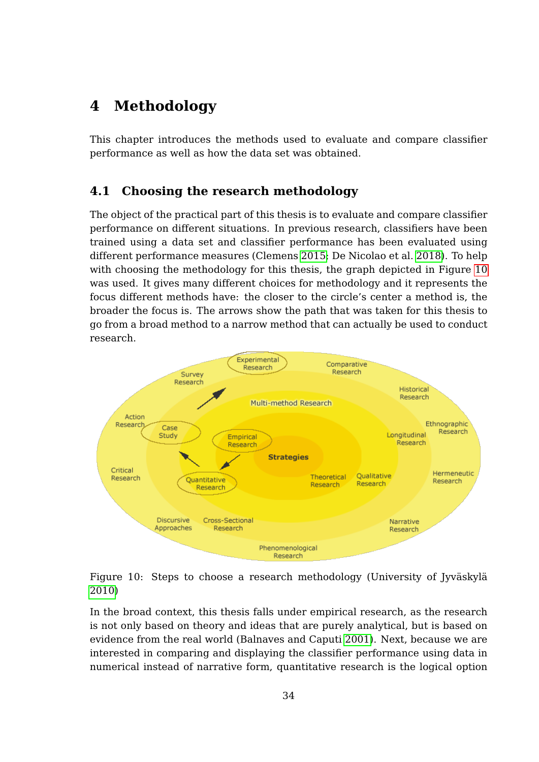# 4 Methodology

This chapter introduces the methods used to evaluate and compare classifier performance as well as how the data set was obtained.

## 4.1 Choosing the research methodology

The object of the practical part of this thesis is to evaluate and compare classifier performance on different situations. In previous research, classifiers have been trained using a data set and classifier performance has been evaluated using different performance measures (Clemens 2015; De Nicolao et al. 2018). To help with choosing the methodology for this thesis, the graph depicted in Figure 10 was used. It gives many different choices for methodology and it represents the focus different methods have: the closer to the circle's center a method is, the broader the focus is. The arrows show the path that was taken for this thesis to go from a broad method to a narrow method that can actually be used to conduct research.

Figure 10: Steps to choose a research methodology (University of Jyväskylä 2010)

In the broad context, this thesis falls under empirical research, as the research is not only based on theory and ideas that are purely analytical, but is based on evidence from the real world (Balnaves and Caputi 2001). Next, because we are interested in comparing and displaying the classifier performance using data in numerical instead of narrative form, quantitative research is the logical option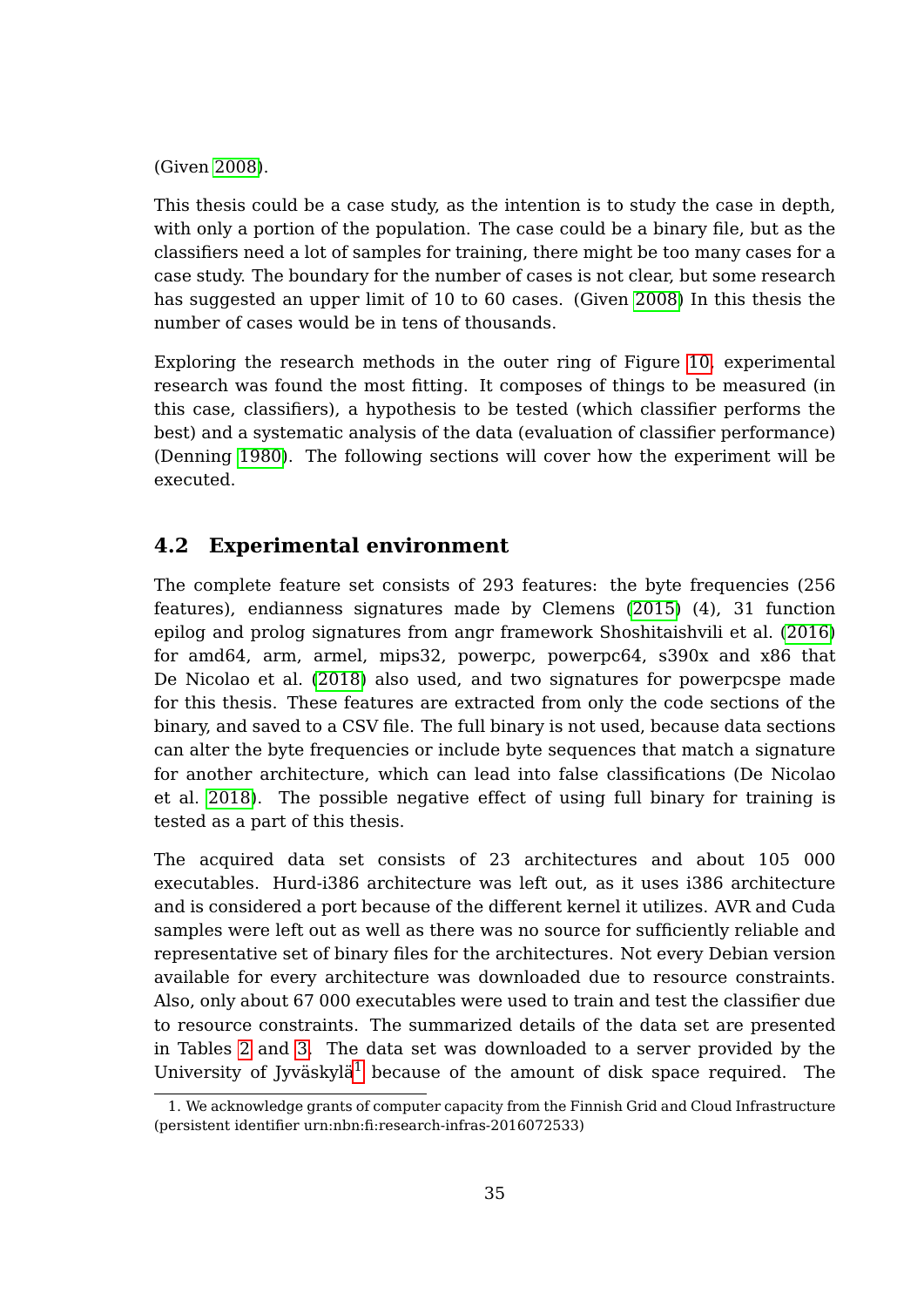(Given 2008).

This thesis could be a case study, as the intention is to study the case in depth, with only a portion of the population. The case could be a binary file, but as the classifiers need a lot of samples for training, there might be too many cases for a case study. The boundary for the number of cases is not clear, but some research has suggested an upper limit of 10 to 60 cases. (Given 2008) In this thesis the number of cases would be in tens of thousands.

Exploring the research methods in the outer ring of Figure 10, experimental research was found the most fitting. It composes of things to be measured (in this case, classifiers), a hypothesis to be tested (which classifier performs the best) and a systematic analysis of the data (evaluation of classifier performance) (Denning 1980). The following sections will cover how the experiment will be executed.

## 4.2 Experimental environment

The complete feature set consists of 293 features: the byte frequencies (256 features), endianness signatures made by Clemens (2015) (4), 31 function epilog and prolog signatures from angr framework Shoshitaishvili et al. (2016) for amd64, arm, armel, mips32, powerpc, powerpc64, s390x and x86 that De Nicolao et al. (2018) also used, and two signatures for powerpcspe made for this thesis. These features are extracted from only the code sections of the binary, and saved to a CSV file. The full binary is not used, because data sections can alter the byte frequencies or include byte sequences that match a signature for another architecture, which can lead into false classifications (De Nicolao et al. 2018). The possible negative effect of using full binary for training is tested as a part of this thesis.

The acquired data set consists of 23 architectures and about 105 000 executables. Hurd-i386 architecture was left out, as it uses i386 architecture and is considered a port because of the different kernel it utilizes. AVR and Cuda samples were left out as well as there was no source for sufficiently reliable and representative set of binary files for the architectures. Not every Debian version available for every architecture was downloaded due to resource constraints. Also, only about 67 000 executables were used to train and test the classifier due to resource constraints. The summarized details of the data set are presented in Tables 2 and 3. The data set was downloaded to a server provided by the University of Jyväskylä[1] because of the amount of disk space required. The

1. We acknowledge grants of computer capacity from the Finnish Grid and Cloud Infrastructure (persistent identifier urn:nbn:fi:research-infras-2016072533)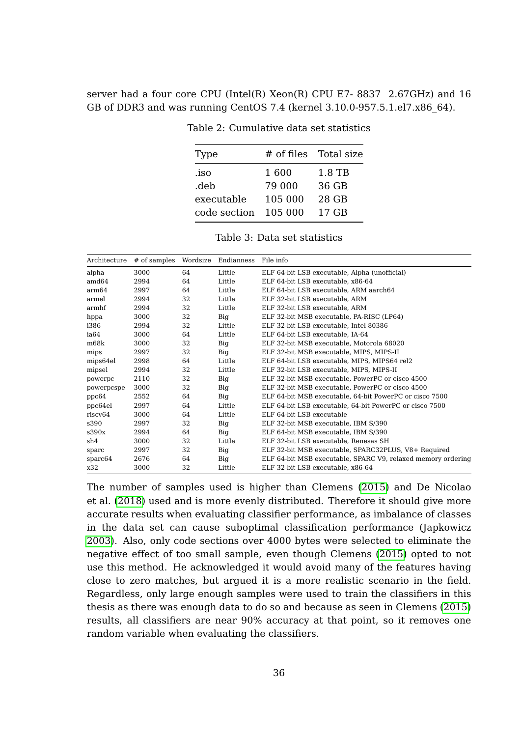server had a four core CPU (Intel(R) Xeon(R) CPU E7- 8837 2.67GHz) and 16 GB of DDR3 and was running CentOS 7.4 (kernel 3.10.0-957.5.1.el7.x86_64).

Table 2: Cumulative data set statistics

| Type | # of files | Total size |
|---|---|---|
| .iso | 1 600 | 1.8 TB |
| .deb | 79 000 | 36 GB |
| executable | 105 000 | 28 GB |
| code section | 105 000 | 17 GB |

Table 3: Data set statistics

| Architecture | # of samples | Wordsize | Endianness | File info |
|---|---|---|---|---|
| alpha | 3000 | 64 | Little | ELF 64-bit LSB executable, Alpha (unofficial) |
| amd64 | 2994 | 64 | Little | ELF 64-bit LSB executable, x86-64 |
| arm64 | 2997 | 64 | Little | ELF 64-bit LSB executable, ARM aarch64 |
| armel | 2994 | 32 | Little | ELF 32-bit LSB executable, ARM |
| armhf | 2994 | 32 | Little | ELF 32-bit LSB executable, ARM |
| hppa | 3000 | 32 | Big | ELF 32-bit MSB executable, PA-RISC (LP64) |
| i386 | 2994 | 32 | Little | ELF 32-bit LSB executable, Intel 80386 |
| ia64 | 3000 | 64 | Little | ELF 64-bit LSB executable, IA-64 |
| m68k | 3000 | 32 | Big | ELF 32-bit MSB executable, Motorola 68020 |
| mips | 2997 | 32 | Big | ELF 32-bit MSB executable, MIPS, MIPS-II |
| mips64el | 2998 | 64 | Little | ELF 64-bit LSB executable, MIPS, MIPS64 rel2 |
| mipsel | 2994 | 32 | Little | ELF 32-bit LSB executable, MIPS, MIPS-II |
| powerpc | 2110 | 32 | Big | ELF 32-bit MSB executable, PowerPC or cisco 4500 |
| powerpcspe | 3000 | 32 | Big | ELF 32-bit MSB executable, PowerPC or cisco 4500 |
| ppc64 | 2552 | 64 | Big | ELF 64-bit MSB executable, 64-bit PowerPC or cisco 7500 |
| ppc64el | 2997 | 64 | Little | ELF 64-bit LSB executable, 64-bit PowerPC or cisco 7500 |
| riscv64 | 3000 | 64 | Little | ELF 64-bit LSB executable |
| s390 | 2997 | 32 | Big | ELF 32-bit MSB executable, IBM S/390 |
| s390x | 2994 | 64 | Big | ELF 64-bit MSB executable, IBM S/390 |
| sh4 | 3000 | 32 | Little | ELF 32-bit LSB executable, Renesas SH |
| sparc | 2997 | 32 | Big | ELF 32-bit MSB executable, SPARC32PLUS, V8+ Required |
| sparc64 | 2676 | 64 | Big | ELF 64-bit MSB executable, SPARC V9, relaxed memory ordering |
| x32 | 3000 | 32 | Little | ELF 32-bit LSB executable, x86-64 |

The number of samples used is higher than Clemens (2015) and De Nicolao et al. (2018) used and is more evenly distributed. Therefore it should give more accurate results when evaluating classifier performance, as imbalance of classes in the data set can cause suboptimal classification performance (Japkowicz 2003). Also, only code sections over 4000 bytes were selected to eliminate the negative effect of too small sample, even though Clemens (2015) opted to not use this method. He acknowledged it would avoid many of the features having close to zero matches, but argued it is a more realistic scenario in the field. Regardless, only large enough samples were used to train the classifiers in this thesis as there was enough data to do so and because as seen in Clemens (2015) results, all classifiers are near 90% accuracy at that point, so it removes one random variable when evaluating the classifiers.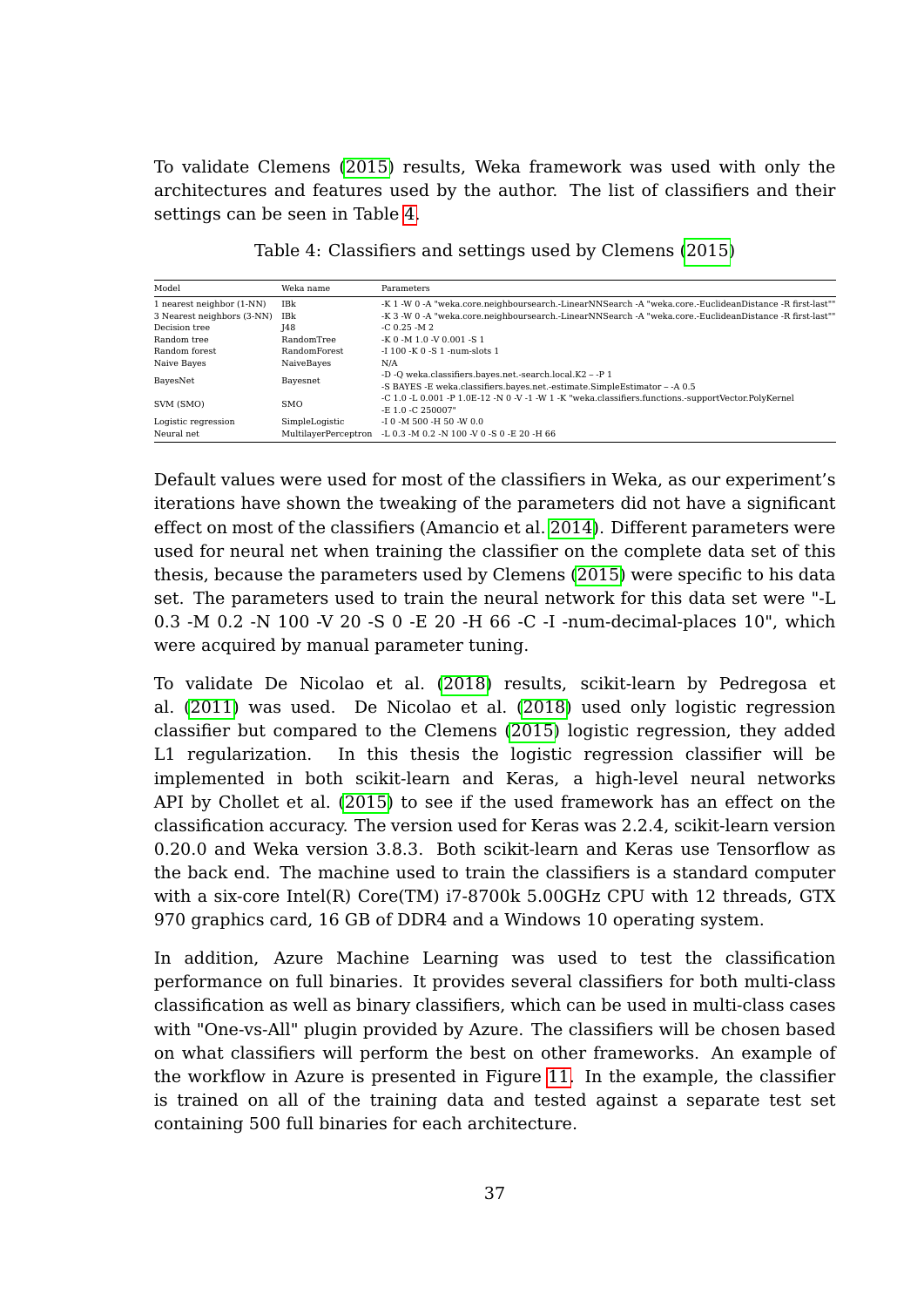To validate Clemens (2015) results, Weka framework was used with only the architectures and features used by the author. The list of classifiers and their settings can be seen in Table 4.

Table 4: Classifiers and settings used by Clemens (2015)

| Model | Weka name | Parameters |
|---|---|---|
| 1 nearest neighbor (1-NN) | IBk | -K 1 -W 0 -A "weka.core.neighboursearch.-LinearNNSearch -A "weka.core.-EuclideanDistance -R first-last"" |
| 3 Nearest neighbors (3-NN) | IBk | -K 3 -W 0 -A "weka.core.neighboursearch.-LinearNNSearch -A "weka.core.-EuclideanDistance -R first-last"" |
| Decision tree | J48 | -C 0.25 -M 2 |
| Random tree | RandomTree | -K 0 -M 1.0 -V 0.001 -S 1 |
| Random forest | RandomForest | -I 100 -K 0 -S 1 -num-slots 1 |
| Naive Bayes | NaiveBayes | N/A |
| BayesNet | Bayesnet | -D -Q weka.classifiers.bayes.net.-search.local.K2 – -P 1 -S BAYES -E weka.classifiers.bayes.net.-estimate.SimpleEstimator – -A 0.5 |
| SVM (SMO) | SMO | -C 1.0 -L 0.001 -P 1.0E-12 -N 0 -V -1 -W 1 -K "weka.classifiers.functions.-supportVector.PolyKernel -E 1.0 -C 250007" |
| Logistic regression | SimpleLogistic | -I 0 -M 500 -H 50 -W 0.0 |
| Neural net | MultilayerPerceptron | -L 0.3 -M 0.2 -N 100 -V 0 -S 0 -E 20 -H 66 |

Default values were used for most of the classifiers in Weka, as our experiment's iterations have shown the tweaking of the parameters did not have a significant effect on most of the classifiers (Amancio et al. 2014). Different parameters were used for neural net when training the classifier on the complete data set of this thesis, because the parameters used by Clemens (2015) were specific to his data set. The parameters used to train the neural network for this data set were "-L 0.3 -M 0.2 -N 100 -V 20 -S 0 -E 20 -H 66 -C -I -num-decimal-places 10", which were acquired by manual parameter tuning.

To validate De Nicolao et al. (2018) results, scikit-learn by Pedregosa et al. (2011) was used. De Nicolao et al. (2018) used only logistic regression classifier but compared to the Clemens (2015) logistic regression, they added L1 regularization. In this thesis the logistic regression classifier will be implemented in both scikit-learn and Keras, a high-level neural networks API by Chollet et al. (2015) to see if the used framework has an effect on the classification accuracy. The version used for Keras was 2.2.4, scikit-learn version 0.20.0 and Weka version 3.8.3. Both scikit-learn and Keras use Tensorflow as the back end. The machine used to train the classifiers is a standard computer with a six-core Intel(R) Core(TM) i7-8700k 5.00GHz CPU with 12 threads, GTX 970 graphics card, 16 GB of DDR4 and a Windows 10 operating system.

In addition, Azure Machine Learning was used to test the classification performance on full binaries. It provides several classifiers for both multi-class classification as well as binary classifiers, which can be used in multi-class cases with "One-vs-All" plugin provided by Azure. The classifiers will be chosen based on what classifiers will perform the best on other frameworks. An example of the workflow in Azure is presented in Figure 11. In the example, the classifier is trained on all of the training data and tested against a separate test set containing 500 full binaries for each architecture.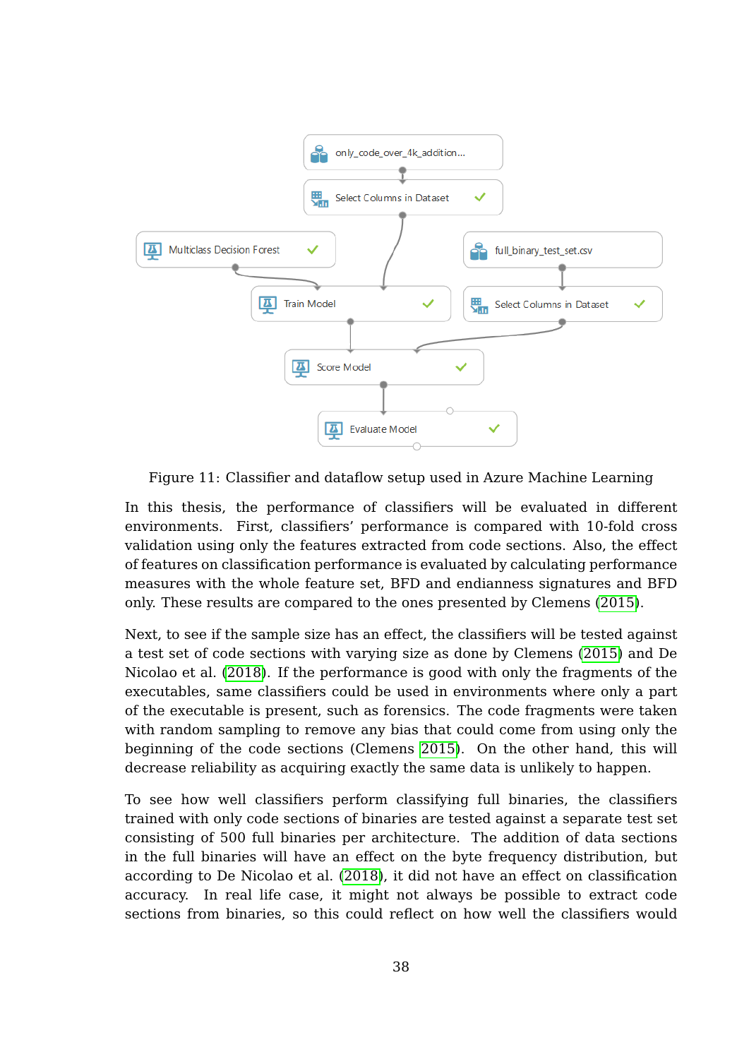Figure 11: Classifier and dataflow setup used in Azure Machine Learning

In this thesis, the performance of classifiers will be evaluated in different environments. First, classifiers' performance is compared with 10-fold cross validation using only the features extracted from code sections. Also, the effect of features on classification performance is evaluated by calculating performance measures with the whole feature set, BFD and endianness signatures and BFD only. These results are compared to the ones presented by Clemens (2015).

Next, to see if the sample size has an effect, the classifiers will be tested against a test set of code sections with varying size as done by Clemens (2015) and De Nicolao et al. (2018). If the performance is good with only the fragments of the executables, same classifiers could be used in environments where only a part of the executable is present, such as forensics. The code fragments were taken with random sampling to remove any bias that could come from using only the beginning of the code sections (Clemens 2015). On the other hand, this will decrease reliability as acquiring exactly the same data is unlikely to happen.

To see how well classifiers perform classifying full binaries, the classifiers trained with only code sections of binaries are tested against a separate test set consisting of 500 full binaries per architecture. The addition of data sections in the full binaries will have an effect on the byte frequency distribution, but according to De Nicolao et al. (2018), it did not have an effect on classification accuracy. In real life case, it might not always be possible to extract code sections from binaries, so this could reflect on how well the classifiers would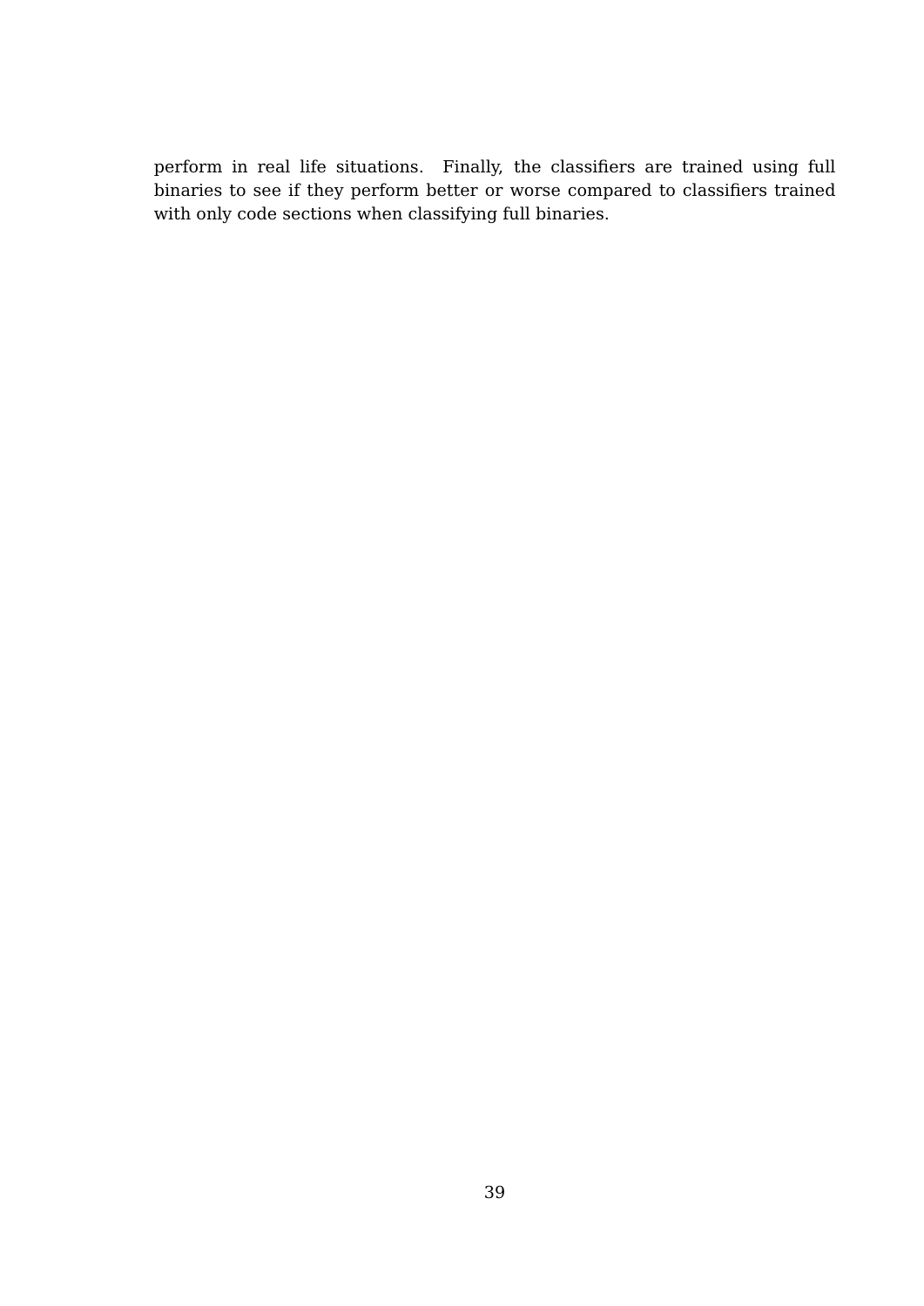perform in real life situations. Finally, the classifiers are trained using full binaries to see if they perform better or worse compared to classifiers trained with only code sections when classifying full binaries.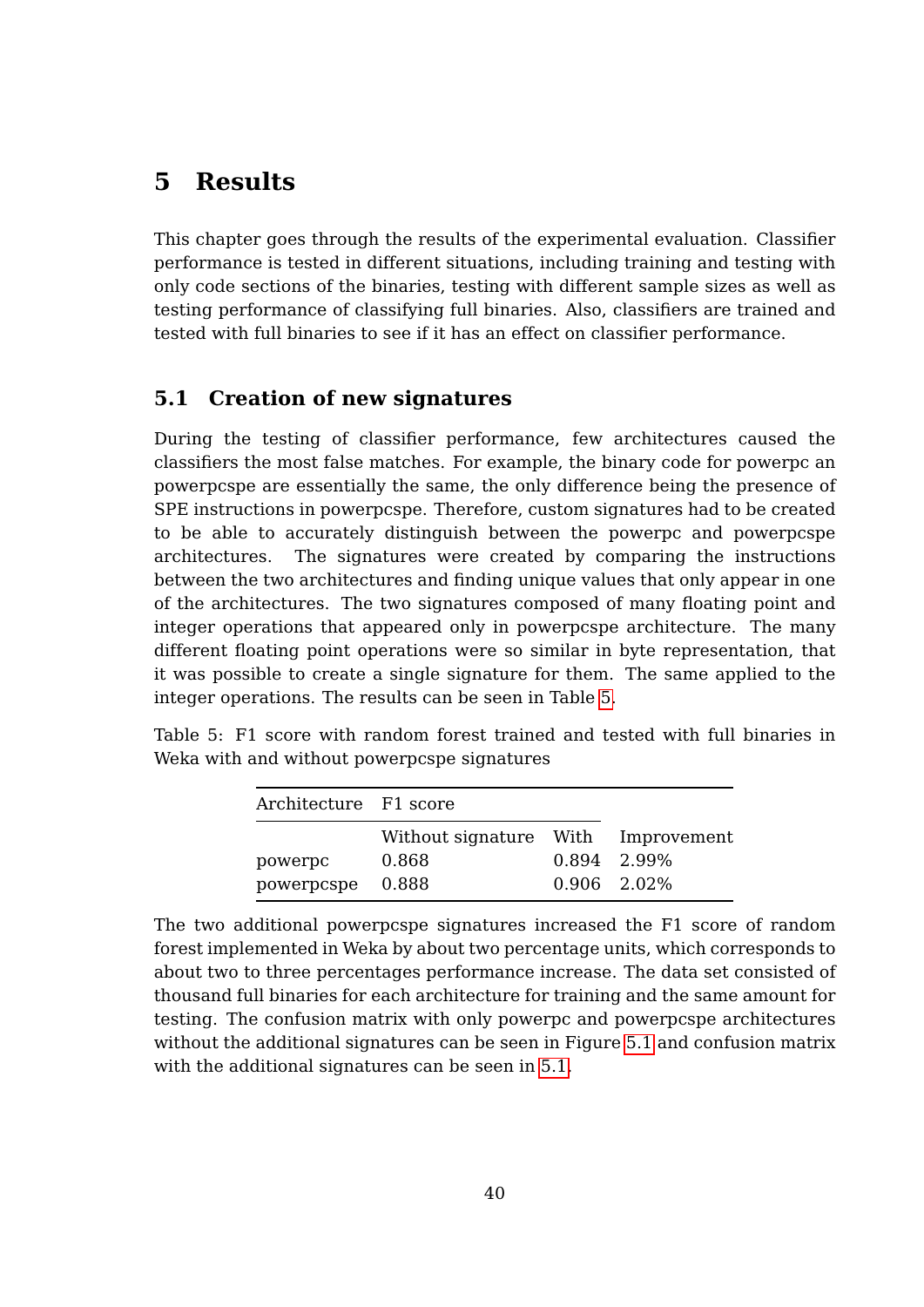# 5 Results

This chapter goes through the results of the experimental evaluation. Classifier performance is tested in different situations, including training and testing with only code sections of the binaries, testing with different sample sizes as well as testing performance of classifying full binaries. Also, classifiers are trained and tested with full binaries to see if it has an effect on classifier performance.

## 5.1 Creation of new signatures

During the testing of classifier performance, few architectures caused the classifiers the most false matches. For example, the binary code for powerpc an powerpcspe are essentially the same, the only difference being the presence of SPE instructions in powerpcspe. Therefore, custom signatures had to be created to be able to accurately distinguish between the powerpc and powerpcspe architectures. The signatures were created by comparing the instructions between the two architectures and finding unique values that only appear in one of the architectures. The two signatures composed of many floating point and integer operations that appeared only in powerpcspe architecture. The many different floating point operations were so similar in byte representation, that it was possible to create a single signature for them. The same applied to the integer operations. The results can be seen in Table 5.

Table 5: F1 score with random forest trained and tested with full binaries in Weka with and without powerpcspe signatures

| Architecture | F1 score | | |
|---|---|---|---|
| | Without signature | With | Improvement |
| powerpc | 0.868 | 0.894 | 2.99% |
| powerpcspe | 0.888 | 0.906 | 2.02% |

The two additional powerpcspe signatures increased the F1 score of random forest implemented in Weka by about two percentage units, which corresponds to about two to three percentages performance increase. The data set consisted of thousand full binaries for each architecture for training and the same amount for testing. The confusion matrix with only powerpc and powerpcspe architectures without the additional signatures can be seen in Figure 5.1 and confusion matrix with the additional signatures can be seen in 5.1.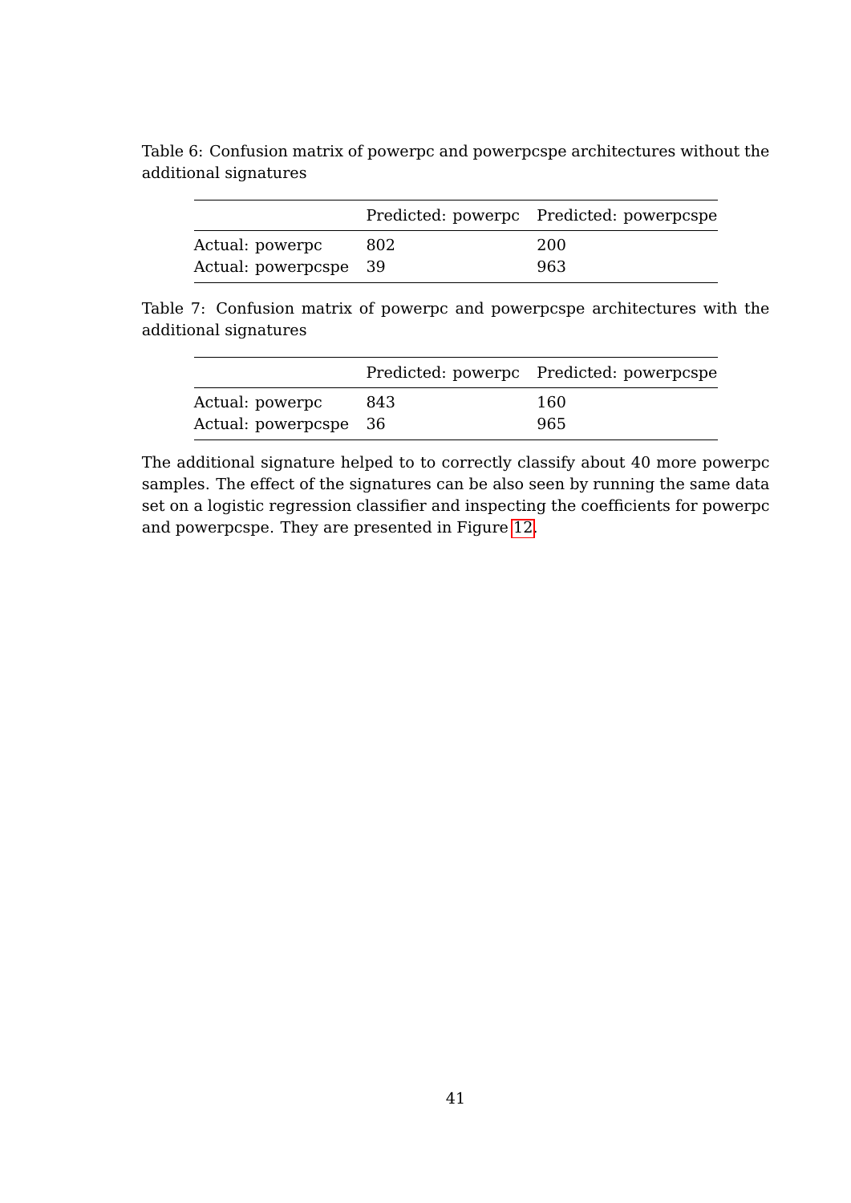Table 6: Confusion matrix of powerpc and powerpcspe architectures without the additional signatures

| | Predicted: powerpc | Predicted: powerpcspe |
|---|---|---|
| Actual: powerpc | 802 | 200 |
| Actual: powerpcspe | 39 | 963 |

Table 7: Confusion matrix of powerpc and powerpcspe architectures with the additional signatures

| | Predicted: powerpc | Predicted: powerpcspe |
|---|---|---|
| Actual: powerpc | 843 | 160 |
| Actual: powerpcspe | 36 | 965 |

The additional signature helped to to correctly classify about 40 more powerpc samples. The effect of the signatures can be also seen by running the same data set on a logistic regression classifier and inspecting the coefficients for powerpc and powerpcspe. They are presented in Figure 12.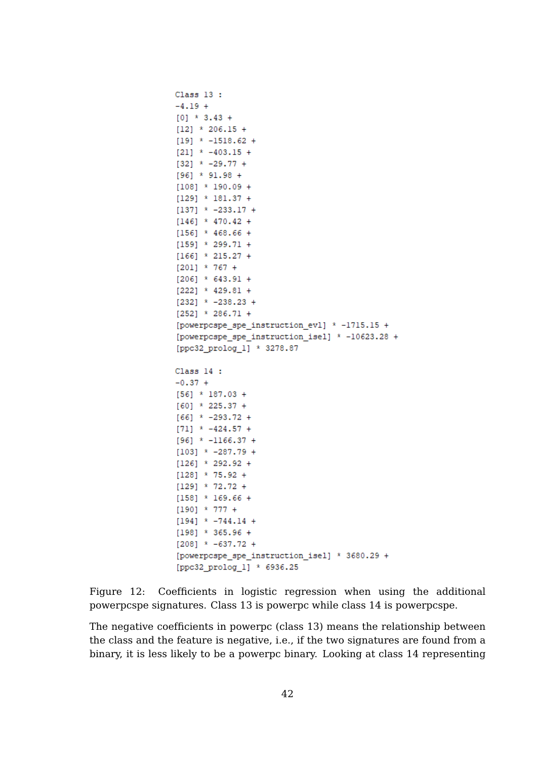```
Class 13 :
-4.19 +
[0] * 3.43 +
[12] * 206.15 +
[19] * -1518.62 +
[21] * -403.15 +
[32] * -29.77 +
[96] * 91.98 +
[108] * 190.09 +
[129] * 181.37 +
[137] * -233.17 +
[146] * 470.42 +
[156] * 468.66 +
[159] * 299.71 +
[166] * 215.27 +
[201] * 767 +
[206] * 643.91 +
[222] * 429.81 +
[232] * -238.23 +
[252] * 286.71 +
[powerpcspe_spe_instruction_evl] * -1715.15 +
[powerpcspe_spe_instruction_isel] * -10623.28 +
[ppc32_prolog_1] * 3278.87

Class 14 :
-0.37 +
[56] * 187.03 +
[60] * 225.37 +
[66] * -293.72 +
[71] * -424.57 +
[96] * -1166.37 +
[103] * -287.79 +
[126] * 292.92 +
[128] * 75.92 +
[129] * 72.72 +
[158] * 169.66 +
[190] * 777 +
[194] * -744.14 +
[198] * 365.96 +
[208] * -637.72 +
[powerpcspe_spe_instruction_isel] * 3680.29 +
[ppc32_prolog_1] * 6936.25
```

Figure 12: Coefficients in logistic regression when using the additional powerpcspe signatures. Class 13 is powerpc while class 14 is powerpcspe.

The negative coefficients in powerpc (class 13) means the relationship between the class and the feature is negative, i.e., if the two signatures are found from a binary, it is less likely to be a powerpc binary. Looking at class 14 representing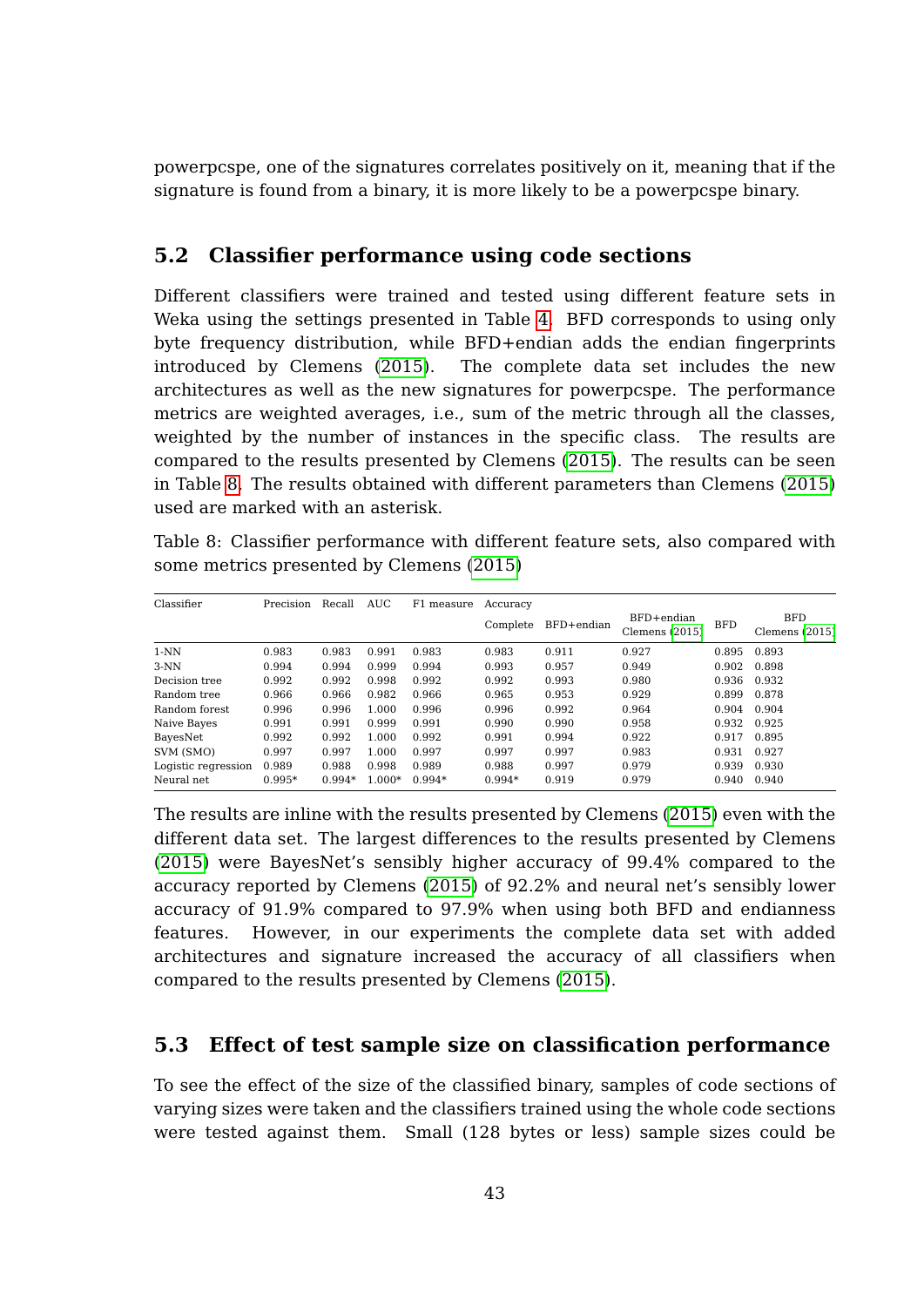powerpcspe, one of the signatures correlates positively on it, meaning that if the signature is found from a binary, it is more likely to be a powerpcspe binary.

## 5.2 Classifier performance using code sections

Different classifiers were trained and tested using different feature sets in Weka using the settings presented in Table 4. BFD corresponds to using only byte frequency distribution, while BFD+endian adds the endian fingerprints introduced by Clemens (2015). The complete data set includes the new architectures as well as the new signatures for powerpcspe. The performance metrics are weighted averages, i.e., sum of the metric through all the classes, weighted by the number of instances in the specific class. The results are compared to the results presented by Clemens (2015). The results can be seen in Table 8. The results obtained with different parameters than Clemens (2015) used are marked with an asterisk.

Table 8: Classifier performance with different feature sets, also compared with some metrics presented by Clemens (2015)

| Classifier | Precision | Recall | AUC | F1 measure | Accuracy | | | | |
|---|---|---|---|---|---|---|---|---|---|
| | | | | | Complete | BFD+endian | BFD+endian Clemens (2015) | BFD | BFD Clemens (2015) |
| 1-NN | 0.983 | 0.983 | 0.991 | 0.983 | 0.983 | 0.911 | 0.927 | 0.895 | 0.893 |
| 3-NN | 0.994 | 0.994 | 0.999 | 0.994 | 0.993 | 0.957 | 0.949 | 0.902 | 0.898 |
| Decision tree | 0.992 | 0.992 | 0.998 | 0.992 | 0.992 | 0.993 | 0.980 | 0.936 | 0.932 |
| Random tree | 0.966 | 0.966 | 0.982 | 0.966 | 0.965 | 0.953 | 0.929 | 0.899 | 0.878 |
| Random forest | 0.996 | 0.996 | 1.000 | 0.996 | 0.996 | 0.992 | 0.964 | 0.904 | 0.904 |
| Naive Bayes | 0.991 | 0.991 | 0.999 | 0.991 | 0.990 | 0.990 | 0.958 | 0.932 | 0.925 |
| BayesNet | 0.992 | 0.992 | 1.000 | 0.992 | 0.991 | 0.994 | 0.922 | 0.917 | 0.895 |
| SVM (SMO) | 0.997 | 0.997 | 1.000 | 0.997 | 0.997 | 0.997 | 0.983 | 0.931 | 0.927 |
| Logistic regression | 0.989 | 0.988 | 0.998 | 0.989 | 0.988 | 0.997 | 0.979 | 0.939 | 0.930 |
| Neural net | 0.995* | 0.994* | 1.000* | 0.994* | 0.994* | 0.919 | 0.979 | 0.940 | 0.940 |

The results are inline with the results presented by Clemens (2015) even with the different data set. The largest differences to the results presented by Clemens (2015) were BayesNet's sensibly higher accuracy of 99.4% compared to the accuracy reported by Clemens (2015) of 92.2% and neural net's sensibly lower accuracy of 91.9% compared to 97.9% when using both BFD and endianness features. However, in our experiments the complete data set with added architectures and signature increased the accuracy of all classifiers when compared to the results presented by Clemens (2015).

## 5.3 Effect of test sample size on classification performance

To see the effect of the size of the classified binary, samples of code sections of varying sizes were taken and the classifiers trained using the whole code sections were tested against them. Small (128 bytes or less) sample sizes could be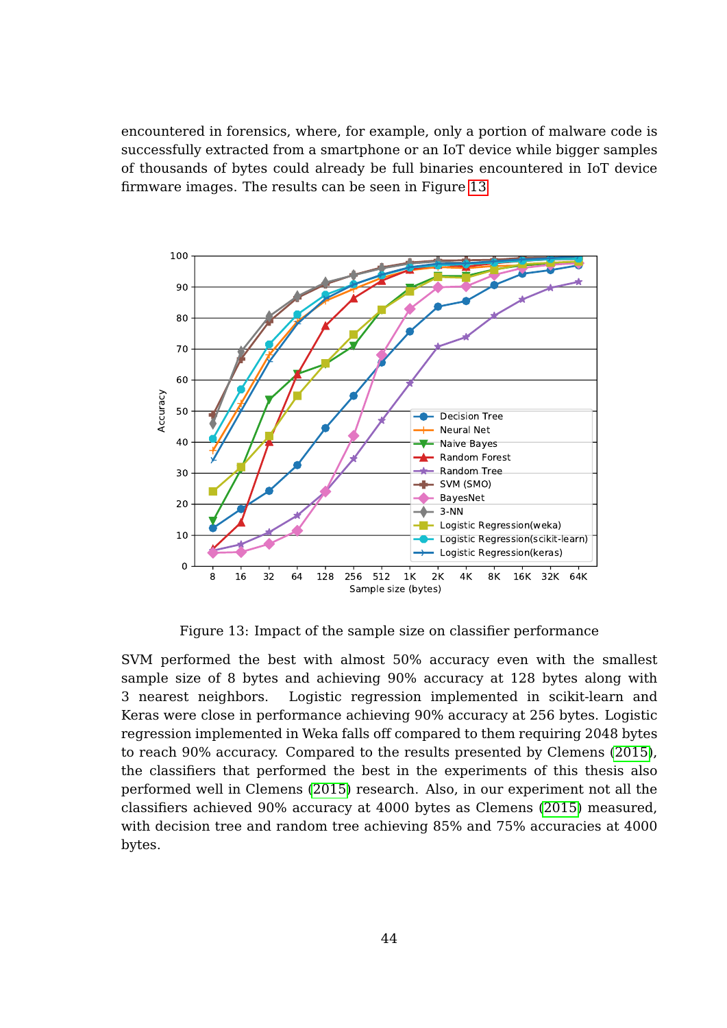encountered in forensics, where, for example, only a portion of malware code is successfully extracted from a smartphone or an IoT device while bigger samples of thousands of bytes could already be full binaries encountered in IoT device firmware images. The results can be seen in Figure 13.

Figure 13: Impact of the sample size on classifier performance

SVM performed the best with almost 50% accuracy even with the smallest sample size of 8 bytes and achieving 90% accuracy at 128 bytes along with 3 nearest neighbors. Logistic regression implemented in scikit-learn and Keras were close in performance achieving 90% accuracy at 256 bytes. Logistic regression implemented in Weka falls off compared to them requiring 2048 bytes to reach 90% accuracy. Compared to the results presented by Clemens (2015), the classifiers that performed the best in the experiments of this thesis also performed well in Clemens (2015) research. Also, in our experiment not all the classifiers achieved 90% accuracy at 4000 bytes as Clemens (2015) measured, with decision tree and random tree achieving 85% and 75% accuracies at 4000 bytes.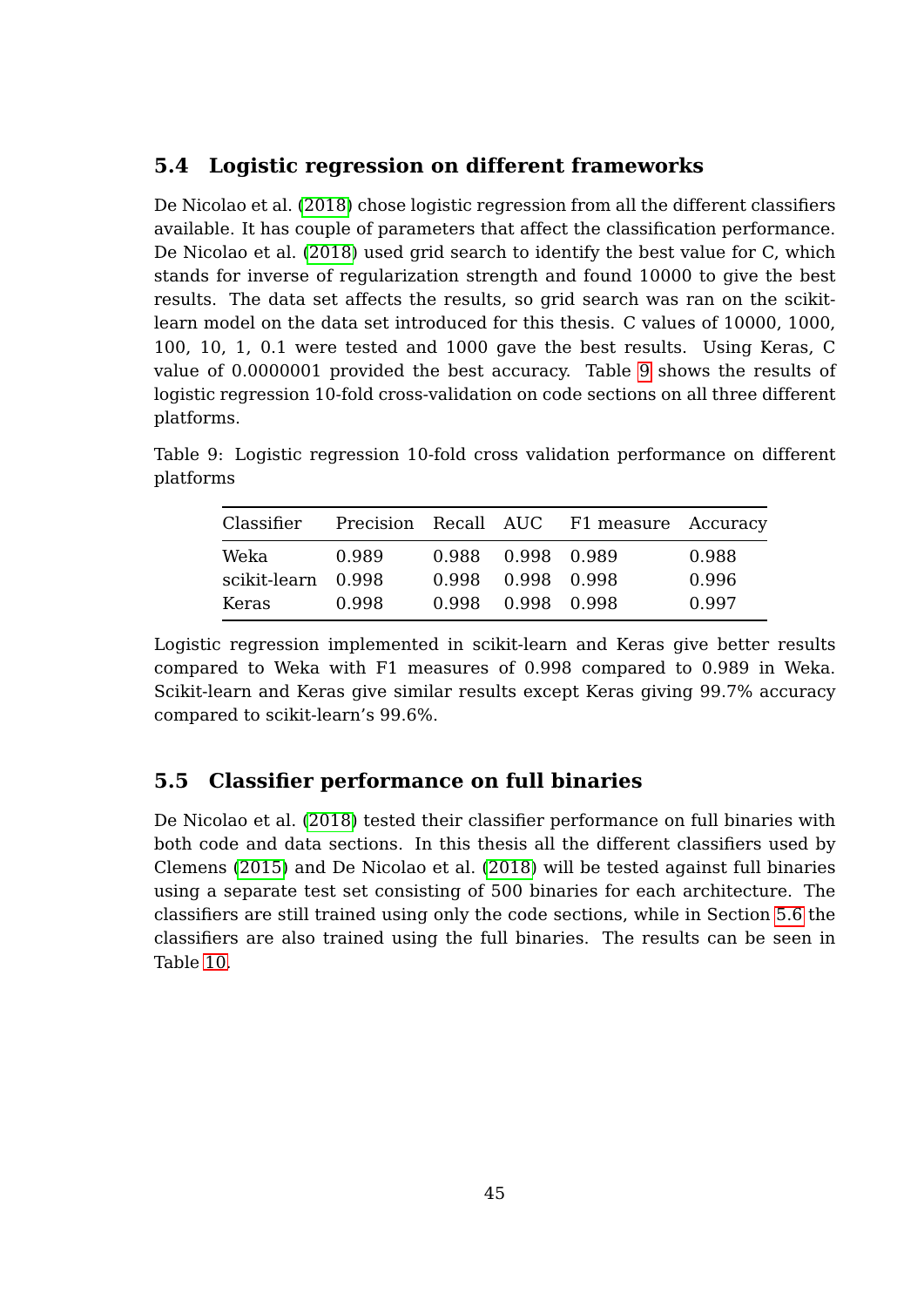## 5.4 Logistic regression on different frameworks

De Nicolao et al. (2018) chose logistic regression from all the different classifiers available. It has couple of parameters that affect the classification performance. De Nicolao et al. (2018) used grid search to identify the best value for C, which stands for inverse of regularization strength and found 10000 to give the best results. The data set affects the results, so grid search was ran on the scikit-learn model on the data set introduced for this thesis. C values of 10000, 1000, 100, 10, 1, 0.1 were tested and 1000 gave the best results. Using Keras, C value of 0.0000001 provided the best accuracy. Table 9 shows the results of logistic regression 10-fold cross-validation on code sections on all three different platforms.

Table 9: Logistic regression 10-fold cross validation performance on different platforms

| Classifier | Precision | Recall | AUC | F1 measure | Accuracy |
|---|---|---|---|---|---|
| Weka | 0.989 | 0.988 | 0.998 | 0.989 | 0.988 |
| scikit-learn | 0.998 | 0.998 | 0.998 | 0.998 | 0.996 |
| Keras | 0.998 | 0.998 | 0.998 | 0.998 | 0.997 |

Logistic regression implemented in scikit-learn and Keras give better results compared to Weka with F1 measures of 0.998 compared to 0.989 in Weka. Scikit-learn and Keras give similar results except Keras giving 99.7% accuracy compared to scikit-learn's 99.6%.

## 5.5 Classifier performance on full binaries

De Nicolao et al. (2018) tested their classifier performance on full binaries with both code and data sections. In this thesis all the different classifiers used by Clemens (2015) and De Nicolao et al. (2018) will be tested against full binaries using a separate test set consisting of 500 binaries for each architecture. The classifiers are still trained using only the code sections, while in Section 5.6 the classifiers are also trained using the full binaries. The results can be seen in Table 10.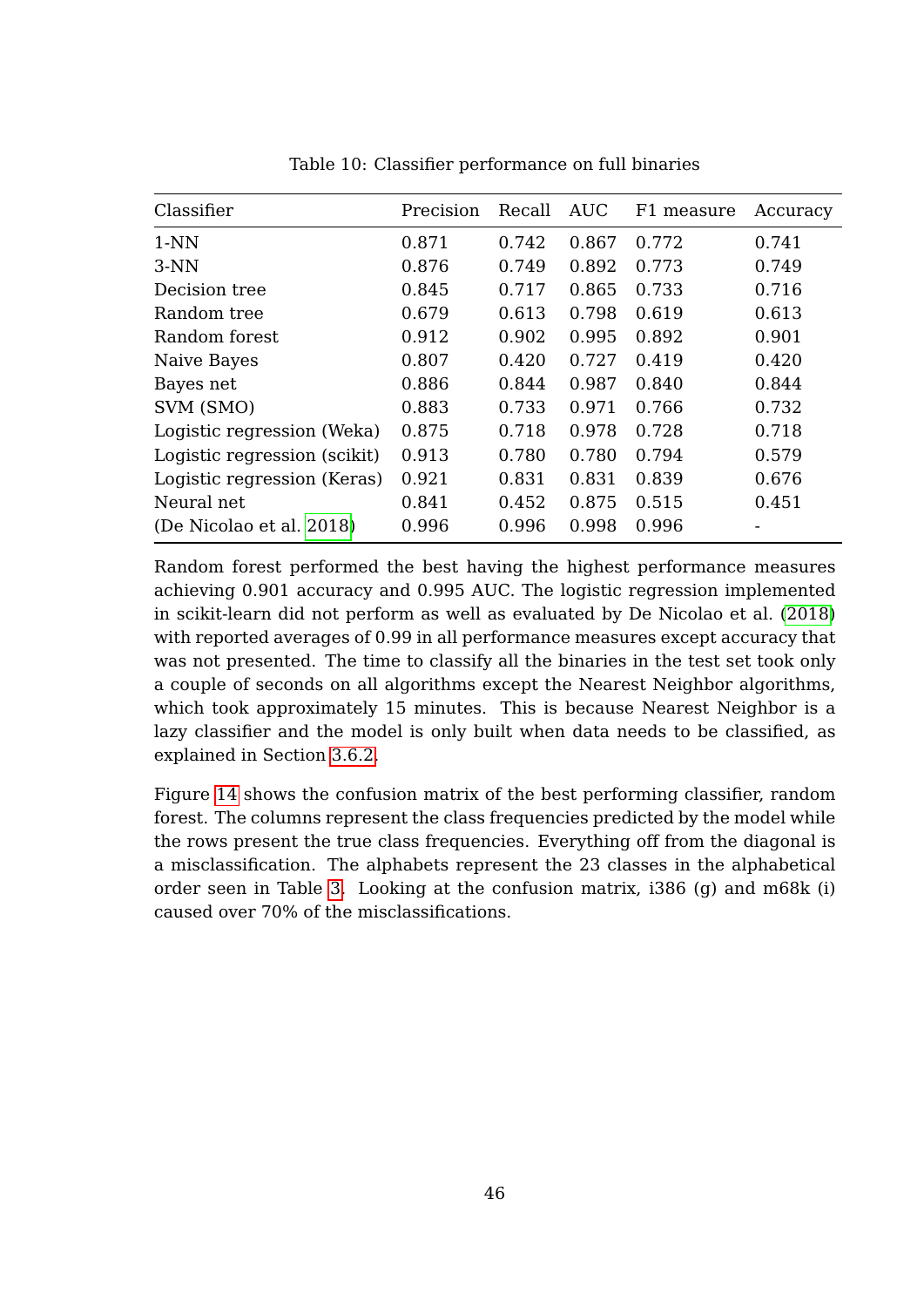Table 10: Classifier performance on full binaries

| Classifier | Precision | Recall | AUC | F1 measure | Accuracy |
|---|---|---|---|---|---|
| 1-NN | 0.871 | 0.742 | 0.867 | 0.772 | 0.741 |
| 3-NN | 0.876 | 0.749 | 0.892 | 0.773 | 0.749 |
| Decision tree | 0.845 | 0.717 | 0.865 | 0.733 | 0.716 |
| Random tree | 0.679 | 0.613 | 0.798 | 0.619 | 0.613 |
| Random forest | 0.912 | 0.902 | 0.995 | 0.892 | 0.901 |
| Naive Bayes | 0.807 | 0.420 | 0.727 | 0.419 | 0.420 |
| Bayes net | 0.886 | 0.844 | 0.987 | 0.840 | 0.844 |
| SVM (SMO) | 0.883 | 0.733 | 0.971 | 0.766 | 0.732 |
| Logistic regression (Weka) | 0.875 | 0.718 | 0.978 | 0.728 | 0.718 |
| Logistic regression (scikit) | 0.913 | 0.780 | 0.780 | 0.794 | 0.579 |
| Logistic regression (Keras) | 0.921 | 0.831 | 0.831 | 0.839 | 0.676 |
| Neural net | 0.841 | 0.452 | 0.875 | 0.515 | 0.451 |
| (De Nicolao et al. 2018) | 0.996 | 0.996 | 0.998 | 0.996 | - |

Random forest performed the best having the highest performance measures achieving 0.901 accuracy and 0.995 AUC. The logistic regression implemented in scikit-learn did not perform as well as evaluated by De Nicolao et al. (2018) with reported averages of 0.99 in all performance measures except accuracy that was not presented. The time to classify all the binaries in the test set took only a couple of seconds on all algorithms except the Nearest Neighbor algorithms, which took approximately 15 minutes. This is because Nearest Neighbor is a lazy classifier and the model is only built when data needs to be classified, as explained in Section 3.6.2.

Figure 14 shows the confusion matrix of the best performing classifier, random forest. The columns represent the class frequencies predicted by the model while the rows present the true class frequencies. Everything off from the diagonal is a misclassification. The alphabets represent the 23 classes in the alphabetical order seen in Table 3. Looking at the confusion matrix, i386 (g) and m68k (i) caused over 70% of the misclassifications.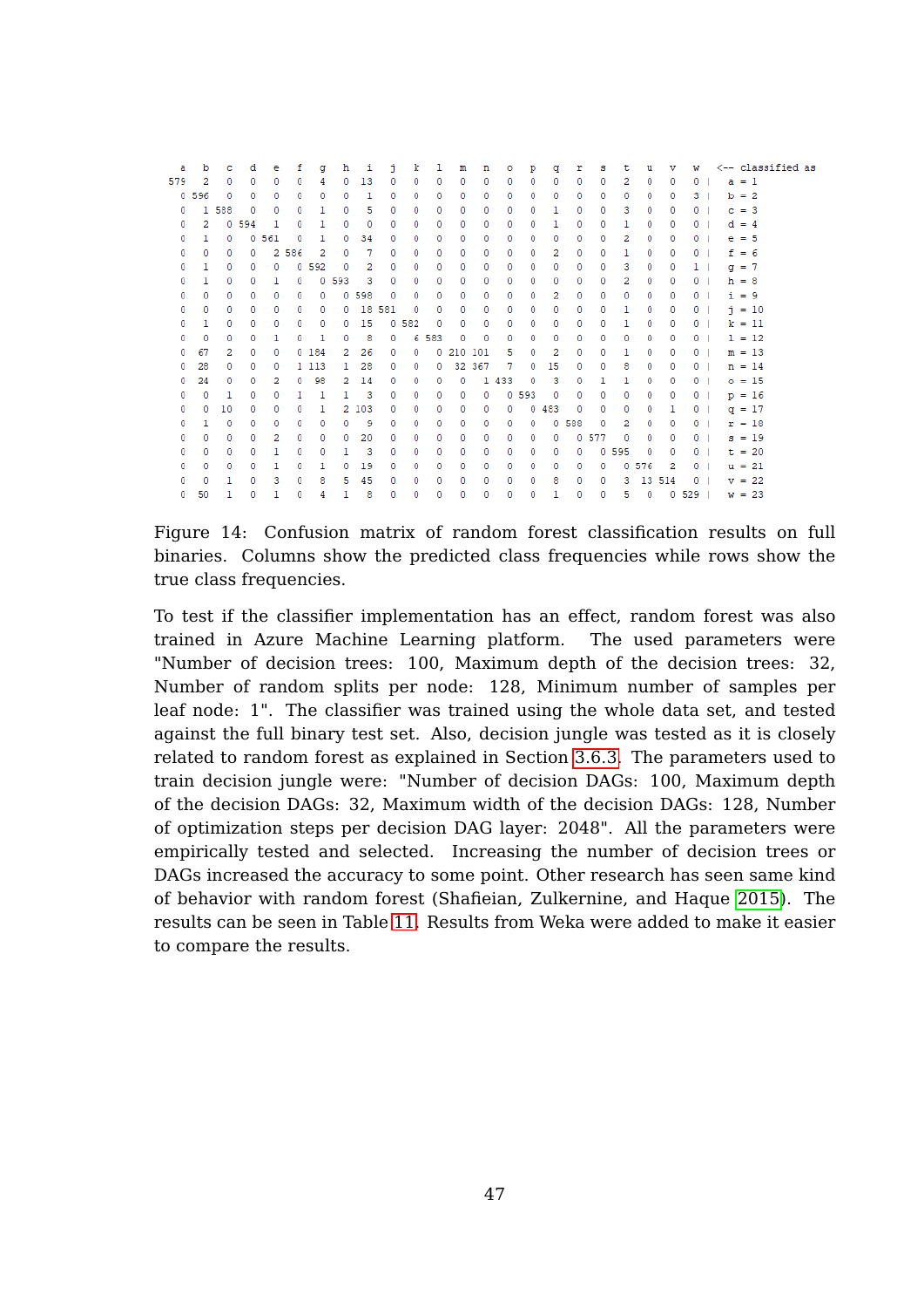```
   a   b   c   d   e   f   g   h   i   j   k   l   m   n   o   p   q   r   s   t   u   v   w   <-- classified as
 579   2   0   0   0   0   4   0  13   0   0   0   0   0   0   0   0   0   0   2   0   0   0 |   a = 1
   0 596   0   0   0   0   0   0   1   0   0   0   0   0   0   0   0   0   0   0   0   0   3 |   b = 2
   0   1 588   0   0   0   1   0   5   0   0   0   0   0   0   0   1   0   0   3   0   0   0 |   c = 3
   0   2   0 594   1   0   1   0   0   0   0   0   0   0   0   0   1   0   0   1   0   0   0 |   d = 4
   0   1   0   0 561   0   1   0  34   0   0   0   0   0   0   0   0   0   0   2   0   0   0 |   e = 5
   0   0   0   0   2 586   2   0   7   0   0   0   0   0   0   0   2   0   0   1   0   0   0 |   f = 6
   0   1   0   0   0   0 592   0   2   0   0   0   0   0   0   0   0   0   0   3   0   0   1 |   g = 7
   0   1   0   0   1   0   0 593   3   0   0   0   0   0   0   0   0   0   0   2   0   0   0 |   h = 8
   0   0   0   0   0   0   0   0 598   0   0   0   0   0   0   0   2   0   0   0   0   0   0 |   i = 9
   0   0   0   0   0   0   0   0  18 581   0   0   0   0   0   0   0   0   0   1   0   0   0 |   j = 10
   0   1   0   0   0   0   0   0  15   0 582   0   0   0   0   0   0   0   0   1   0   0   0 |   k = 11
   0   0   0   0   1   0   1   0   8   0   6 583   0   0   0   0   0   0   0   0   0   0   0 |   l = 12
   0  67   2   0   0   0 184   2  26   0   0   0 210 101   5   0   2   0   0   1   0   0   0 |   m = 13
   0  28   0   0   0   1 113   1  28   0   0   0  32 367   7   0  15   0   0   8   0   0   0 |   n = 14
   0  24   0   0   2   0  98   2  14   0   0   0   0   1 433   0   3   0   1   1   0   0   0 |   o = 15
   0   0   1   0   0   1   1   1   3   0   0   0   0   0   0 593   0   0   0   0   0   0   0 |   p = 16
   0   0  10   0   0   0   1   2 103   0   0   0   0   0   0   0 483   0   0   0   0   1   0 |   q = 17
   0   1   0   0   0   0   0   0   9   0   0   0   0   0   0   0   0 588   0   2   0   0   0 |   r = 18
   0   0   0   0   2   0   0   0  20   0   0   0   0   0   0   0   0   0 577   0   0   0   0 |   s = 19
   0   0   0   0   1   0   0   1   3   0   0   0   0   0   0   0   0   0   0 595   0   0   0 |   t = 20
   0   0   0   0   1   0   1   0  19   0   0   0   0   0   0   0   0   0   0   0 576   2   0 |   u = 21
   0   0   1   0   3   0   8   5  45   0   0   0   0   0   0   0   8   0   0   3  13 514   0 |   v = 22
   0  50   1   0   1   0   4   1   8   0   0   0   0   0   0   0   1   0   0   5   0   0 529 |   w = 23
```

Figure 14: Confusion matrix of random forest classification results on full binaries. Columns show the predicted class frequencies while rows show the true class frequencies.

To test if the classifier implementation has an effect, random forest was also trained in Azure Machine Learning platform. The used parameters were "Number of decision trees: 100, Maximum depth of the decision trees: 32, Number of random splits per node: 128, Minimum number of samples per leaf node: 1". The classifier was trained using the whole data set, and tested against the full binary test set. Also, decision jungle was tested as it is closely related to random forest as explained in Section 3.6.3. The parameters used to train decision jungle were: "Number of decision DAGs: 100, Maximum depth of the decision DAGs: 32, Maximum width of the decision DAGs: 128, Number of optimization steps per decision DAG layer: 2048". All the parameters were empirically tested and selected. Increasing the number of decision trees or DAGs increased the accuracy to some point. Other research has seen same kind of behavior with random forest (Shafieian, Zulkernine, and Haque 2015). The results can be seen in Table 11. Results from Weka were added to make it easier to compare the results.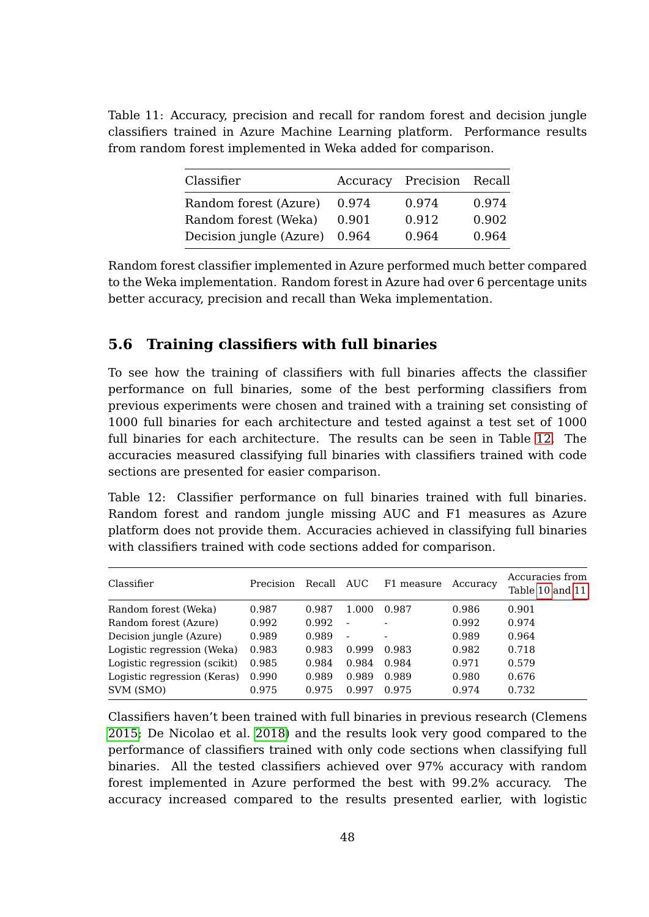Table 11: Accuracy, precision and recall for random forest and decision jungle classifiers trained in Azure Machine Learning platform. Performance results from random forest implemented in Weka added for comparison.

| Classifier | Accuracy | Precision | Recall |
|---|---|---|---|
| Random forest (Azure) | 0.974 | 0.974 | 0.974 |
| Random forest (Weka) | 0.901 | 0.912 | 0.902 |
| Decision jungle (Azure) | 0.964 | 0.964 | 0.964 |

Random forest classifier implemented in Azure performed much better compared to the Weka implementation. Random forest in Azure had over 6 percentage units better accuracy, precision and recall than Weka implementation.

### 5.6 Training classifiers with full binaries

To see how the training of classifiers with full binaries affects the classifier performance on full binaries, some of the best performing classifiers from previous experiments were chosen and trained with a training set consisting of 1000 full binaries for each architecture and tested against a test set of 1000 full binaries for each architecture. The results can be seen in Table 12. The accuracies measured classifying full binaries with classifiers trained with code sections are presented for easier comparison.

Table 12: Classifier performance on full binaries trained with full binaries. Random forest and random jungle missing AUC and F1 measures as Azure platform does not provide them. Accuracies achieved in classifying full binaries with classifiers trained with code sections added for comparison.

| Classifier | Precision | Recall | AUC | F1 measure | Accuracy | Accuracies from Table 10 and 11 |
|---|---|---|---|---|---|---|
| Random forest (Weka) | 0.987 | 0.987 | 1.000 | 0.987 | 0.986 | 0.901 |
| Random forest (Azure) | 0.992 | 0.992 | - | - | 0.992 | 0.974 |
| Decision jungle (Azure) | 0.989 | 0.989 | - | - | 0.989 | 0.964 |
| Logistic regression (Weka) | 0.983 | 0.983 | 0.999 | 0.983 | 0.982 | 0.718 |
| Logistic regression (scikit) | 0.985 | 0.984 | 0.984 | 0.984 | 0.971 | 0.579 |
| Logistic regression (Keras) | 0.990 | 0.989 | 0.989 | 0.989 | 0.980 | 0.676 |
| SVM (SMO) | 0.975 | 0.975 | 0.997 | 0.975 | 0.974 | 0.732 |

Classifiers haven't been trained with full binaries in previous research (Clemens 2015; De Nicolao et al. 2018) and the results look very good compared to the performance of classifiers trained with only code sections when classifying full binaries. All the tested classifiers achieved over 97% accuracy with random forest implemented in Azure performed the best with 99.2% accuracy. The accuracy increased compared to the results presented earlier, with logistic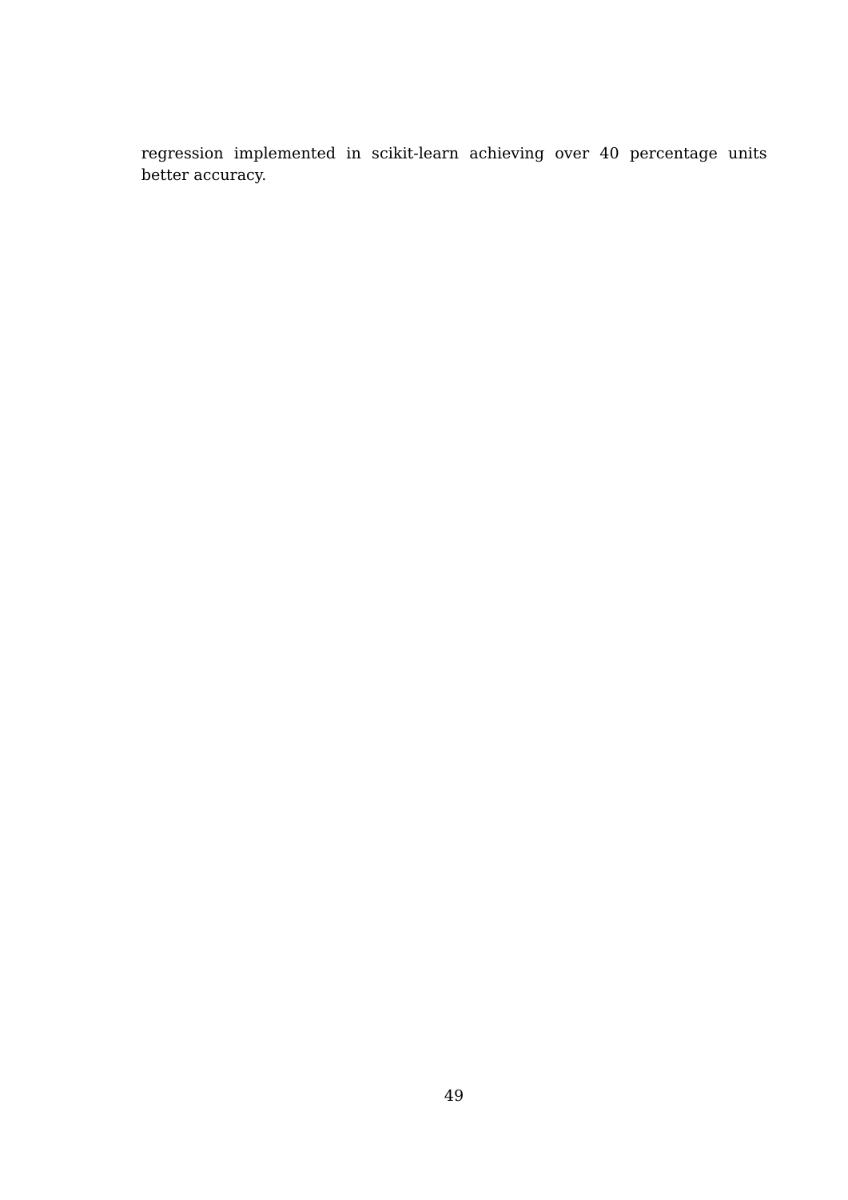regression implemented in scikit-learn achieving over 40 percentage units better accuracy.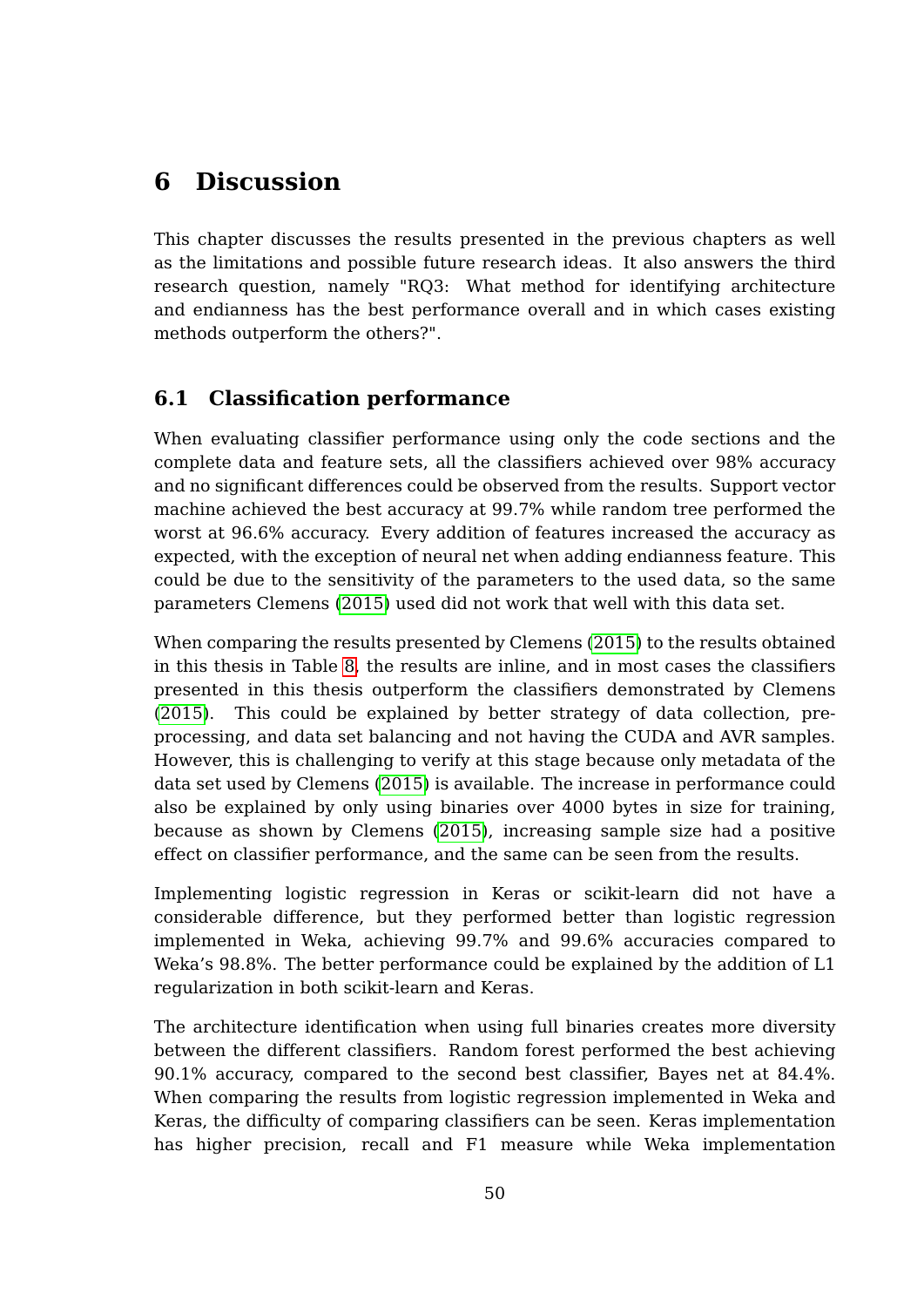# 6 Discussion

This chapter discusses the results presented in the previous chapters as well as the limitations and possible future research ideas. It also answers the third research question, namely "RQ3: What method for identifying architecture and endianness has the best performance overall and in which cases existing methods outperform the others?".

## 6.1 Classification performance

When evaluating classifier performance using only the code sections and the complete data and feature sets, all the classifiers achieved over 98% accuracy and no significant differences could be observed from the results. Support vector machine achieved the best accuracy at 99.7% while random tree performed the worst at 96.6% accuracy. Every addition of features increased the accuracy as expected, with the exception of neural net when adding endianness feature. This could be due to the sensitivity of the parameters to the used data, so the same parameters Clemens (2015) used did not work that well with this data set.

When comparing the results presented by Clemens (2015) to the results obtained in this thesis in Table 8, the results are inline, and in most cases the classifiers presented in this thesis outperform the classifiers demonstrated by Clemens (2015). This could be explained by better strategy of data collection, pre-processing, and data set balancing and not having the CUDA and AVR samples. However, this is challenging to verify at this stage because only metadata of the data set used by Clemens (2015) is available. The increase in performance could also be explained by only using binaries over 4000 bytes in size for training, because as shown by Clemens (2015), increasing sample size had a positive effect on classifier performance, and the same can be seen from the results.

Implementing logistic regression in Keras or scikit-learn did not have a considerable difference, but they performed better than logistic regression implemented in Weka, achieving 99.7% and 99.6% accuracies compared to Weka's 98.8%. The better performance could be explained by the addition of L1 regularization in both scikit-learn and Keras.

The architecture identification when using full binaries creates more diversity between the different classifiers. Random forest performed the best achieving 90.1% accuracy, compared to the second best classifier, Bayes net at 84.4%. When comparing the results from logistic regression implemented in Weka and Keras, the difficulty of comparing classifiers can be seen. Keras implementation has higher precision, recall and F1 measure while Weka implementation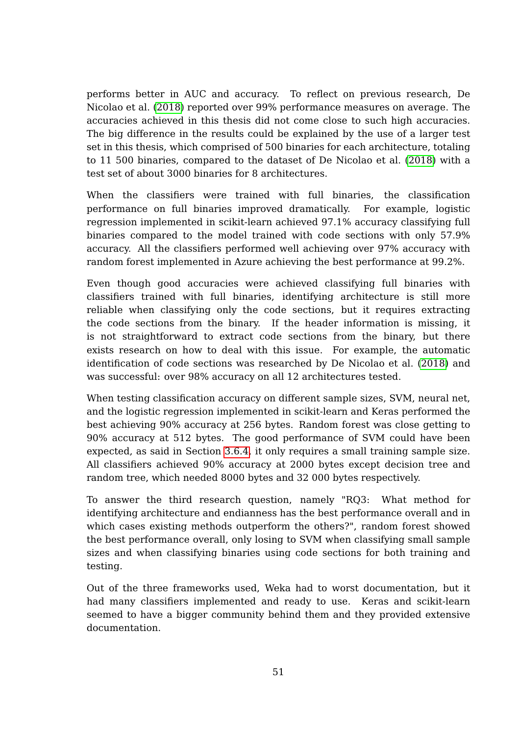performs better in AUC and accuracy. To reflect on previous research, De Nicolao et al. (2018) reported over 99% performance measures on average. The accuracies achieved in this thesis did not come close to such high accuracies. The big difference in the results could be explained by the use of a larger test set in this thesis, which comprised of 500 binaries for each architecture, totaling to 11 500 binaries, compared to the dataset of De Nicolao et al. (2018) with a test set of about 3000 binaries for 8 architectures.

When the classifiers were trained with full binaries, the classification performance on full binaries improved dramatically. For example, logistic regression implemented in scikit-learn achieved 97.1% accuracy classifying full binaries compared to the model trained with code sections with only 57.9% accuracy. All the classifiers performed well achieving over 97% accuracy with random forest implemented in Azure achieving the best performance at 99.2%.

Even though good accuracies were achieved classifying full binaries with classifiers trained with full binaries, identifying architecture is still more reliable when classifying only the code sections, but it requires extracting the code sections from the binary. If the header information is missing, it is not straightforward to extract code sections from the binary, but there exists research on how to deal with this issue. For example, the automatic identification of code sections was researched by De Nicolao et al. (2018) and was successful: over 98% accuracy on all 12 architectures tested.

When testing classification accuracy on different sample sizes, SVM, neural net, and the logistic regression implemented in scikit-learn and Keras performed the best achieving 90% accuracy at 256 bytes. Random forest was close getting to 90% accuracy at 512 bytes. The good performance of SVM could have been expected, as said in Section 3.6.4, it only requires a small training sample size. All classifiers achieved 90% accuracy at 2000 bytes except decision tree and random tree, which needed 8000 bytes and 32 000 bytes respectively.

To answer the third research question, namely "RQ3: What method for identifying architecture and endianness has the best performance overall and in which cases existing methods outperform the others?", random forest showed the best performance overall, only losing to SVM when classifying small sample sizes and when classifying binaries using code sections for both training and testing.

Out of the three frameworks used, Weka had to worst documentation, but it had many classifiers implemented and ready to use. Keras and scikit-learn seemed to have a bigger community behind them and they provided extensive documentation.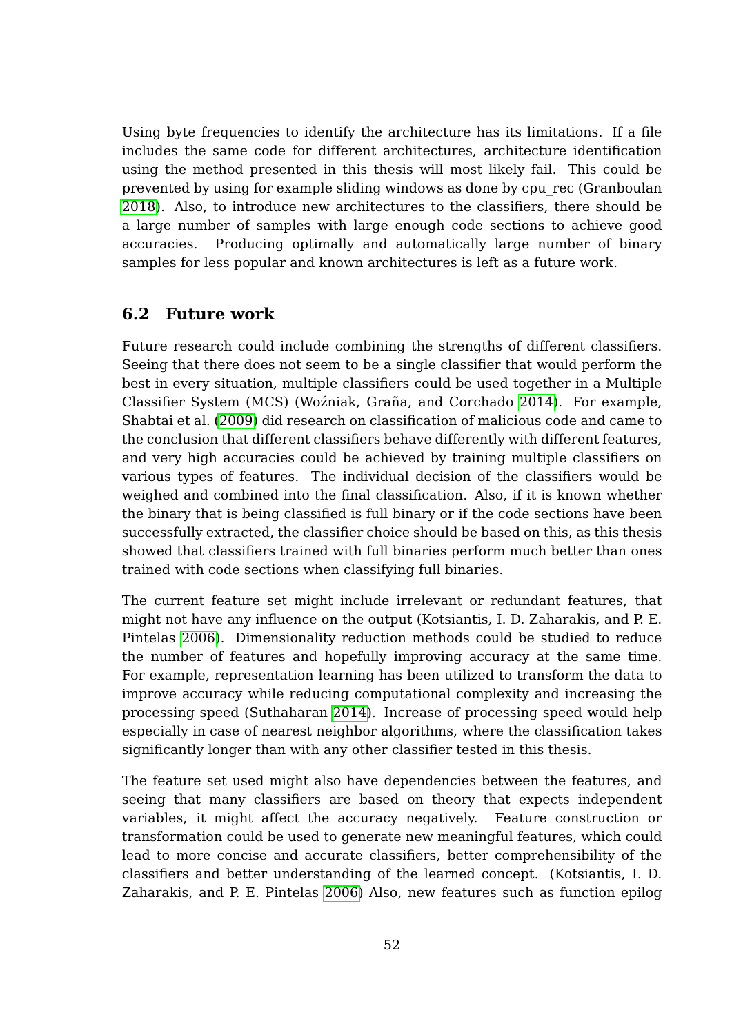Using byte frequencies to identify the architecture has its limitations. If a file includes the same code for different architectures, architecture identification using the method presented in this thesis will most likely fail. This could be prevented by using for example sliding windows as done by cpu_rec (Granboulan 2018). Also, to introduce new architectures to the classifiers, there should be a large number of samples with large enough code sections to achieve good accuracies. Producing optimally and automatically large number of binary samples for less popular and known architectures is left as a future work.

## 6.2 Future work

Future research could include combining the strengths of different classifiers. Seeing that there does not seem to be a single classifier that would perform the best in every situation, multiple classifiers could be used together in a Multiple Classifier System (MCS) (Woźniak, Graña, and Corchado 2014). For example, Shabtai et al. (2009) did research on classification of malicious code and came to the conclusion that different classifiers behave differently with different features, and very high accuracies could be achieved by training multiple classifiers on various types of features. The individual decision of the classifiers would be weighed and combined into the final classification. Also, if it is known whether the binary that is being classified is full binary or if the code sections have been successfully extracted, the classifier choice should be based on this, as this thesis showed that classifiers trained with full binaries perform much better than ones trained with code sections when classifying full binaries.

The current feature set might include irrelevant or redundant features, that might not have any influence on the output (Kotsiantis, I. D. Zaharakis, and P. E. Pintelas 2006). Dimensionality reduction methods could be studied to reduce the number of features and hopefully improving accuracy at the same time. For example, representation learning has been utilized to transform the data to improve accuracy while reducing computational complexity and increasing the processing speed (Suthaharan 2014). Increase of processing speed would help especially in case of nearest neighbor algorithms, where the classification takes significantly longer than with any other classifier tested in this thesis.

The feature set used might also have dependencies between the features, and seeing that many classifiers are based on theory that expects independent variables, it might affect the accuracy negatively. Feature construction or transformation could be used to generate new meaningful features, which could lead to more concise and accurate classifiers, better comprehensibility of the classifiers and better understanding of the learned concept. (Kotsiantis, I. D. Zaharakis, and P. E. Pintelas 2006) Also, new features such as function epilog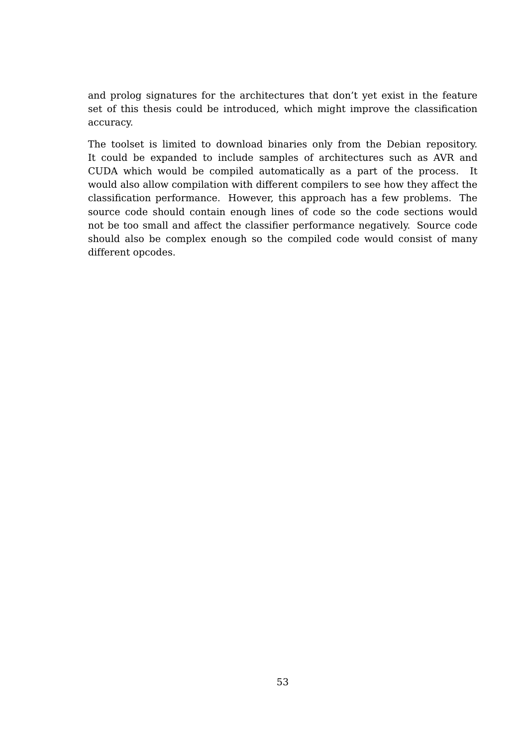and prolog signatures for the architectures that don't yet exist in the feature set of this thesis could be introduced, which might improve the classification accuracy.

The toolset is limited to download binaries only from the Debian repository. It could be expanded to include samples of architectures such as AVR and CUDA which would be compiled automatically as a part of the process. It would also allow compilation with different compilers to see how they affect the classification performance. However, this approach has a few problems. The source code should contain enough lines of code so the code sections would not be too small and affect the classifier performance negatively. Source code should also be complex enough so the compiled code would consist of many different opcodes.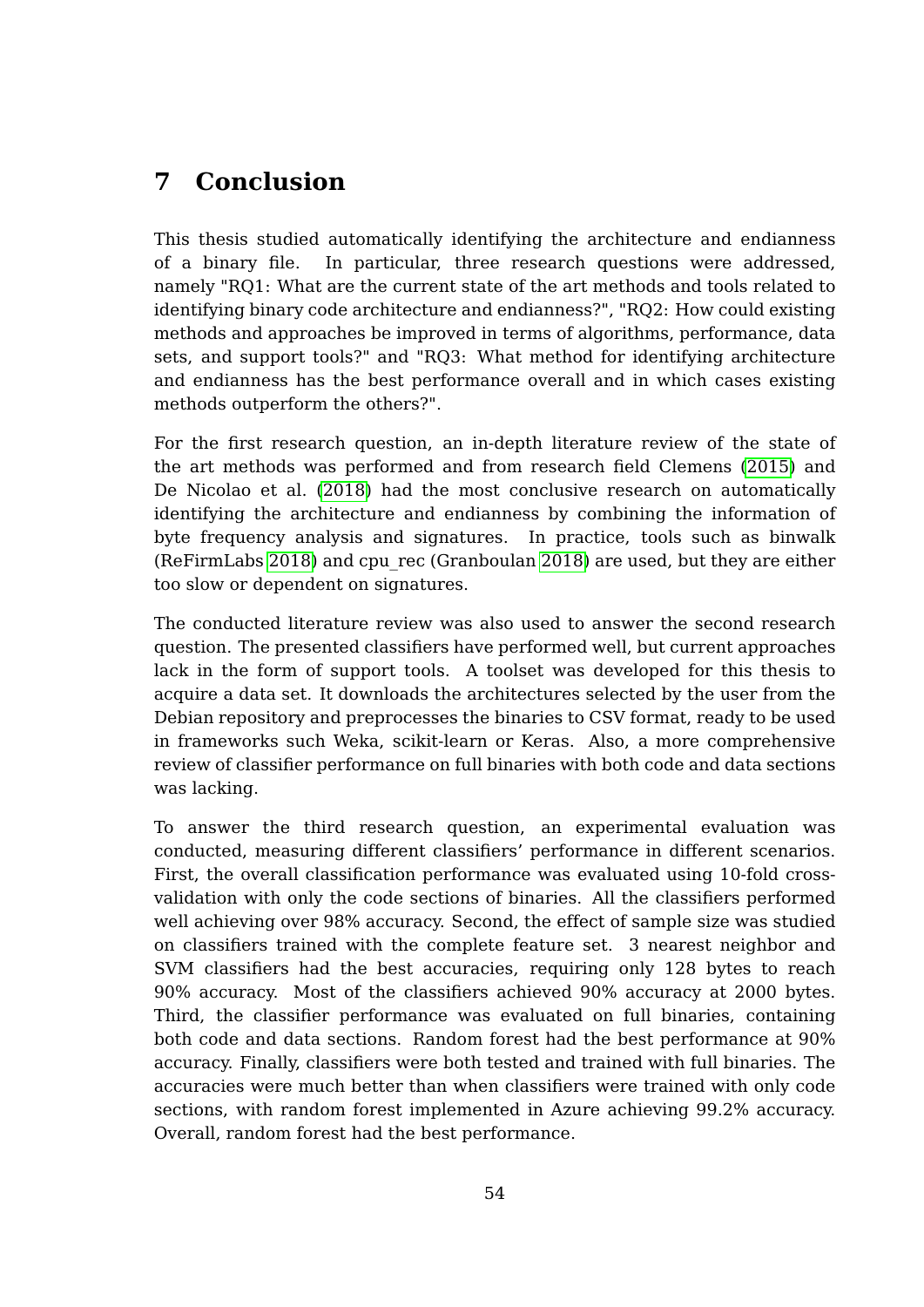# 7 Conclusion

This thesis studied automatically identifying the architecture and endianness of a binary file. In particular, three research questions were addressed, namely "RQ1: What are the current state of the art methods and tools related to identifying binary code architecture and endianness?", "RQ2: How could existing methods and approaches be improved in terms of algorithms, performance, data sets, and support tools?" and "RQ3: What method for identifying architecture and endianness has the best performance overall and in which cases existing methods outperform the others?".

For the first research question, an in-depth literature review of the state of the art methods was performed and from research field Clemens (2015) and De Nicolao et al. (2018) had the most conclusive research on automatically identifying the architecture and endianness by combining the information of byte frequency analysis and signatures. In practice, tools such as binwalk (ReFirmLabs 2018) and cpu_rec (Granboulan 2018) are used, but they are either too slow or dependent on signatures.

The conducted literature review was also used to answer the second research question. The presented classifiers have performed well, but current approaches lack in the form of support tools. A toolset was developed for this thesis to acquire a data set. It downloads the architectures selected by the user from the Debian repository and preprocesses the binaries to CSV format, ready to be used in frameworks such Weka, scikit-learn or Keras. Also, a more comprehensive review of classifier performance on full binaries with both code and data sections was lacking.

To answer the third research question, an experimental evaluation was conducted, measuring different classifiers' performance in different scenarios. First, the overall classification performance was evaluated using 10-fold cross-validation with only the code sections of binaries. All the classifiers performed well achieving over 98% accuracy. Second, the effect of sample size was studied on classifiers trained with the complete feature set. 3 nearest neighbor and SVM classifiers had the best accuracies, requiring only 128 bytes to reach 90% accuracy. Most of the classifiers achieved 90% accuracy at 2000 bytes. Third, the classifier performance was evaluated on full binaries, containing both code and data sections. Random forest had the best performance at 90% accuracy. Finally, classifiers were both tested and trained with full binaries. The accuracies were much better than when classifiers were trained with only code sections, with random forest implemented in Azure achieving 99.2% accuracy. Overall, random forest had the best performance.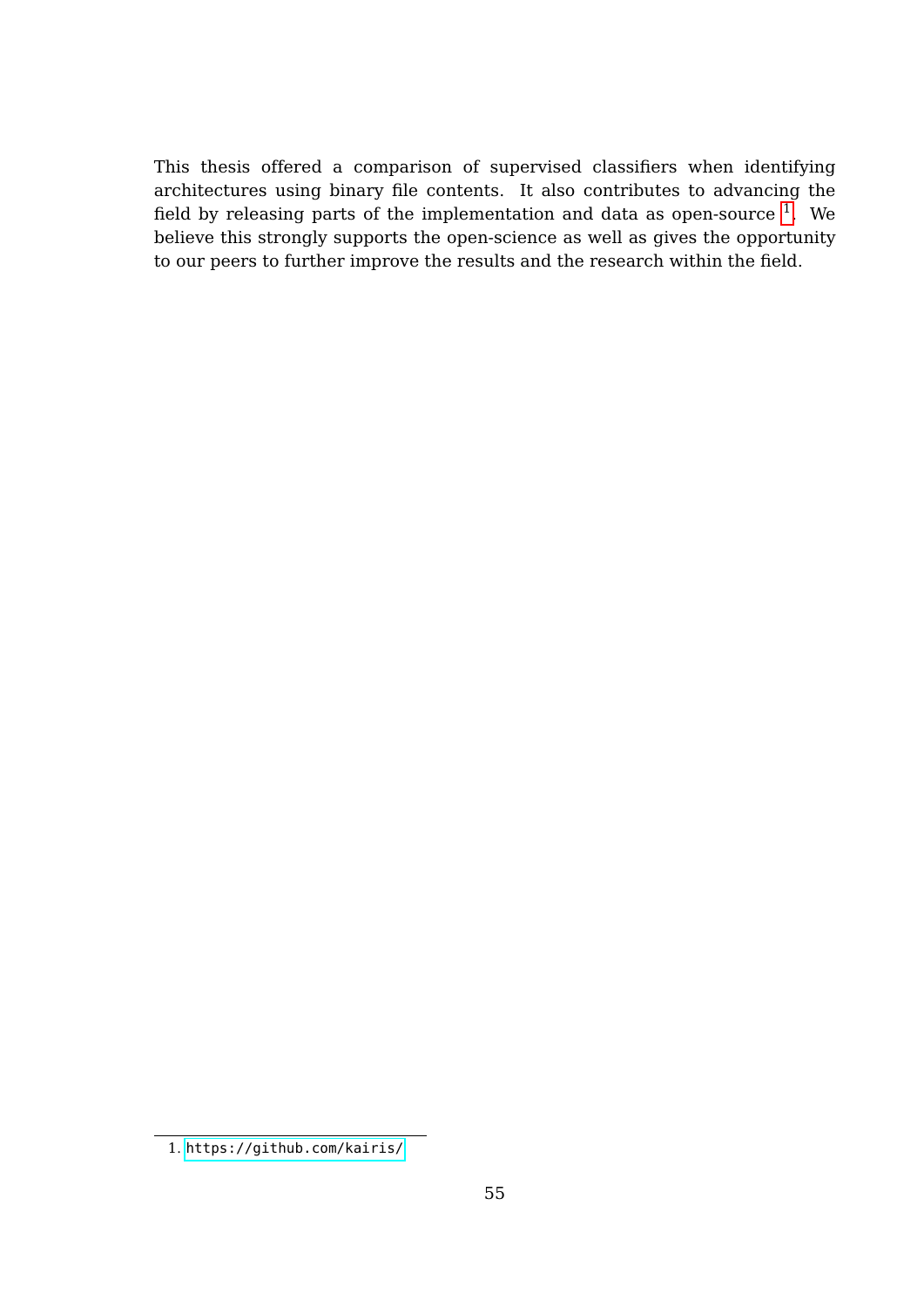This thesis offered a comparison of supervised classifiers when identifying architectures using binary file contents. It also contributes to advancing the field by releasing parts of the implementation and data as open-source [1]. We believe this strongly supports the open-science as well as gives the opportunity to our peers to further improve the results and the research within the field.

1. https://github.com/kairis/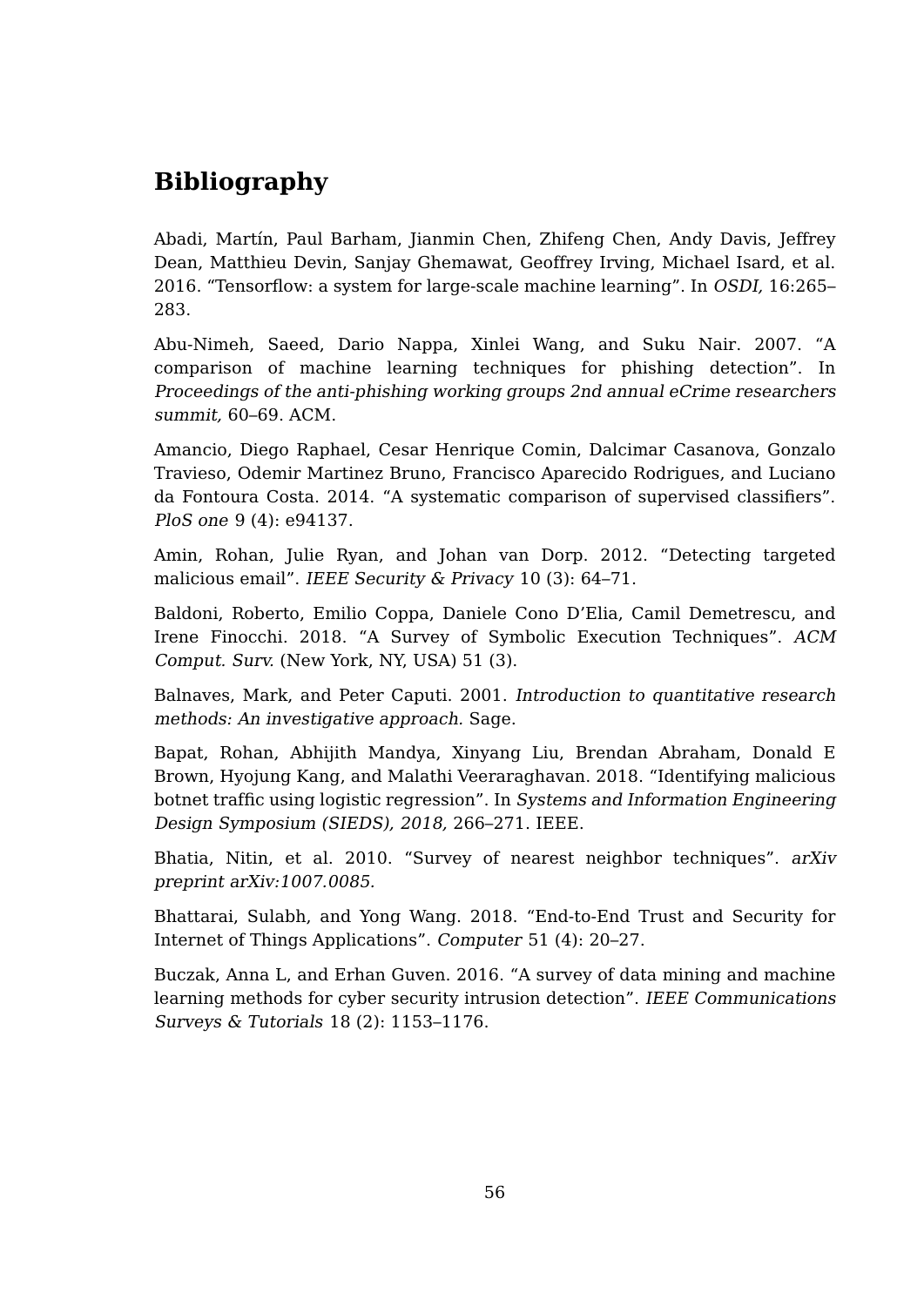# Bibliography

Abadi, Martín, Paul Barham, Jianmin Chen, Zhifeng Chen, Andy Davis, Jeffrey Dean, Matthieu Devin, Sanjay Ghemawat, Geoffrey Irving, Michael Isard, et al. 2016. "Tensorflow: a system for large-scale machine learning". In *OSDI,* 16:265–283.

Abu-Nimeh, Saeed, Dario Nappa, Xinlei Wang, and Suku Nair. 2007. "A comparison of machine learning techniques for phishing detection". In *Proceedings of the anti-phishing working groups 2nd annual eCrime researchers summit,* 60–69. ACM.

Amancio, Diego Raphael, Cesar Henrique Comin, Dalcimar Casanova, Gonzalo Travieso, Odemir Martinez Bruno, Francisco Aparecido Rodrigues, and Luciano da Fontoura Costa. 2014. "A systematic comparison of supervised classifiers". *PloS one* 9 (4): e94137.

Amin, Rohan, Julie Ryan, and Johan van Dorp. 2012. "Detecting targeted malicious email". *IEEE Security & Privacy* 10 (3): 64–71.

Baldoni, Roberto, Emilio Coppa, Daniele Cono D'Elia, Camil Demetrescu, and Irene Finocchi. 2018. "A Survey of Symbolic Execution Techniques". *ACM Comput. Surv.* (New York, NY, USA) 51 (3).

Balnaves, Mark, and Peter Caputi. 2001. *Introduction to quantitative research methods: An investigative approach*. Sage.

Bapat, Rohan, Abhijith Mandya, Xinyang Liu, Brendan Abraham, Donald E Brown, Hyojung Kang, and Malathi Veeraraghavan. 2018. "Identifying malicious botnet traffic using logistic regression". In *Systems and Information Engineering Design Symposium (SIEDS), 2018,* 266–271. IEEE.

Bhatia, Nitin, et al. 2010. "Survey of nearest neighbor techniques". *arXiv preprint arXiv:1007.0085.*

Bhattarai, Sulabh, and Yong Wang. 2018. "End-to-End Trust and Security for Internet of Things Applications". *Computer* 51 (4): 20–27.

Buczak, Anna L, and Erhan Guven. 2016. "A survey of data mining and machine learning methods for cyber security intrusion detection". *IEEE Communications Surveys & Tutorials* 18 (2): 1153–1176.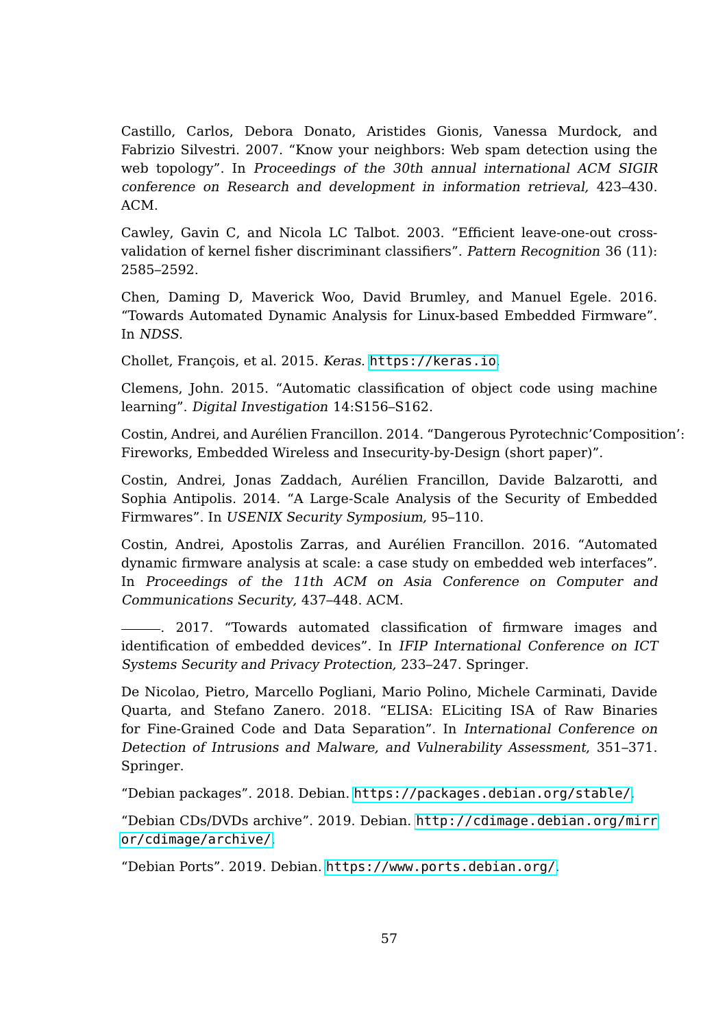Castillo, Carlos, Debora Donato, Aristides Gionis, Vanessa Murdock, and Fabrizio Silvestri. 2007. "Know your neighbors: Web spam detection using the web topology". In *Proceedings of the 30th annual international ACM SIGIR conference on Research and development in information retrieval,* 423–430. ACM.

Cawley, Gavin C, and Nicola LC Talbot. 2003. "Efficient leave-one-out cross-validation of kernel fisher discriminant classifiers". *Pattern Recognition* 36 (11): 2585–2592.

Chen, Daming D, Maverick Woo, David Brumley, and Manuel Egele. 2016. "Towards Automated Dynamic Analysis for Linux-based Embedded Firmware". In *NDSS.*

Chollet, François, et al. 2015. *Keras.* https://keras.io.

Clemens, John. 2015. "Automatic classification of object code using machine learning". *Digital Investigation* 14:S156–S162.

Costin, Andrei, and Aurélien Francillon. 2014. "Dangerous Pyrotechnic'Composition': Fireworks, Embedded Wireless and Insecurity-by-Design (short paper)".

Costin, Andrei, Jonas Zaddach, Aurélien Francillon, Davide Balzarotti, and Sophia Antipolis. 2014. "A Large-Scale Analysis of the Security of Embedded Firmwares". In *USENIX Security Symposium,* 95–110.

Costin, Andrei, Apostolis Zarras, and Aurélien Francillon. 2016. "Automated dynamic firmware analysis at scale: a case study on embedded web interfaces". In *Proceedings of the 11th ACM on Asia Conference on Computer and Communications Security,* 437–448. ACM.

———. 2017. "Towards automated classification of firmware images and identification of embedded devices". In *IFIP International Conference on ICT Systems Security and Privacy Protection,* 233–247. Springer.

De Nicolao, Pietro, Marcello Pogliani, Mario Polino, Michele Carminati, Davide Quarta, and Stefano Zanero. 2018. "ELISA: ELiciting ISA of Raw Binaries for Fine-Grained Code and Data Separation". In *International Conference on Detection of Intrusions and Malware, and Vulnerability Assessment,* 351–371. Springer.

"Debian packages". 2018. Debian. https://packages.debian.org/stable/.

"Debian CDs/DVDs archive". 2019. Debian. http://cdimage.debian.org/mirror/cdimage/archive/.

"Debian Ports". 2019. Debian. https://www.ports.debian.org/.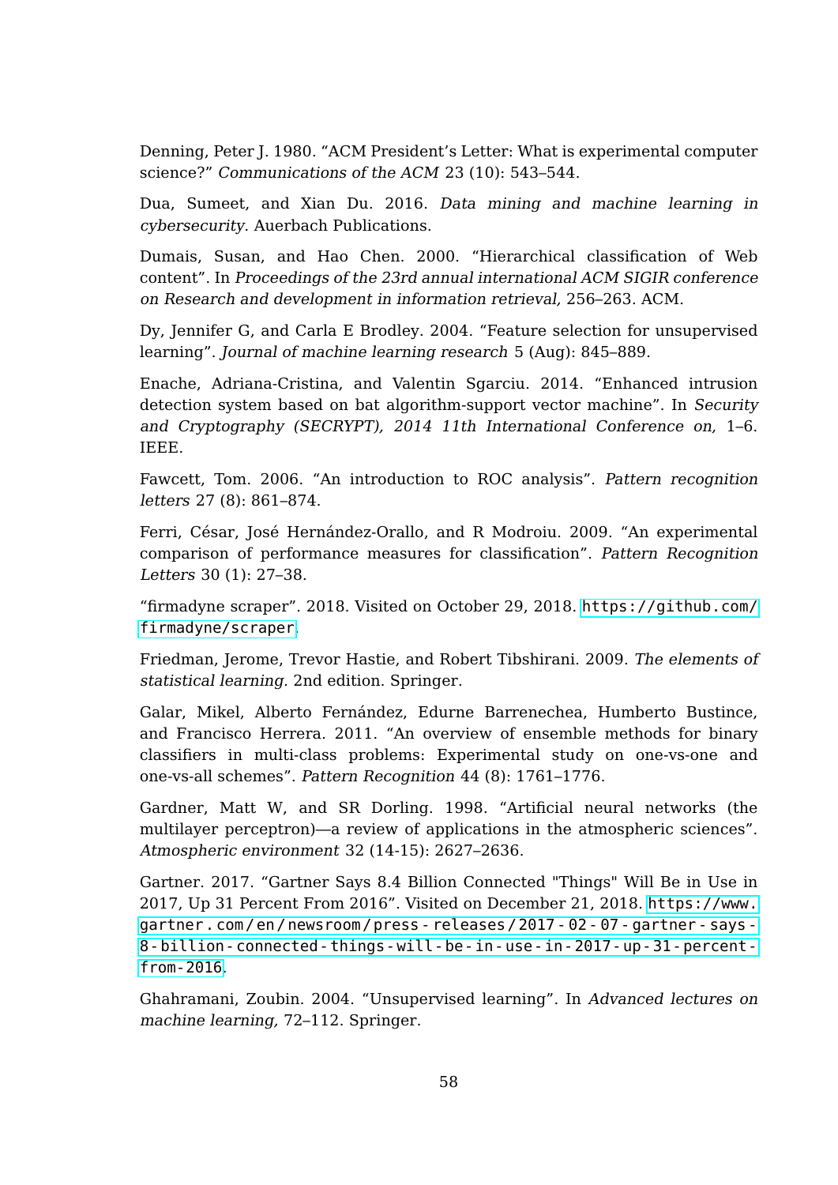Denning, Peter J. 1980. “ACM President’s Letter: What is experimental computer science?” *Communications of the ACM* 23 (10): 543–544.

Dua, Sumeet, and Xian Du. 2016. *Data mining and machine learning in cybersecurity.* Auerbach Publications.

Dumais, Susan, and Hao Chen. 2000. “Hierarchical classification of Web content”. In *Proceedings of the 23rd annual international ACM SIGIR conference on Research and development in information retrieval,* 256–263. ACM.

Dy, Jennifer G, and Carla E Brodley. 2004. “Feature selection for unsupervised learning”. *Journal of machine learning research* 5 (Aug): 845–889.

Enache, Adriana-Cristina, and Valentin Sgarciu. 2014. “Enhanced intrusion detection system based on bat algorithm-support vector machine”. In *Security and Cryptography (SECRYPT), 2014 11th International Conference on,* 1–6. IEEE.

Fawcett, Tom. 2006. “An introduction to ROC analysis”. *Pattern recognition letters* 27 (8): 861–874.

Ferri, César, José Hernández-Orallo, and R Modroiu. 2009. “An experimental comparison of performance measures for classification”. *Pattern Recognition Letters* 30 (1): 27–38.

“firmadyne scraper”. 2018. Visited on October 29, 2018. https://github.com/firmadyne/scraper.

Friedman, Jerome, Trevor Hastie, and Robert Tibshirani. 2009. *The elements of statistical learning.* 2nd edition. Springer.

Galar, Mikel, Alberto Fernández, Edurne Barrenechea, Humberto Bustince, and Francisco Herrera. 2011. “An overview of ensemble methods for binary classifiers in multi-class problems: Experimental study on one-vs-one and one-vs-all schemes”. *Pattern Recognition* 44 (8): 1761–1776.

Gardner, Matt W, and SR Dorling. 1998. “Artificial neural networks (the multilayer perceptron)—a review of applications in the atmospheric sciences”. *Atmospheric environment* 32 (14-15): 2627–2636.

Gartner. 2017. “Gartner Says 8.4 Billion Connected "Things" Will Be in Use in 2017, Up 31 Percent From 2016”. Visited on December 21, 2018. https://www.gartner.com/en/newsroom/press-releases/2017-02-07-gartner-says-8-billion-connected-things-will-be-in-use-in-2017-up-31-percent-from-2016.

Ghahramani, Zoubin. 2004. “Unsupervised learning”. In *Advanced lectures on machine learning,* 72–112. Springer.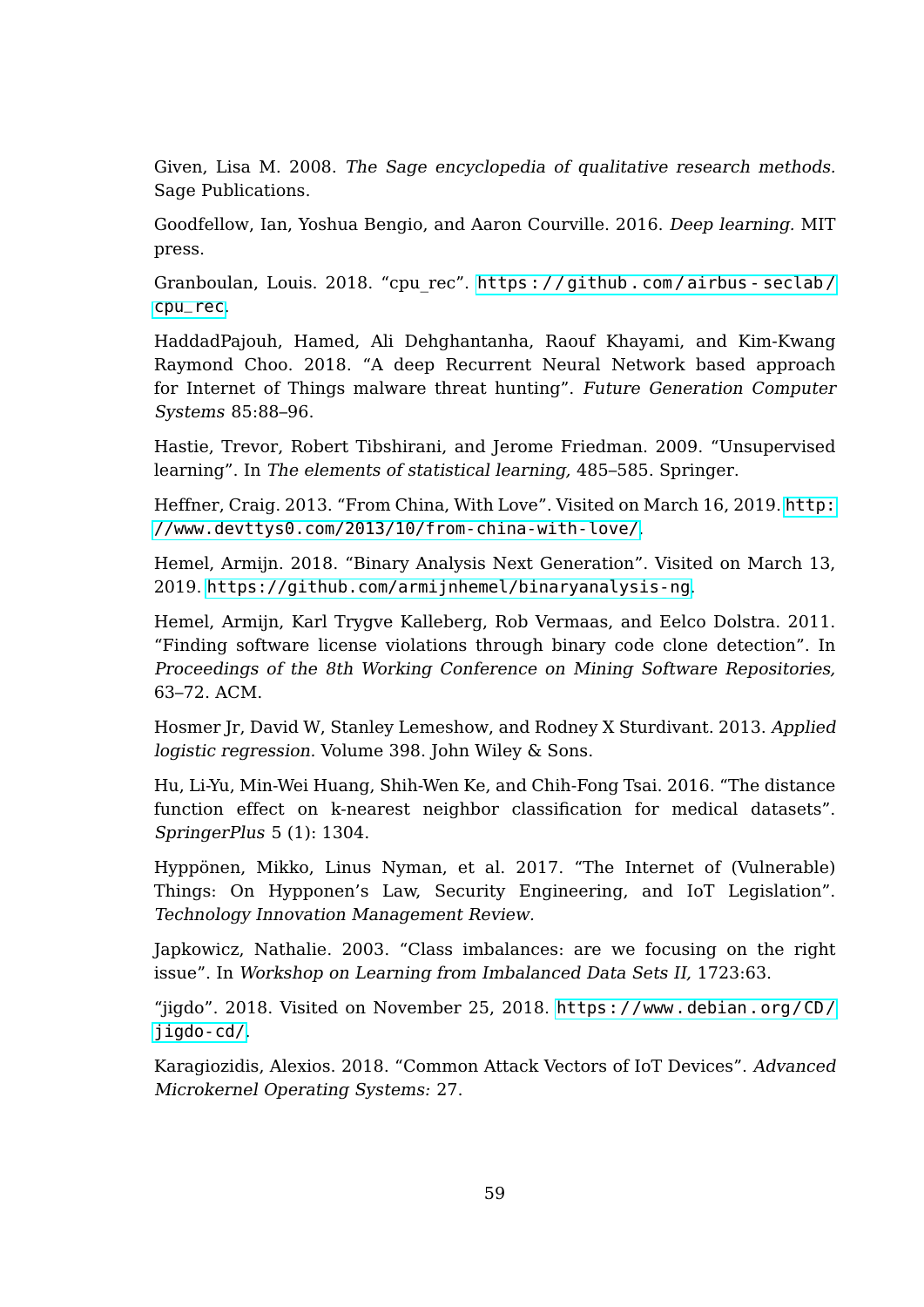Given, Lisa M. 2008. *The Sage encyclopedia of qualitative research methods.* Sage Publications.

Goodfellow, Ian, Yoshua Bengio, and Aaron Courville. 2016. *Deep learning.* MIT press.

Granboulan, Louis. 2018. "cpu_rec". https://github.com/airbus-seclab/cpu_rec.

HaddadPajouh, Hamed, Ali Dehghantanha, Raouf Khayami, and Kim-Kwang Raymond Choo. 2018. "A deep Recurrent Neural Network based approach for Internet of Things malware threat hunting". *Future Generation Computer Systems* 85:88–96.

Hastie, Trevor, Robert Tibshirani, and Jerome Friedman. 2009. "Unsupervised learning". In *The elements of statistical learning,* 485–585. Springer.

Heffner, Craig. 2013. "From China, With Love". Visited on March 16, 2019. http://www.devttys0.com/2013/10/from-china-with-love/.

Hemel, Armijn. 2018. "Binary Analysis Next Generation". Visited on March 13, 2019. https://github.com/armijnhemel/binaryanalysis-ng.

Hemel, Armijn, Karl Trygve Kalleberg, Rob Vermaas, and Eelco Dolstra. 2011. "Finding software license violations through binary code clone detection". In *Proceedings of the 8th Working Conference on Mining Software Repositories,* 63–72. ACM.

Hosmer Jr, David W, Stanley Lemeshow, and Rodney X Sturdivant. 2013. *Applied logistic regression.* Volume 398. John Wiley & Sons.

Hu, Li-Yu, Min-Wei Huang, Shih-Wen Ke, and Chih-Fong Tsai. 2016. "The distance function effect on k-nearest neighbor classification for medical datasets". *SpringerPlus* 5 (1): 1304.

Hyppönen, Mikko, Linus Nyman, et al. 2017. "The Internet of (Vulnerable) Things: On Hypponen's Law, Security Engineering, and IoT Legislation". *Technology Innovation Management Review.*

Japkowicz, Nathalie. 2003. "Class imbalances: are we focusing on the right issue". In *Workshop on Learning from Imbalanced Data Sets II,* 1723:63.

"jigdo". 2018. Visited on November 25, 2018. https://www.debian.org/CD/jigdo-cd/.

Karagiozidis, Alexios. 2018. "Common Attack Vectors of IoT Devices". *Advanced Microkernel Operating Systems:* 27.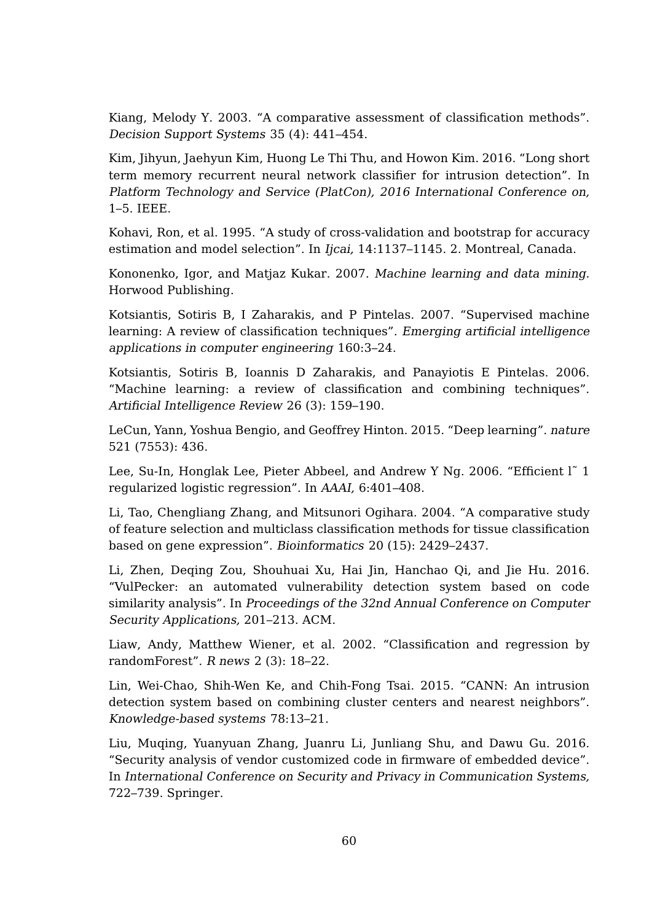Kiang, Melody Y. 2003. “A comparative assessment of classification methods”. *Decision Support Systems* 35 (4): 441–454.

Kim, Jihyun, Jaehyun Kim, Huong Le Thi Thu, and Howon Kim. 2016. “Long short term memory recurrent neural network classifier for intrusion detection”. In *Platform Technology and Service (PlatCon), 2016 International Conference on,* 1–5. IEEE.

Kohavi, Ron, et al. 1995. “A study of cross-validation and bootstrap for accuracy estimation and model selection”. In *Ijcai,* 14:1137–1145. 2. Montreal, Canada.

Kononenko, Igor, and Matjaz Kukar. 2007. *Machine learning and data mining.* Horwood Publishing.

Kotsiantis, Sotiris B, I Zaharakis, and P Pintelas. 2007. “Supervised machine learning: A review of classification techniques”. *Emerging artificial intelligence applications in computer engineering* 160:3–24.

Kotsiantis, Sotiris B, Ioannis D Zaharakis, and Panayiotis E Pintelas. 2006. “Machine learning: a review of classification and combining techniques”. *Artificial Intelligence Review* 26 (3): 159–190.

LeCun, Yann, Yoshua Bengio, and Geoffrey Hinton. 2015. “Deep learning”. *nature* 521 (7553): 436.

Lee, Su-In, Honglak Lee, Pieter Abbeel, and Andrew Y Ng. 2006. “Efficient l˜ 1 regularized logistic regression”. In *AAAI,* 6:401–408.

Li, Tao, Chengliang Zhang, and Mitsunori Ogihara. 2004. “A comparative study of feature selection and multiclass classification methods for tissue classification based on gene expression”. *Bioinformatics* 20 (15): 2429–2437.

Li, Zhen, Deqing Zou, Shouhuai Xu, Hai Jin, Hanchao Qi, and Jie Hu. 2016. “VulPecker: an automated vulnerability detection system based on code similarity analysis”. In *Proceedings of the 32nd Annual Conference on Computer Security Applications,* 201–213. ACM.

Liaw, Andy, Matthew Wiener, et al. 2002. “Classification and regression by randomForest”. *R news* 2 (3): 18–22.

Lin, Wei-Chao, Shih-Wen Ke, and Chih-Fong Tsai. 2015. “CANN: An intrusion detection system based on combining cluster centers and nearest neighbors”. *Knowledge-based systems* 78:13–21.

Liu, Muqing, Yuanyuan Zhang, Juanru Li, Junliang Shu, and Dawu Gu. 2016. “Security analysis of vendor customized code in firmware of embedded device”. In *International Conference on Security and Privacy in Communication Systems,* 722–739. Springer.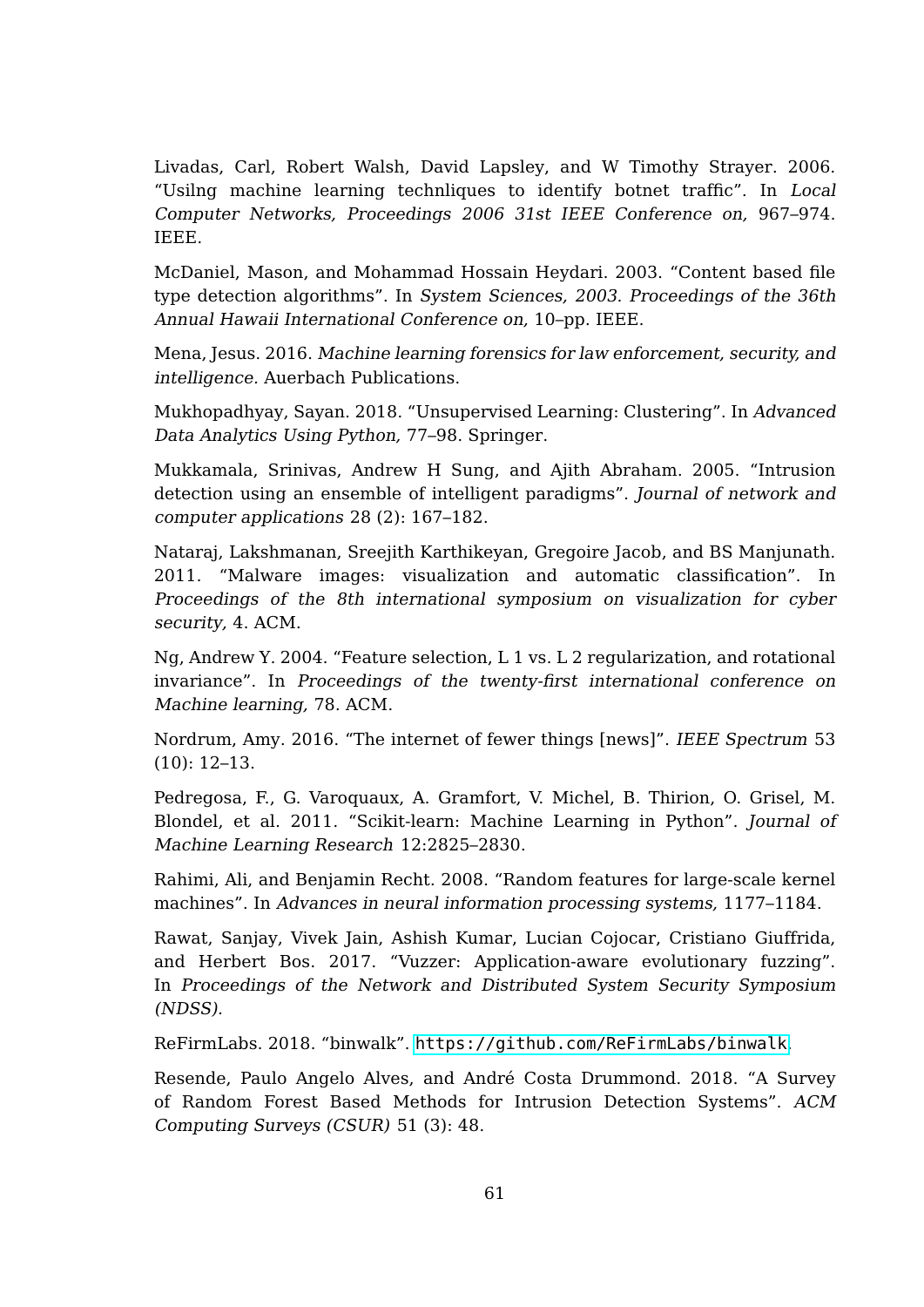Livadas, Carl, Robert Walsh, David Lapsley, and W Timothy Strayer. 2006. "Usilng machine learning technliques to identify botnet traffic". In *Local Computer Networks, Proceedings 2006 31st IEEE Conference on,* 967–974. IEEE.

McDaniel, Mason, and Mohammad Hossain Heydari. 2003. "Content based file type detection algorithms". In *System Sciences, 2003. Proceedings of the 36th Annual Hawaii International Conference on,* 10–pp. IEEE.

Mena, Jesus. 2016. *Machine learning forensics for law enforcement, security, and intelligence.* Auerbach Publications.

Mukhopadhyay, Sayan. 2018. "Unsupervised Learning: Clustering". In *Advanced Data Analytics Using Python,* 77–98. Springer.

Mukkamala, Srinivas, Andrew H Sung, and Ajith Abraham. 2005. "Intrusion detection using an ensemble of intelligent paradigms". *Journal of network and computer applications* 28 (2): 167–182.

Nataraj, Lakshmanan, Sreejith Karthikeyan, Gregoire Jacob, and BS Manjunath. 2011. "Malware images: visualization and automatic classification". In *Proceedings of the 8th international symposium on visualization for cyber security,* 4. ACM.

Ng, Andrew Y. 2004. "Feature selection, L 1 vs. L 2 regularization, and rotational invariance". In *Proceedings of the twenty-first international conference on Machine learning,* 78. ACM.

Nordrum, Amy. 2016. "The internet of fewer things [news]". *IEEE Spectrum* 53 (10): 12–13.

Pedregosa, F., G. Varoquaux, A. Gramfort, V. Michel, B. Thirion, O. Grisel, M. Blondel, et al. 2011. "Scikit-learn: Machine Learning in Python". *Journal of Machine Learning Research* 12:2825–2830.

Rahimi, Ali, and Benjamin Recht. 2008. "Random features for large-scale kernel machines". In *Advances in neural information processing systems,* 1177–1184.

Rawat, Sanjay, Vivek Jain, Ashish Kumar, Lucian Cojocar, Cristiano Giuffrida, and Herbert Bos. 2017. "Vuzzer: Application-aware evolutionary fuzzing". In *Proceedings of the Network and Distributed System Security Symposium (NDSS).*

ReFirmLabs. 2018. "binwalk". https://github.com/ReFirmLabs/binwalk.

Resende, Paulo Angelo Alves, and André Costa Drummond. 2018. "A Survey of Random Forest Based Methods for Intrusion Detection Systems". *ACM Computing Surveys (CSUR)* 51 (3): 48.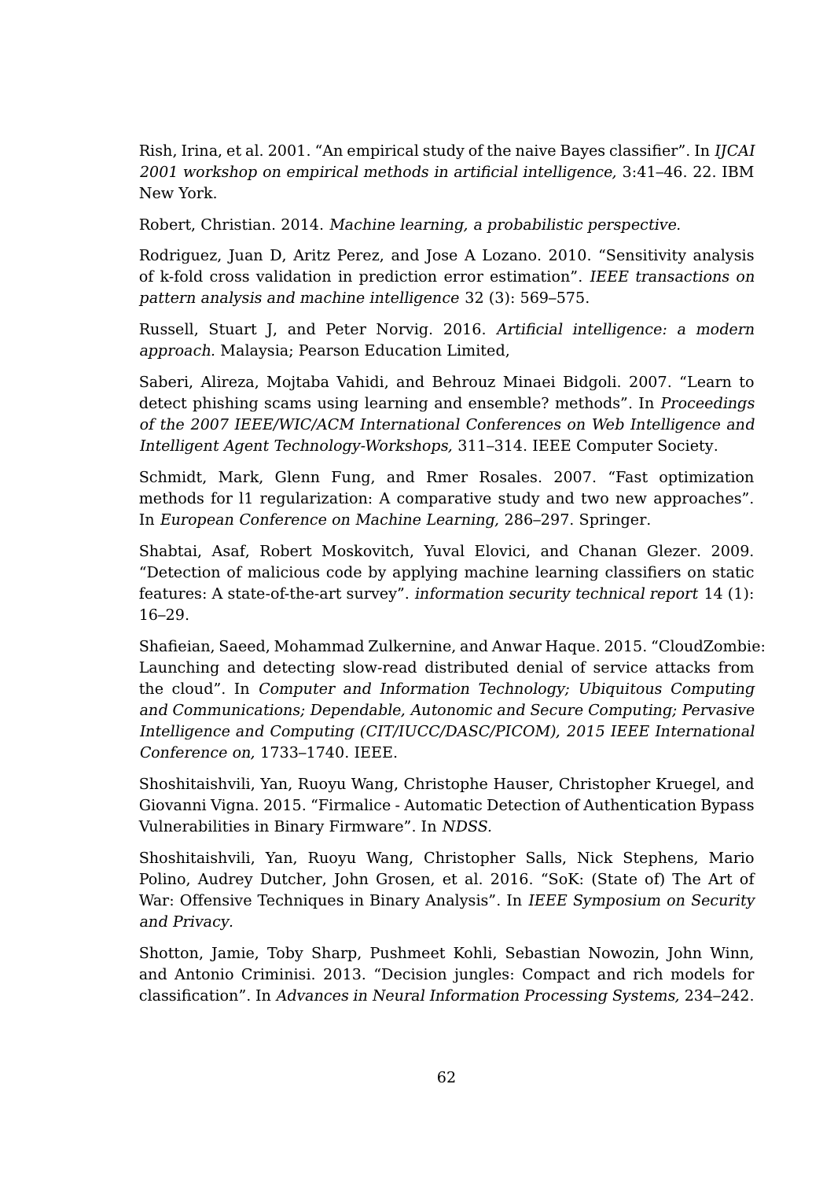Rish, Irina, et al. 2001. “An empirical study of the naive Bayes classifier”. In *IJCAI 2001 workshop on empirical methods in artificial intelligence,* 3:41–46. 22. IBM New York.

Robert, Christian. 2014. *Machine learning, a probabilistic perspective.*

Rodriguez, Juan D, Aritz Perez, and Jose A Lozano. 2010. “Sensitivity analysis of k-fold cross validation in prediction error estimation”. *IEEE transactions on pattern analysis and machine intelligence* 32 (3): 569–575.

Russell, Stuart J, and Peter Norvig. 2016. *Artificial intelligence: a modern approach.* Malaysia; Pearson Education Limited,

Saberi, Alireza, Mojtaba Vahidi, and Behrouz Minaei Bidgoli. 2007. “Learn to detect phishing scams using learning and ensemble? methods”. In *Proceedings of the 2007 IEEE/WIC/ACM International Conferences on Web Intelligence and Intelligent Agent Technology-Workshops,* 311–314. IEEE Computer Society.

Schmidt, Mark, Glenn Fung, and Rmer Rosales. 2007. “Fast optimization methods for l1 regularization: A comparative study and two new approaches”. In *European Conference on Machine Learning,* 286–297. Springer.

Shabtai, Asaf, Robert Moskovitch, Yuval Elovici, and Chanan Glezer. 2009. ”Detection of malicious code by applying machine learning classifiers on static features: A state-of-the-art survey”. *information security technical report* 14 (1): 16–29.

Shafieian, Saeed, Mohammad Zulkernine, and Anwar Haque. 2015. “CloudZombie: Launching and detecting slow-read distributed denial of service attacks from the cloud”. In *Computer and Information Technology; Ubiquitous Computing and Communications; Dependable, Autonomic and Secure Computing; Pervasive Intelligence and Computing (CIT/IUCC/DASC/PICOM), 2015 IEEE International Conference on,* 1733–1740. IEEE.

Shoshitaishvili, Yan, Ruoyu Wang, Christophe Hauser, Christopher Kruegel, and Giovanni Vigna. 2015. “Firmalice - Automatic Detection of Authentication Bypass Vulnerabilities in Binary Firmware”. In *NDSS.*

Shoshitaishvili, Yan, Ruoyu Wang, Christopher Salls, Nick Stephens, Mario Polino, Audrey Dutcher, John Grosen, et al. 2016. “SoK: (State of) The Art of War: Offensive Techniques in Binary Analysis”. In *IEEE Symposium on Security and Privacy.*

Shotton, Jamie, Toby Sharp, Pushmeet Kohli, Sebastian Nowozin, John Winn, and Antonio Criminisi. 2013. “Decision jungles: Compact and rich models for classification”. In *Advances in Neural Information Processing Systems,* 234–242.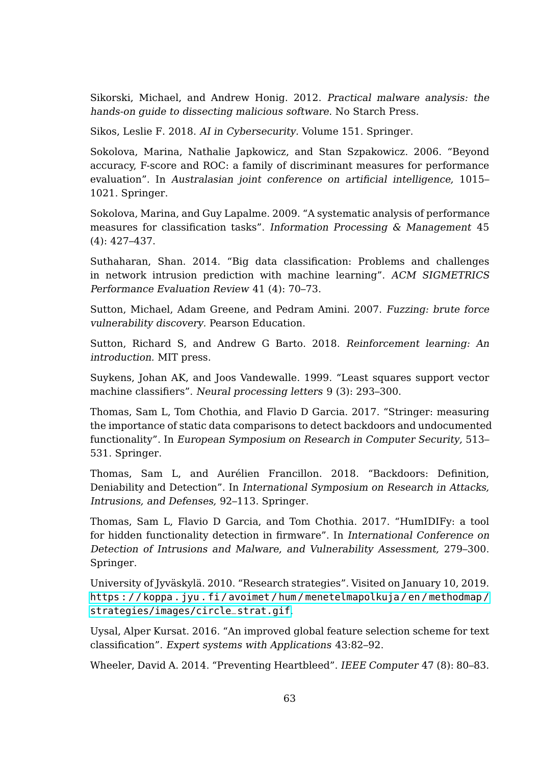Sikorski, Michael, and Andrew Honig. 2012. *Practical malware analysis: the hands-on guide to dissecting malicious software.* No Starch Press.

Sikos, Leslie F. 2018. *AI in Cybersecurity.* Volume 151. Springer.

Sokolova, Marina, Nathalie Japkowicz, and Stan Szpakowicz. 2006. "Beyond accuracy, F-score and ROC: a family of discriminant measures for performance evaluation". In *Australasian joint conference on artificial intelligence,* 1015–1021. Springer.

Sokolova, Marina, and Guy Lapalme. 2009. "A systematic analysis of performance measures for classification tasks". *Information Processing & Management* 45 (4): 427–437.

Suthaharan, Shan. 2014. "Big data classification: Problems and challenges in network intrusion prediction with machine learning". *ACM SIGMETRICS Performance Evaluation Review* 41 (4): 70–73.

Sutton, Michael, Adam Greene, and Pedram Amini. 2007. *Fuzzing: brute force vulnerability discovery.* Pearson Education.

Sutton, Richard S, and Andrew G Barto. 2018. *Reinforcement learning: An introduction.* MIT press.

Suykens, Johan AK, and Joos Vandewalle. 1999. "Least squares support vector machine classifiers". *Neural processing letters* 9 (3): 293–300.

Thomas, Sam L, Tom Chothia, and Flavio D Garcia. 2017. "Stringer: measuring the importance of static data comparisons to detect backdoors and undocumented functionality". In *European Symposium on Research in Computer Security,* 513–531. Springer.

Thomas, Sam L, and Aurélien Francillon. 2018. "Backdoors: Definition, Deniability and Detection". In *International Symposium on Research in Attacks, Intrusions, and Defenses,* 92–113. Springer.

Thomas, Sam L, Flavio D Garcia, and Tom Chothia. 2017. "HumIDIFy: a tool for hidden functionality detection in firmware". In *International Conference on Detection of Intrusions and Malware, and Vulnerability Assessment,* 279–300. Springer.

University of Jyväskylä. 2010. "Research strategies". Visited on January 10, 2019. https://koppa.jyu.fi/avoimet/hum/menetelmapolkuja/en/methodmap/strategies/images/circle_strat.gif.

Uysal, Alper Kursat. 2016. "An improved global feature selection scheme for text classification". *Expert systems with Applications* 43:82–92.

Wheeler, David A. 2014. "Preventing Heartbleed". *IEEE Computer* 47 (8): 80–83.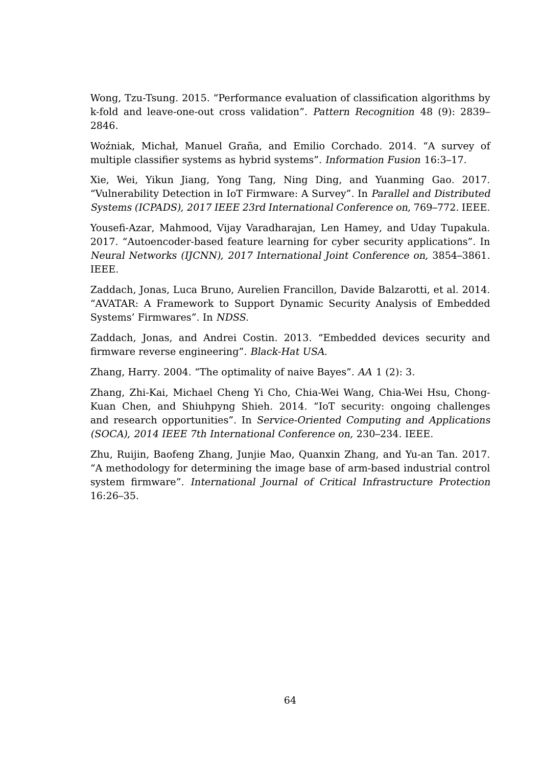Wong, Tzu-Tsung. 2015. “Performance evaluation of classification algorithms by k-fold and leave-one-out cross validation”. *Pattern Recognition* 48 (9): 2839–2846.

Woźniak, Michał, Manuel Graña, and Emilio Corchado. 2014. “A survey of multiple classifier systems as hybrid systems”. *Information Fusion* 16:3–17.

Xie, Wei, Yikun Jiang, Yong Tang, Ning Ding, and Yuanming Gao. 2017. “Vulnerability Detection in IoT Firmware: A Survey”. In *Parallel and Distributed Systems (ICPADS), 2017 IEEE 23rd International Conference on,* 769–772. IEEE.

Yousefi-Azar, Mahmood, Vijay Varadharajan, Len Hamey, and Uday Tupakula. 2017. “Autoencoder-based feature learning for cyber security applications”. In *Neural Networks (IJCNN), 2017 International Joint Conference on,* 3854–3861. IEEE.

Zaddach, Jonas, Luca Bruno, Aurelien Francillon, Davide Balzarotti, et al. 2014. “AVATAR: A Framework to Support Dynamic Security Analysis of Embedded Systems’ Firmwares”. In *NDSS.*

Zaddach, Jonas, and Andrei Costin. 2013. “Embedded devices security and firmware reverse engineering”. *Black-Hat USA.*

Zhang, Harry. 2004. “The optimality of naive Bayes”. *AA* 1 (2): 3.

Zhang, Zhi-Kai, Michael Cheng Yi Cho, Chia-Wei Wang, Chia-Wei Hsu, Chong-Kuan Chen, and Shiuhpyng Shieh. 2014. “IoT security: ongoing challenges and research opportunities”. In *Service-Oriented Computing and Applications (SOCA), 2014 IEEE 7th International Conference on,* 230–234. IEEE.

Zhu, Ruijin, Baofeng Zhang, Junjie Mao, Quanxin Zhang, and Yu-an Tan. 2017. “A methodology for determining the image base of arm-based industrial control system firmware”. *International Journal of Critical Infrastructure Protection* 16:26–35.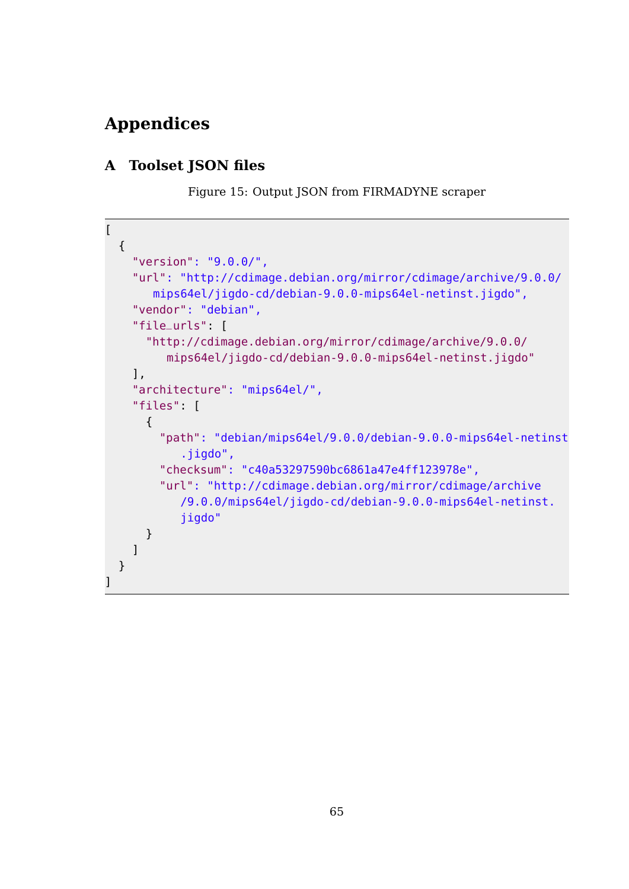# Appendices

## A Toolset JSON files

Figure 15: Output JSON from FIRMADYNE scraper

```
[
  {
    "version": "9.0.0/",
    "url": "http://cdimage.debian.org/mirror/cdimage/archive/9.0.0/
       mips64el/jigdo-cd/debian-9.0.0-mips64el-netinst.jigdo",
    "vendor": "debian",
    "file_urls": [
      "http://cdimage.debian.org/mirror/cdimage/archive/9.0.0/
         mips64el/jigdo-cd/debian-9.0.0-mips64el-netinst.jigdo"
    ],
    "architecture": "mips64el/",
    "files": [
      {
        "path": "debian/mips64el/9.0.0/debian-9.0.0-mips64el-netinst
           .jigdo",
        "checksum": "c40a53297590bc6861a47e4ff123978e",
        "url": "http://cdimage.debian.org/mirror/cdimage/archive
           /9.0.0/mips64el/jigdo-cd/debian-9.0.0-mips64el-netinst.
           jigdo"
      }
    ]
  }
]
```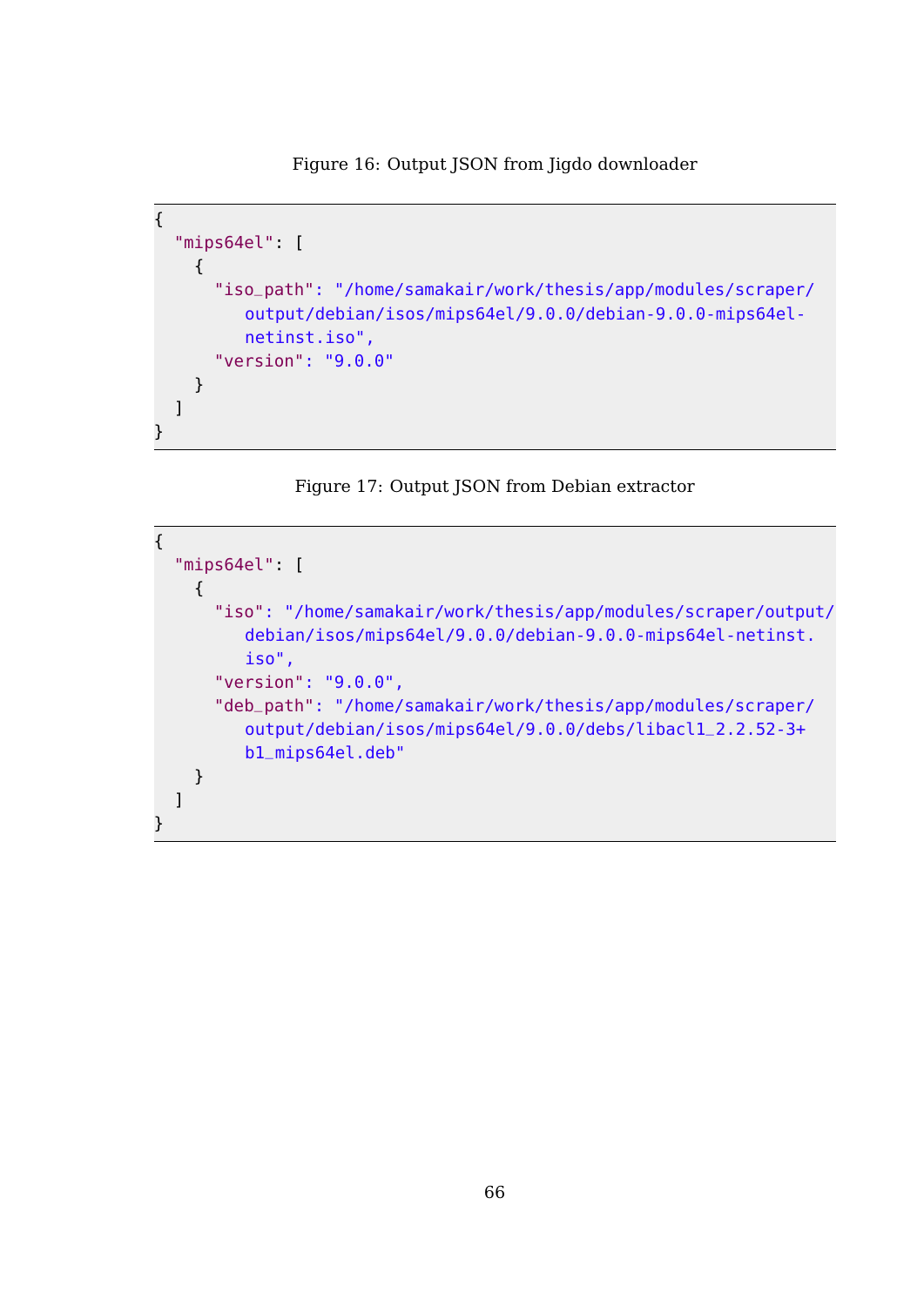Figure 16: Output JSON from Jigdo downloader

```
{
  "mips64el": [
    {
      "iso_path": "/home/samakair/work/thesis/app/modules/scraper/
         output/debian/isos/mips64el/9.0.0/debian-9.0.0-mips64el-
         netinst.iso",
      "version": "9.0.0"
    }
  ]
}
```

Figure 17: Output JSON from Debian extractor

```
{
  "mips64el": [
    {
      "iso": "/home/samakair/work/thesis/app/modules/scraper/output/
         debian/isos/mips64el/9.0.0/debian-9.0.0-mips64el-netinst.
         iso",
      "version": "9.0.0",
      "deb_path": "/home/samakair/work/thesis/app/modules/scraper/
         output/debian/isos/mips64el/9.0.0/debs/libacl1_2.2.52-3+
         b1_mips64el.deb"
    }
  ]
}
```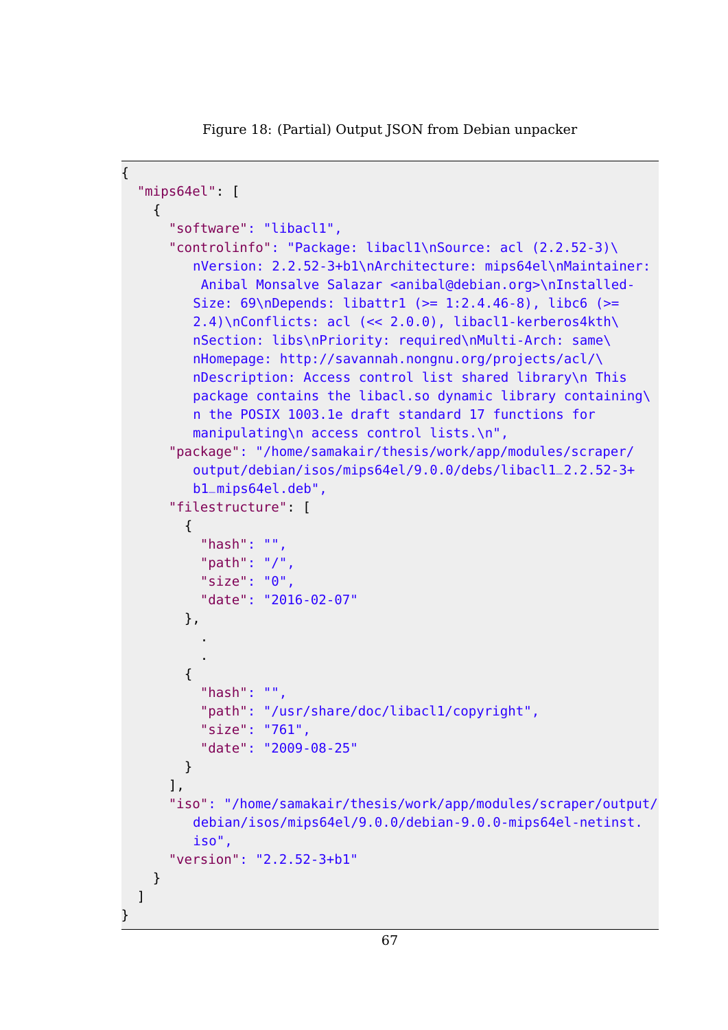Figure 18: (Partial) Output JSON from Debian unpacker

```
{
  "mips64el": [
    {
      "software": "libacl1",
      "controlinfo": "Package: libacl1\nSource: acl (2.2.52-3)\
         nVersion: 2.2.52-3+b1\nArchitecture: mips64el\nMaintainer:
          Anibal Monsalve Salazar <anibal@debian.org>\nInstalled-
         Size: 69\nDepends: libattr1 (>= 1:2.4.46-8), libc6 (>=
         2.4)\nConflicts: acl (<< 2.0.0), libacl1-kerberos4kth\
         nSection: libs\nPriority: required\nMulti-Arch: same\
         nHomepage: http://savannah.nongnu.org/projects/acl/\
         nDescription: Access control list shared library\n This
         package contains the libacl.so dynamic library containing\
         n the POSIX 1003.1e draft standard 17 functions for
         manipulating\n access control lists.\n",
      "package": "/home/samakair/thesis/work/app/modules/scraper/
         output/debian/isos/mips64el/9.0.0/debs/libacl1_2.2.52-3+
         b1_mips64el.deb",
      "filestructure": [
        {
          "hash": "",
          "path": "/",
          "size": "0",
          "date": "2016-02-07"
        },
          .
          .
        {
          "hash": "",
          "path": "/usr/share/doc/libacl1/copyright",
          "size": "761",
          "date": "2009-08-25"
        }
      ],
      "iso": "/home/samakair/thesis/work/app/modules/scraper/output/
         debian/isos/mips64el/9.0.0/debian-9.0.0-mips64el-netinst.
         iso",
      "version": "2.2.52-3+b1"
    }
  ]
}
```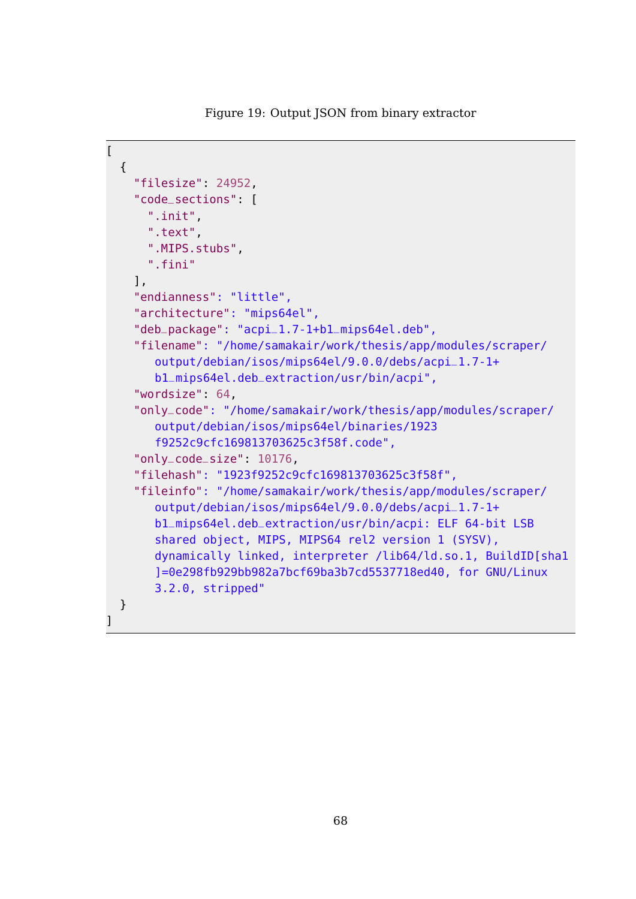Figure 19: Output JSON from binary extractor

```
[
  {
    "filesize": 24952,
    "code_sections": [
      ".init",
      ".text",
      ".MIPS.stubs",
      ".fini"
    ],
    "endianness": "little",
    "architecture": "mips64el",
    "deb_package": "acpi_1.7-1+b1_mips64el.deb",
    "filename": "/home/samakair/work/thesis/app/modules/scraper/
       output/debian/isos/mips64el/9.0.0/debs/acpi_1.7-1+
       b1_mips64el.deb_extraction/usr/bin/acpi",
    "wordsize": 64,
    "only_code": "/home/samakair/work/thesis/app/modules/scraper/
       output/debian/isos/mips64el/binaries/1923
       f9252c9cfc169813703625c3f58f.code",
    "only_code_size": 10176,
    "filehash": "1923f9252c9cfc169813703625c3f58f",
    "fileinfo": "/home/samakair/work/thesis/app/modules/scraper/
       output/debian/isos/mips64el/9.0.0/debs/acpi_1.7-1+
       b1_mips64el.deb_extraction/usr/bin/acpi: ELF 64-bit LSB
       shared object, MIPS, MIPS64 rel2 version 1 (SYSV),
       dynamically linked, interpreter /lib64/ld.so.1, BuildID[sha1
       ]=0e298fb929bb982a7bcf69ba3b7cd5537718ed40, for GNU/Linux
       3.2.0, stripped"
  }
]
```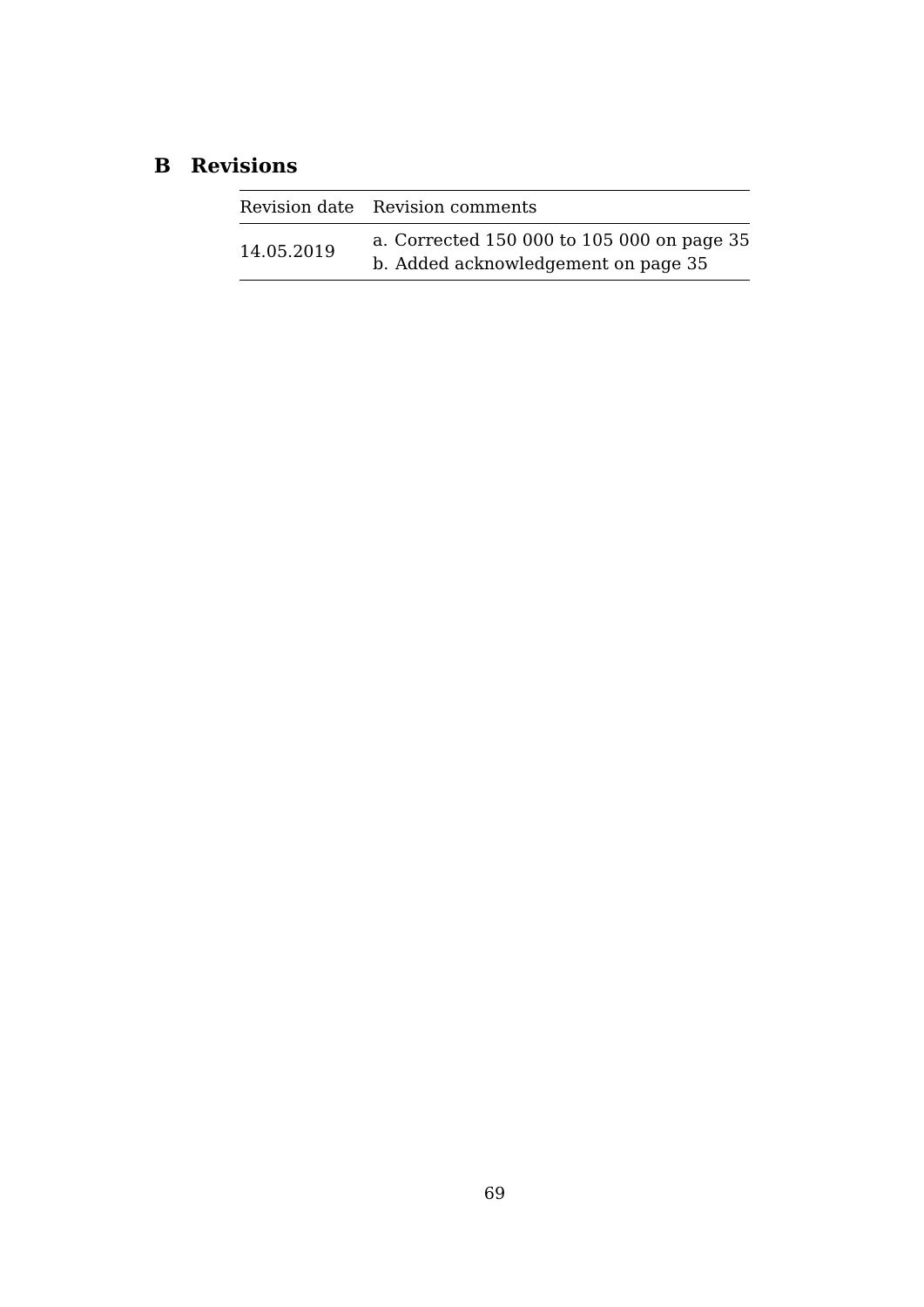# B Revisions

| Revision date | Revision comments |
|---|---|
| 14.05.2019 | a. Corrected 150 000 to 105 000 on page 35<br>b. Added acknowledgement on page 35 |